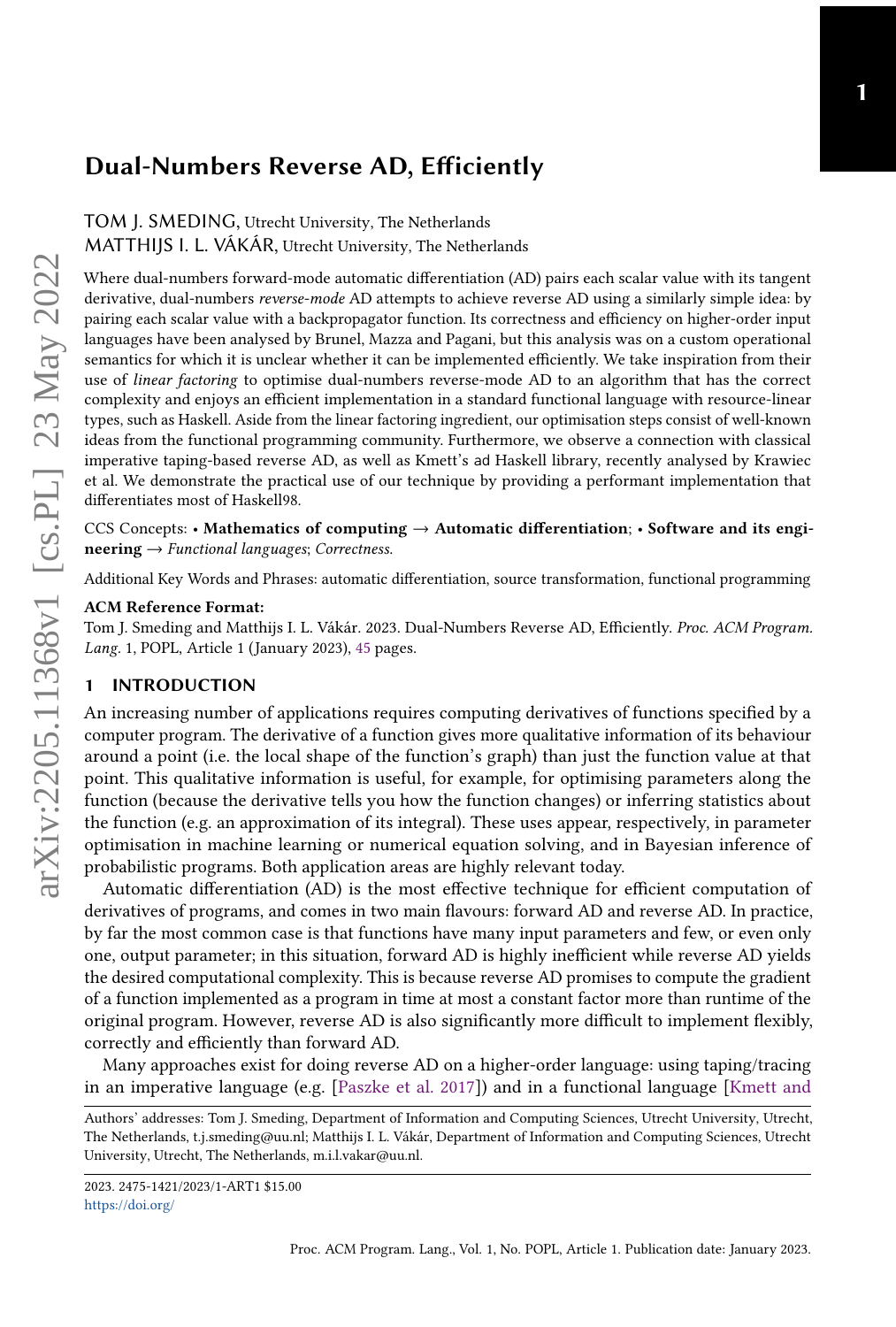# Dual-Numbers Reverse AD, Efficiently

TOM J. SMEDING, Utrecht University, The Netherlands
MATTHIJS I. L. VÁKÁR, Utrecht University, The Netherlands

Where dual-numbers forward-mode automatic differentiation (AD) pairs each scalar value with its tangent derivative, dual-numbers *reverse-mode* AD attempts to achieve reverse AD using a similarly simple idea: by pairing each scalar value with a backpropagator function. Its correctness and efficiency on higher-order input languages have been analysed by Brunel, Mazza and Pagani, but this analysis was on a custom operational semantics for which it is unclear whether it can be implemented efficiently. We take inspiration from their use of *linear factoring* to optimise dual-numbers reverse-mode AD to an algorithm that has the correct complexity and enjoys an efficient implementation in a standard functional language with resource-linear types, such as Haskell. Aside from the linear factoring ingredient, our optimisation steps consist of well-known ideas from the functional programming community. Furthermore, we observe a connection with classical imperative taping-based reverse AD, as well as Kmett's ad Haskell library, recently analysed by Krawiec et al. We demonstrate the practical use of our technique by providing a performant implementation that differentiates most of Haskell98.

CCS Concepts: • **Mathematics of computing** → **Automatic differentiation**; • **Software and its engineering** → *Functional languages*; *Correctness*.

Additional Key Words and Phrases: automatic differentiation, source transformation, functional programming

**ACM Reference Format:**
Tom J. Smeding and Matthijs I. L. Vákár. 2023. Dual-Numbers Reverse AD, Efficiently. *Proc. ACM Program. Lang.* 1, POPL, Article 1 (January 2023), 45 pages.

## 1 INTRODUCTION

An increasing number of applications requires computing derivatives of functions specified by a computer program. The derivative of a function gives more qualitative information of its behaviour around a point (i.e. the local shape of the function's graph) than just the function value at that point. This qualitative information is useful, for example, for optimising parameters along the function (because the derivative tells you how the function changes) or inferring statistics about the function (e.g. an approximation of its integral). These uses appear, respectively, in parameter optimisation in machine learning or numerical equation solving, and in Bayesian inference of probabilistic programs. Both application areas are highly relevant today.

Automatic differentiation (AD) is the most effective technique for efficient computation of derivatives of programs, and comes in two main flavours: forward AD and reverse AD. In practice, by far the most common case is that functions have many input parameters and few, or even only one, output parameter; in this situation, forward AD is highly inefficient while reverse AD yields the desired computational complexity. This is because reverse AD promises to compute the gradient of a function implemented as a program in time at most a constant factor more than runtime of the original program. However, reverse AD is also significantly more difficult to implement flexibly, correctly and efficiently than forward AD.

Many approaches exist for doing reverse AD on a higher-order language: using taping/tracing in an imperative language (e.g. [Paszke et al. 2017]) and in a functional language [Kmett and

Authors' addresses: Tom J. Smeding, Department of Information and Computing Sciences, Utrecht University, Utrecht, The Netherlands, t.j.smeding@uu.nl; Matthijs I. L. Vákár, Department of Information and Computing Sciences, Utrecht University, Utrecht, The Netherlands, m.i.l.vakar@uu.nl.

2023. 2475-1421/2023/1-ART1 $15.00
https://doi.org/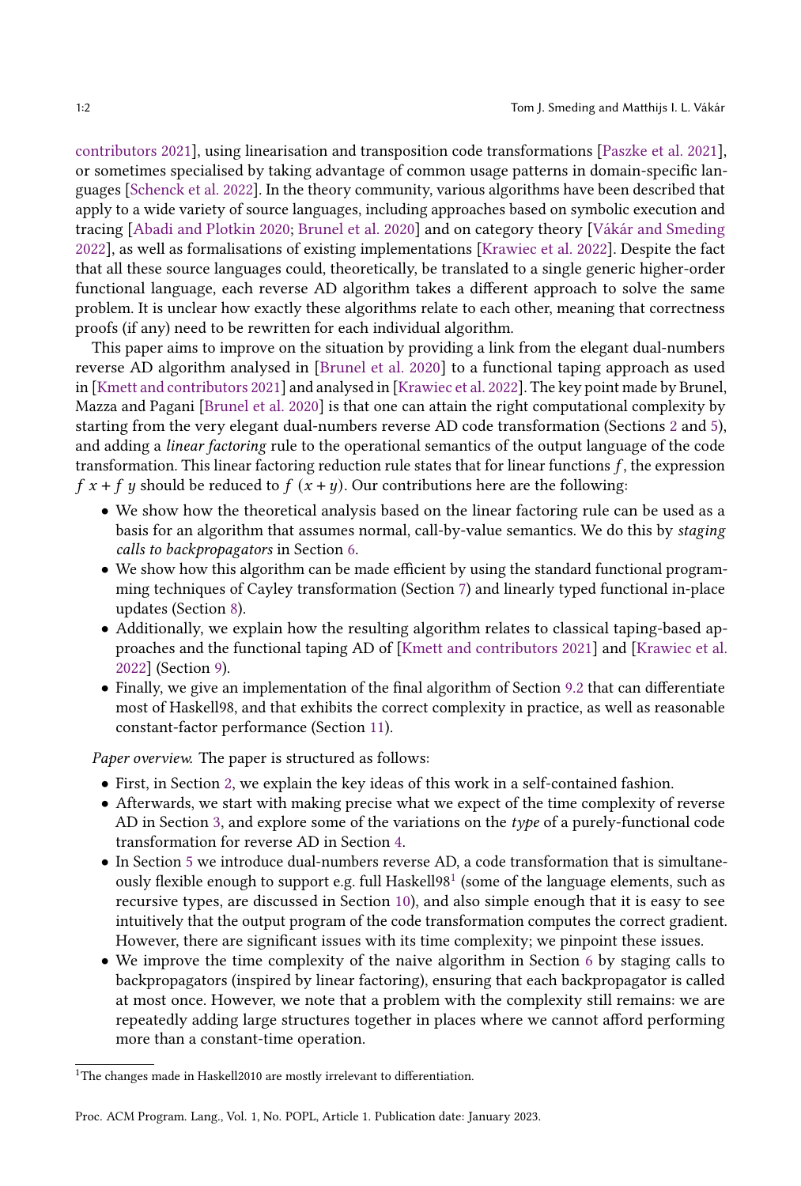contributors 2021], using linearisation and transposition code transformations [Paszke et al. 2021], or sometimes specialised by taking advantage of common usage patterns in domain-specific languages [Schenck et al. 2022]. In the theory community, various algorithms have been described that apply to a wide variety of source languages, including approaches based on symbolic execution and tracing [Abadi and Plotkin 2020; Brunel et al. 2020] and on category theory [Vákár and Smeding 2022], as well as formalisations of existing implementations [Krawiec et al. 2022]. Despite the fact that all these source languages could, theoretically, be translated to a single generic higher-order functional language, each reverse AD algorithm takes a different approach to solve the same problem. It is unclear how exactly these algorithms relate to each other, meaning that correctness proofs (if any) need to be rewritten for each individual algorithm.

This paper aims to improve on the situation by providing a link from the elegant dual-numbers reverse AD algorithm analysed in [Brunel et al. 2020] to a functional taping approach as used in [Kmett and contributors 2021] and analysed in [Krawiec et al. 2022]. The key point made by Brunel, Mazza and Pagani [Brunel et al. 2020] is that one can attain the right computational complexity by starting from the very elegant dual-numbers reverse AD code transformation (Sections 2 and 5), and adding a *linear factoring* rule to the operational semantics of the output language of the code transformation. This linear factoring reduction rule states that for linear functions $f$, the expression $f\ x + f\ y$ should be reduced to $f\ (x + y)$. Our contributions here are the following:

- We show how the theoretical analysis based on the linear factoring rule can be used as a basis for an algorithm that assumes normal, call-by-value semantics. We do this by *staging calls to backpropagators* in Section 6.
- We show how this algorithm can be made efficient by using the standard functional programming techniques of Cayley transformation (Section 7) and linearly typed functional in-place updates (Section 8).
- Additionally, we explain how the resulting algorithm relates to classical taping-based approaches and the functional taping AD of [Kmett and contributors 2021] and [Krawiec et al. 2022] (Section 9).
- Finally, we give an implementation of the final algorithm of Section 9.2 that can differentiate most of Haskell98, and that exhibits the correct complexity in practice, as well as reasonable constant-factor performance (Section 11).

*Paper overview.* The paper is structured as follows:

- First, in Section 2, we explain the key ideas of this work in a self-contained fashion.
- Afterwards, we start with making precise what we expect of the time complexity of reverse AD in Section 3, and explore some of the variations on the *type* of a purely-functional code transformation for reverse AD in Section 4.
- In Section 5 we introduce dual-numbers reverse AD, a code transformation that is simultaneously flexible enough to support e.g. full Haskell98[1] (some of the language elements, such as recursive types, are discussed in Section 10), and also simple enough that it is easy to see intuitively that the output program of the code transformation computes the correct gradient. However, there are significant issues with its time complexity; we pinpoint these issues.
- We improve the time complexity of the naive algorithm in Section 6 by staging calls to backpropagators (inspired by linear factoring), ensuring that each backpropagator is called at most once. However, we note that a problem with the complexity still remains: we are repeatedly adding large structures together in places where we cannot afford performing more than a constant-time operation.

[1] The changes made in Haskell2010 are mostly irrelevant to differentiation.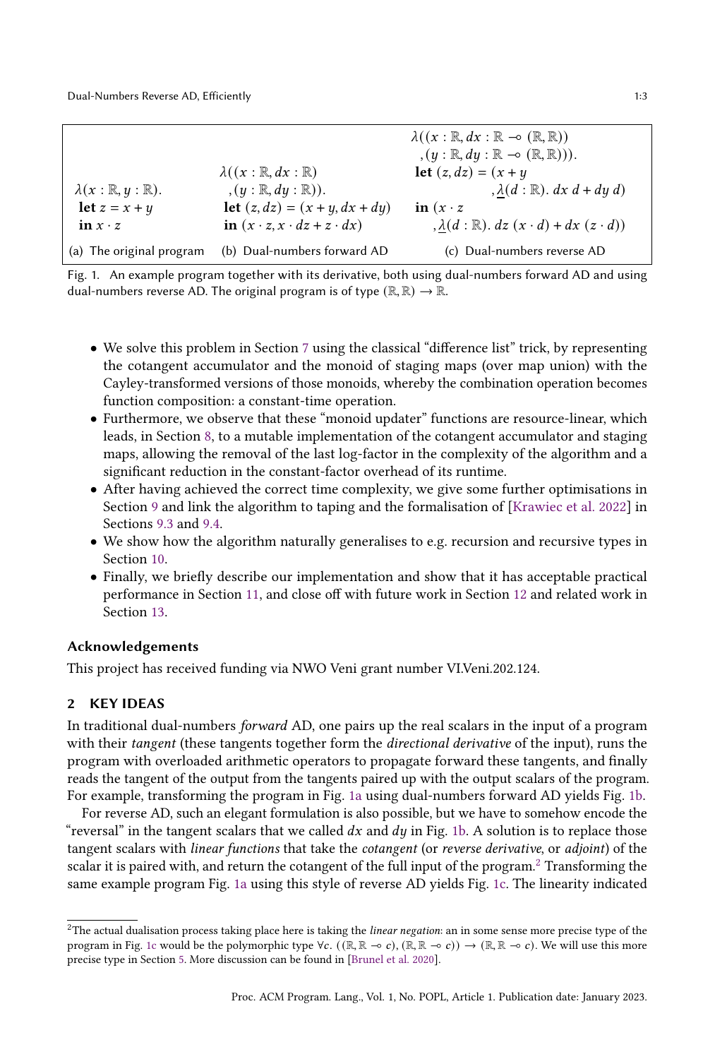| (a) The original program | (b) Dual-numbers forward AD | (c) Dual-numbers reverse AD |
|---|---|---|
| $\lambda(x : \mathbb{R}, y : \mathbb{R}).$ <br> $\quad \textbf{let } z = x + y$ <br> $\quad \textbf{in } x \cdot z$ | $\lambda((x : \mathbb{R}, dx : \mathbb{R})$ <br> $\quad ,(y : \mathbb{R}, dy : \mathbb{R})).$ <br> $\textbf{let } (z, dz) = (x + y, dx + dy)$ <br> $\textbf{in } (x \cdot z, x \cdot dz + z \cdot dx)$ | $\lambda((x : \mathbb{R}, dx : \mathbb{R} \multimap (\mathbb{R}, \mathbb{R}))$ <br> $\quad ,(y : \mathbb{R}, dy : \mathbb{R} \multimap (\mathbb{R}, \mathbb{R}))).$ <br> $\textbf{let } (z, dz) = (x + y$ <br> $\qquad ,\underline{\lambda}(d : \mathbb{R}).\ dx\ d + dy\ d)$ <br> $\textbf{in } (x \cdot z$ <br> $\qquad ,\underline{\lambda}(d : \mathbb{R}).\ dz\ (x \cdot d) + dx\ (z \cdot d))$ |

Fig. 1. An example program together with its derivative, both using dual-numbers forward AD and using dual-numbers reverse AD. The original program is of type $(\mathbb{R}, \mathbb{R}) \to \mathbb{R}$.

- We solve this problem in Section 7 using the classical "difference list" trick, by representing the cotangent accumulator and the monoid of staging maps (over map union) with the Cayley-transformed versions of those monoids, whereby the combination operation becomes function composition: a constant-time operation.
- Furthermore, we observe that these "monoid updater" functions are resource-linear, which leads, in Section 8, to a mutable implementation of the cotangent accumulator and staging maps, allowing the removal of the last log-factor in the complexity of the algorithm and a significant reduction in the constant-factor overhead of its runtime.
- After having achieved the correct time complexity, we give some further optimisations in Section 9 and link the algorithm to taping and the formalisation of [Krawiec et al. 2022] in Sections 9.3 and 9.4.
- We show how the algorithm naturally generalises to e.g. recursion and recursive types in Section 10.
- Finally, we briefly describe our implementation and show that it has acceptable practical performance in Section 11, and close off with future work in Section 12 and related work in Section 13.

### Acknowledgements

This project has received funding via NWO Veni grant number VI.Veni.202.124.

## 2 KEY IDEAS

In traditional dual-numbers *forward* AD, one pairs up the real scalars in the input of a program with their *tangent* (these tangents together form the *directional derivative* of the input), runs the program with overloaded arithmetic operators to propagate forward these tangents, and finally reads the tangent of the output from the tangents paired up with the output scalars of the program. For example, transforming the program in Fig. 1a using dual-numbers forward AD yields Fig. 1b.

For reverse AD, such an elegant formulation is also possible, but we have to somehow encode the "reversal" in the tangent scalars that we called $dx$ and $dy$ in Fig. 1b. A solution is to replace those tangent scalars with *linear functions* that take the *cotangent* (or *reverse derivative*, or *adjoint*) of the scalar it is paired with, and return the cotangent of the full input of the program.[2] Transforming the same example program Fig. 1a using this style of reverse AD yields Fig. 1c. The linearity indicated

[2] The actual dualisation process taking place here is taking the *linear negation*: an in some sense more precise type of the program in Fig. 1c would be the polymorphic type $\forall c.\ ((\mathbb{R}, \mathbb{R} \multimap c), (\mathbb{R}, \mathbb{R} \multimap c)) \to (\mathbb{R}, \mathbb{R} \multimap c)$. We will use this more precise type in Section 5. More discussion can be found in [Brunel et al. 2020].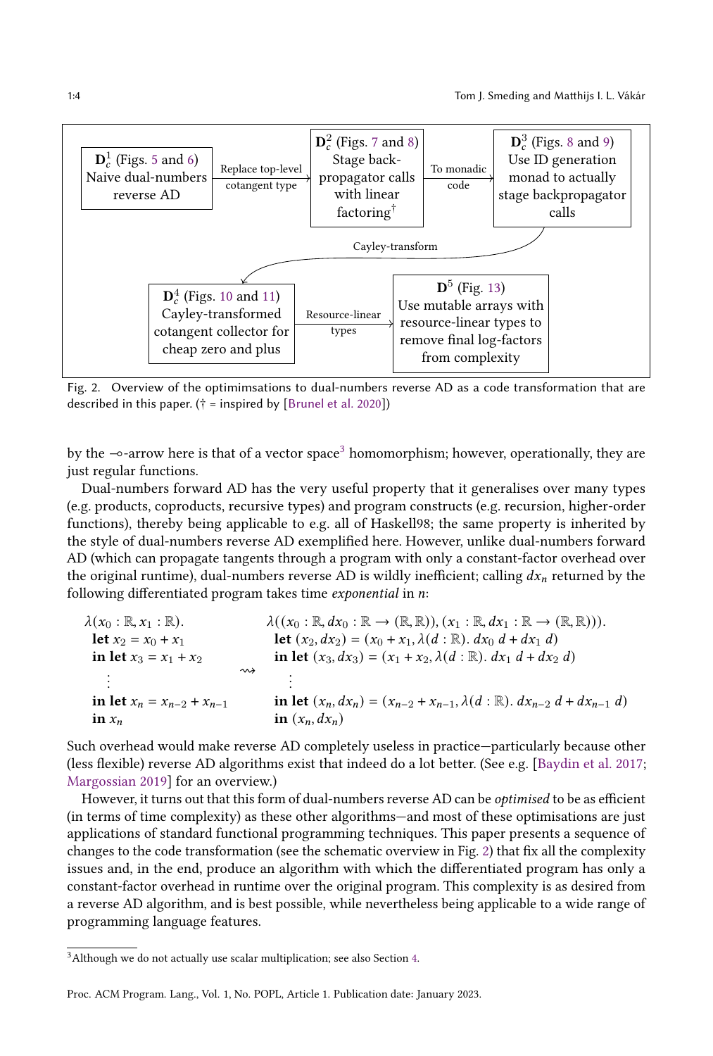$\mathbf{D}^1_c$ (Figs. 5 and 6) Naive dual-numbers reverse AD

Replace top-level cotangent type

$\mathbf{D}^2_c$ (Figs. 7 and 8) Stage backpropagator calls with linear factoring†

To monadic code

$\mathbf{D}^3_c$ (Figs. 8 and 9) Use ID generation monad to actually stage backpropagator calls

Cayley-transform

$\mathbf{D}^4_c$ (Figs. 10 and 11) Cayley-transformed cotangent collector for cheap zero and plus

Resource-linear types

$\mathbf{D}^5$ (Fig. 13) Use mutable arrays with resource-linear types to remove final log-factors from complexity

Fig. 2. Overview of the optimimsations to dual-numbers reverse AD as a code transformation that are described in this paper. († = inspired by [Brunel et al. 2020])

by the ⊸-arrow here is that of a vector space[3] homomorphism; however, operationally, they are just regular functions.

Dual-numbers forward AD has the very useful property that it generalises over many types (e.g. products, coproducts, recursive types) and program constructs (e.g. recursion, higher-order functions), thereby being applicable to e.g. all of Haskell98; the same property is inherited by the style of dual-numbers reverse AD exemplified here. However, unlike dual-numbers forward AD (which can propagate tangents through a program with only a constant-factor overhead over the original runtime), dual-numbers reverse AD is wildly inefficient; calling $dx_n$ returned by the following differentiated program takes time *exponential* in $n$:

$$
\begin{array}{lcl}
\lambda(x_0 : \mathbb{R}, x_1 : \mathbb{R}). & & \lambda((x_0 : \mathbb{R}, dx_0 : \mathbb{R} \to (\mathbb{R},\mathbb{R})), (x_1 : \mathbb{R}, dx_1 : \mathbb{R} \to (\mathbb{R},\mathbb{R}))). \\
\quad \mathbf{let}\ x_2 = x_0 + x_1 & & \quad \mathbf{let}\ (x_2, dx_2) = (x_0 + x_1, \lambda(d : \mathbb{R}).\ dx_0\ d + dx_1\ d) \\
\quad \mathbf{in\ let}\ x_3 = x_1 + x_2 & \rightsquigarrow & \quad \mathbf{in\ let}\ (x_3, dx_3) = (x_1 + x_2, \lambda(d : \mathbb{R}).\ dx_1\ d + dx_2\ d) \\
\qquad \vdots & & \qquad \vdots \\
\quad \mathbf{in\ let}\ x_n = x_{n-2} + x_{n-1} & & \quad \mathbf{in\ let}\ (x_n, dx_n) = (x_{n-2} + x_{n-1}, \lambda(d : \mathbb{R}).\ dx_{n-2}\ d + dx_{n-1}\ d) \\
\quad \mathbf{in}\ x_n & & \quad \mathbf{in}\ (x_n, dx_n)
\end{array}
$$

Such overhead would make reverse AD completely useless in practice—particularly because other (less flexible) reverse AD algorithms exist that indeed do a lot better. (See e.g. [Baydin et al. 2017; Margossian 2019] for an overview.)

However, it turns out that this form of dual-numbers reverse AD can be *optimised* to be as efficient (in terms of time complexity) as these other algorithms—and most of these optimisations are just applications of standard functional programming techniques. This paper presents a sequence of changes to the code transformation (see the schematic overview in Fig. 2) that fix all the complexity issues and, in the end, produce an algorithm with which the differentiated program has only a constant-factor overhead in runtime over the original program. This complexity is as desired from a reverse AD algorithm, and is best possible, while nevertheless being applicable to a wide range of programming language features.

[3] Although we do not actually use scalar multiplication; see also Section 4.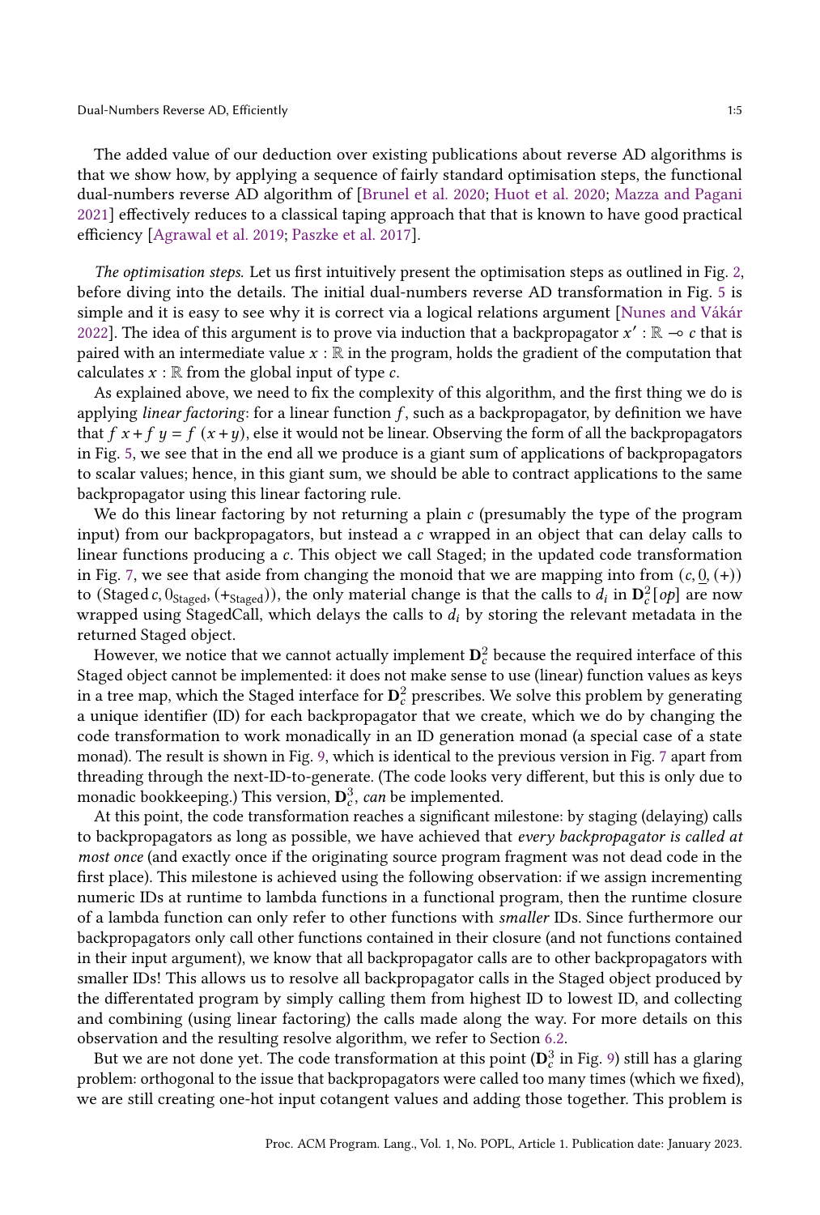The added value of our deduction over existing publications about reverse AD algorithms is that we show how, by applying a sequence of fairly standard optimisation steps, the functional dual-numbers reverse AD algorithm of [Brunel et al. 2020; Huot et al. 2020; Mazza and Pagani 2021] effectively reduces to a classical taping approach that that is known to have good practical efficiency [Agrawal et al. 2019; Paszke et al. 2017].

*The optimisation steps.* Let us first intuitively present the optimisation steps as outlined in Fig. 2, before diving into the details. The initial dual-numbers reverse AD transformation in Fig. 5 is simple and it is easy to see why it is correct via a logical relations argument [Nunes and Vákár 2022]. The idea of this argument is to prove via induction that a backpropagator $x' : \mathbb{R} \multimap c$ that is paired with an intermediate value $x : \mathbb{R}$ in the program, holds the gradient of the computation that calculates $x : \mathbb{R}$ from the global input of type $c$.

As explained above, we need to fix the complexity of this algorithm, and the first thing we do is applying *linear factoring*: for a linear function $f$, such as a backpropagator, by definition we have that $f\ x + f\ y = f\ (x + y)$, else it would not be linear. Observing the form of all the backpropagators in Fig. 5, we see that in the end all we produce is a giant sum of applications of backpropagators to scalar values; hence, in this giant sum, we should be able to contract applications to the same backpropagator using this linear factoring rule.

We do this linear factoring by not returning a plain $c$ (presumably the type of the program input) from our backpropagators, but instead a $c$ wrapped in an object that can delay calls to linear functions producing a $c$. This object we call Staged; in the updated code transformation in Fig. 7, we see that aside from changing the monoid that we are mapping into from $(c, \underline{0}, (+))$ to $(\text{Staged}\, c, 0_{\text{Staged}}, (+_{\text{Staged}}))$, the only material change is that the calls to $d_i$ in $\mathbf{D}^2_c[op]$ are now wrapped using StagedCall, which delays the calls to $d_i$ by storing the relevant metadata in the returned Staged object.

However, we notice that we cannot actually implement $\mathbf{D}^2_c$ because the required interface of this Staged object cannot be implemented: it does not make sense to use (linear) function values as keys in a tree map, which the Staged interface for $\mathbf{D}^2_c$ prescribes. We solve this problem by generating a unique identifier (ID) for each backpropagator that we create, which we do by changing the code transformation to work monadically in an ID generation monad (a special case of a state monad). The result is shown in Fig. 9, which is identical to the previous version in Fig. 7 apart from threading through the next-ID-to-generate. (The code looks very different, but this is only due to monadic bookkeeping.) This version, $\mathbf{D}^3_c$, *can* be implemented.

At this point, the code transformation reaches a significant milestone: by staging (delaying) calls to backpropagators as long as possible, we have achieved that *every backpropagator is called at most once* (and exactly once if the originating source program fragment was not dead code in the first place). This milestone is achieved using the following observation: if we assign incrementing numeric IDs at runtime to lambda functions in a functional program, then the runtime closure of a lambda function can only refer to other functions with *smaller* IDs. Since furthermore our backpropagators only call other functions contained in their closure (and not functions contained in their input argument), we know that all backpropagator calls are to other backpropagators with smaller IDs! This allows us to resolve all backpropagator calls in the Staged object produced by the differentated program by simply calling them from highest ID to lowest ID, and collecting and combining (using linear factoring) the calls made along the way. For more details on this observation and the resulting resolve algorithm, we refer to Section 6.2.

But we are not done yet. The code transformation at this point ($\mathbf{D}^3_c$ in Fig. 9) still has a glaring problem: orthogonal to the issue that backpropagators were called too many times (which we fixed), we are still creating one-hot input cotangent values and adding those together. This problem is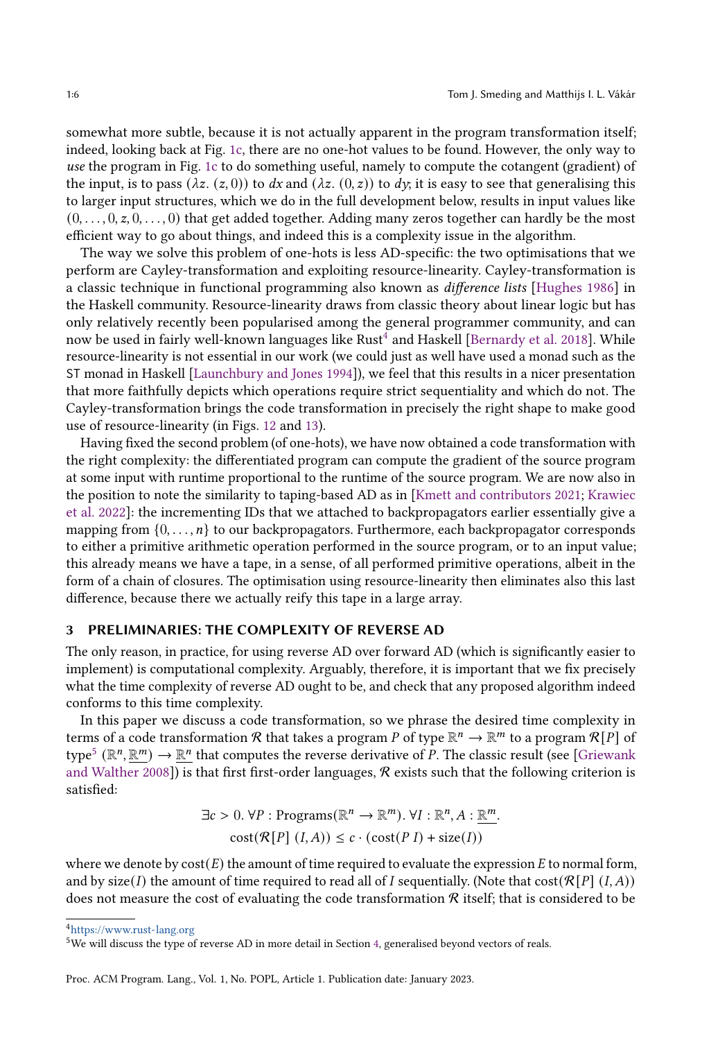somewhat more subtle, because it is not actually apparent in the program transformation itself; indeed, looking back at Fig. 1c, there are no one-hot values to be found. However, the only way to *use* the program in Fig. 1c to do something useful, namely to compute the cotangent (gradient) of the input, is to pass $(\lambda z.\ (z, 0))$ to $dx$ and $(\lambda z.\ (0, z))$ to $dy$; it is easy to see that generalising this to larger input structures, which we do in the full development below, results in input values like $(0, \ldots, 0, z, 0, \ldots, 0)$ that get added together. Adding many zeros together can hardly be the most efficient way to go about things, and indeed this is a complexity issue in the algorithm.

The way we solve this problem of one-hots is less AD-specific: the two optimisations that we perform are Cayley-transformation and exploiting resource-linearity. Cayley-transformation is a classic technique in functional programming also known as *difference lists* [Hughes 1986] in the Haskell community. Resource-linearity draws from classic theory about linear logic but has only relatively recently been popularised among the general programmer community, and can now be used in fairly well-known languages like Rust[4] and Haskell [Bernardy et al. 2018]. While resource-linearity is not essential in our work (we could just as well have used a monad such as the ST monad in Haskell [Launchbury and Jones 1994]), we feel that this results in a nicer presentation that more faithfully depicts which operations require strict sequentiality and which do not. The Cayley-transformation brings the code transformation in precisely the right shape to make good use of resource-linearity (in Figs. 12 and 13).

Having fixed the second problem (of one-hots), we have now obtained a code transformation with the right complexity: the differentiated program can compute the gradient of the source program at some input with runtime proportional to the runtime of the source program. We are now also in the position to note the similarity to taping-based AD as in [Kmett and contributors 2021; Krawiec et al. 2022]: the incrementing IDs that we attached to backpropagators earlier essentially give a mapping from $\{0, \ldots, n\}$ to our backpropagators. Furthermore, each backpropagator corresponds to either a primitive arithmetic operation performed in the source program, or to an input value; this already means we have a tape, in a sense, of all performed primitive operations, albeit in the form of a chain of closures. The optimisation using resource-linearity then eliminates also this last difference, because there we actually reify this tape in a large array.

## 3 PRELIMINARIES: THE COMPLEXITY OF REVERSE AD

The only reason, in practice, for using reverse AD over forward AD (which is significantly easier to implement) is computational complexity. Arguably, therefore, it is important that we fix precisely what the time complexity of reverse AD ought to be, and check that any proposed algorithm indeed conforms to this time complexity.

In this paper we discuss a code transformation, so we phrase the desired time complexity in terms of a code transformation $\mathcal{R}$ that takes a program $P$ of type $\mathbb{R}^n \to \mathbb{R}^m$ to a program $\mathcal{R}[P]$ of type[5] $(\mathbb{R}^n, \underline{\mathbb{R}^m}) \to \underline{\mathbb{R}^n}$ that computes the reverse derivative of $P$. The classic result (see [Griewank and Walther 2008]) is that first first-order languages, $\mathcal{R}$ exists such that the following criterion is satisfied:

$$\exists c > 0.\ \forall P : \text{Programs}(\mathbb{R}^n \to \mathbb{R}^m).\ \forall I : \mathbb{R}^n, A : \underline{\mathbb{R}^m}.$$
$$\text{cost}(\mathcal{R}[P]\ (I, A)) \le c \cdot (\text{cost}(P\ I) + \text{size}(I))$$

where we denote by $\text{cost}(E)$ the amount of time required to evaluate the expression $E$ to normal form, and by $\text{size}(I)$ the amount of time required to read all of $I$ sequentially. (Note that $\text{cost}(\mathcal{R}[P]\ (I, A))$ does not measure the cost of evaluating the code transformation $\mathcal{R}$ itself; that is considered to be

[4] https://www.rust-lang.org

[5] We will discuss the type of reverse AD in more detail in Section 4, generalised beyond vectors of reals.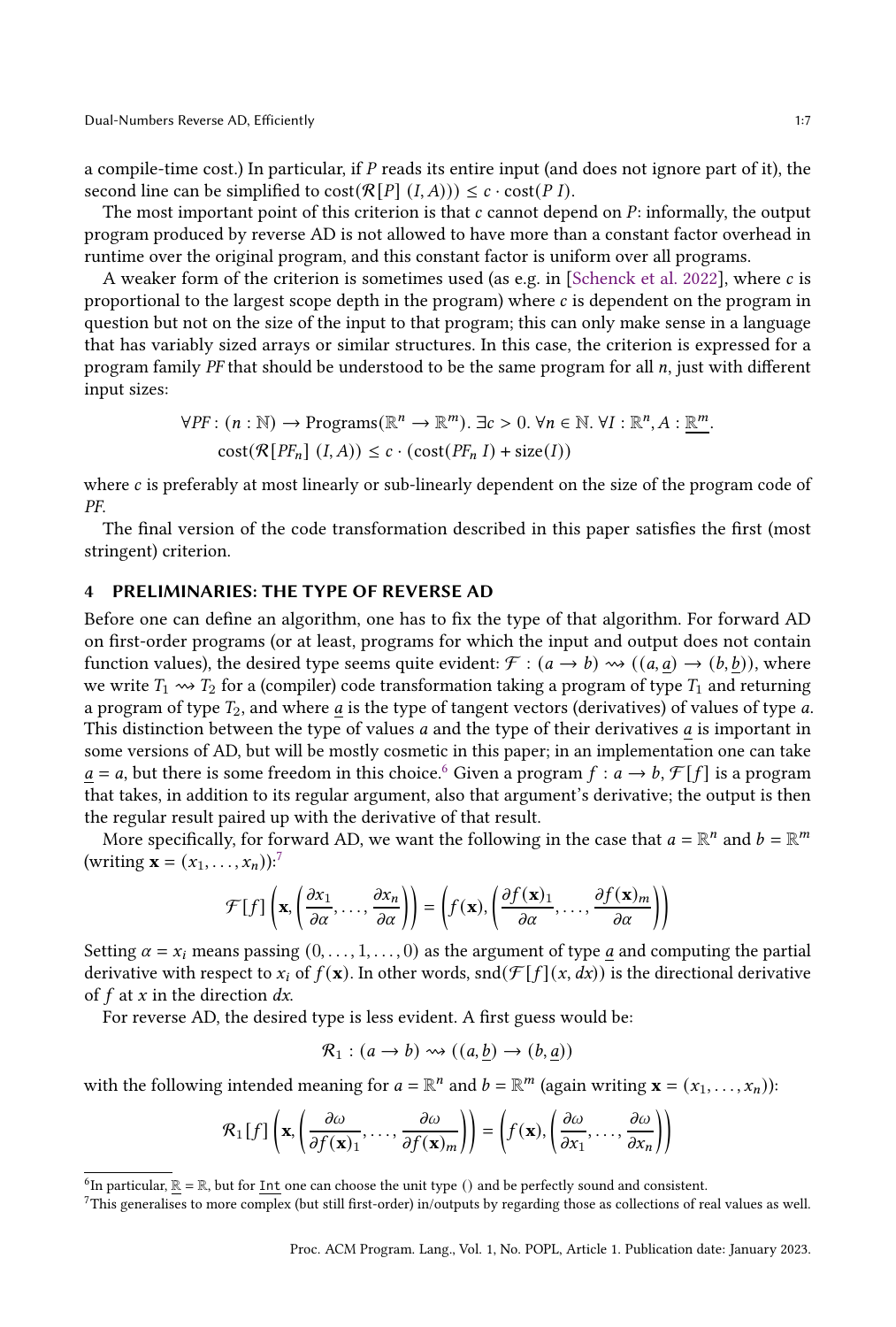a compile-time cost.) In particular, if $P$ reads its entire input (and does not ignore part of it), the second line can be simplified to $\mathrm{cost}(\mathcal{R}[P]\ (I, A))) \leq c \cdot \mathrm{cost}(P\ I)$.

The most important point of this criterion is that $c$ cannot depend on $P$: informally, the output program produced by reverse AD is not allowed to have more than a constant factor overhead in runtime over the original program, and this constant factor is uniform over all programs.

A weaker form of the criterion is sometimes used (as e.g. in [Schenck et al. 2022], where $c$ is proportional to the largest scope depth in the program) where $c$ is dependent on the program in question but not on the size of the input to that program; this can only make sense in a language that has variably sized arrays or similar structures. In this case, the criterion is expressed for a program family $PF$ that should be understood to be the same program for all $n$, just with different input sizes:

$$\begin{aligned}
&\forall PF : (n : \mathbb{N}) \to \mathrm{Programs}(\mathbb{R}^n \to \mathbb{R}^m).\ \exists c > 0.\ \forall n \in \mathbb{N}.\ \forall I : \mathbb{R}^n, A : \underline{\mathbb{R}^m}. \\
&\qquad \mathrm{cost}(\mathcal{R}[PF_n]\ (I, A)) \leq c \cdot (\mathrm{cost}(PF_n\ I) + \mathrm{size}(I))
\end{aligned}$$

where $c$ is preferably at most linearly or sub-linearly dependent on the size of the program code of $PF$.

The final version of the code transformation described in this paper satisfies the first (most stringent) criterion.

## 4 PRELIMINARIES: THE TYPE OF REVERSE AD

Before one can define an algorithm, one has to fix the type of that algorithm. For forward AD on first-order programs (or at least, programs for which the input and output does not contain function values), the desired type seems quite evident: $\mathcal{F} : (a \to b) \rightsquigarrow ((a, \underline{a}) \to (b, \underline{b}))$, where we write $T_1 \rightsquigarrow T_2$ for a (compiler) code transformation taking a program of type $T_1$ and returning a program of type $T_2$, and where $\underline{a}$ is the type of tangent vectors (derivatives) of values of type $a$. This distinction between the type of values $a$ and the type of their derivatives $\underline{a}$ is important in some versions of AD, but will be mostly cosmetic in this paper; in an implementation one can take $\underline{a} = a$, but there is some freedom in this choice.[6] Given a program $f : a \to b$, $\mathcal{F}[f]$ is a program that takes, in addition to its regular argument, also that argument's derivative; the output is then the regular result paired up with the derivative of that result.

More specifically, for forward AD, we want the following in the case that $a = \mathbb{R}^n$ and $b = \mathbb{R}^m$ (writing $\mathbf{x} = (x_1, \ldots, x_n)$):[7]

$$\mathcal{F}[f]\left(\mathbf{x}, \left(\frac{\partial x_1}{\partial \alpha}, \ldots, \frac{\partial x_n}{\partial \alpha}\right)\right) = \left(f(\mathbf{x}), \left(\frac{\partial f(\mathbf{x})_1}{\partial \alpha}, \ldots, \frac{\partial f(\mathbf{x})_m}{\partial \alpha}\right)\right)$$

Setting $\alpha = x_i$ means passing $(0, \ldots, 1, \ldots, 0)$ as the argument of type $\underline{a}$ and computing the partial derivative with respect to $x_i$ of $f(\mathbf{x})$. In other words, $\mathrm{snd}(\mathcal{F}[f](x, dx))$ is the directional derivative of $f$ at $x$ in the direction $dx$.

For reverse AD, the desired type is less evident. A first guess would be:

$$\mathcal{R}_1 : (a \to b) \rightsquigarrow ((a, \underline{b}) \to (b, \underline{a}))$$

with the following intended meaning for $a = \mathbb{R}^n$ and $b = \mathbb{R}^m$ (again writing $\mathbf{x} = (x_1, \ldots, x_n)$):

$$\mathcal{R}_1[f]\left(\mathbf{x}, \left(\frac{\partial \omega}{\partial f(\mathbf{x})_1}, \ldots, \frac{\partial \omega}{\partial f(\mathbf{x})_m}\right)\right) = \left(f(\mathbf{x}), \left(\frac{\partial \omega}{\partial x_1}, \ldots, \frac{\partial \omega}{\partial x_n}\right)\right)$$

[6] In particular, $\underline{\mathbb{R}} = \mathbb{R}$, but for `Int` one can choose the unit type `()` and be perfectly sound and consistent.

[7] This generalises to more complex (but still first-order) in/outputs by regarding those as collections of real values as well.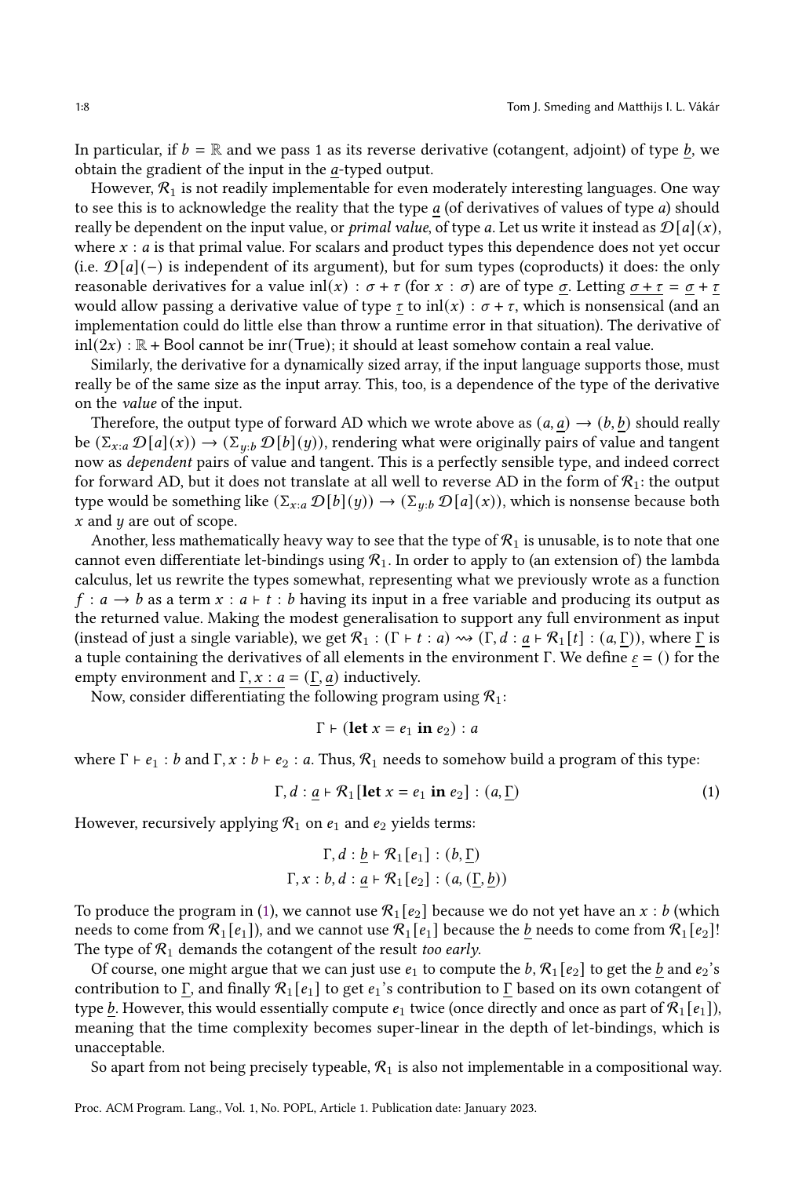In particular, if $b = \mathbb{R}$ and we pass 1 as its reverse derivative (cotangent, adjoint) of type $\underline{b}$, we obtain the gradient of the input in the $\underline{a}$-typed output.

However, $\mathcal{R}_1$ is not readily implementable for even moderately interesting languages. One way to see this is to acknowledge the reality that the type $\underline{a}$ (of derivatives of values of type $a$) should really be dependent on the input value, or *primal value*, of type $a$. Let us write it instead as $\mathcal{D}[a](x)$, where $x : a$ is that primal value. For scalars and product types this dependence does not yet occur (i.e. $\mathcal{D}[a](-)$ is independent of its argument), but for sum types (coproducts) it does: the only reasonable derivatives for a value $\mathsf{inl}(x) : \sigma + \tau$ (for $x : \sigma$) are of type $\underline{\sigma}$. Letting $\underline{\sigma + \tau} = \underline{\sigma} + \underline{\tau}$ would allow passing a derivative value of type $\underline{\tau}$ to $\mathsf{inl}(x) : \sigma + \tau$, which is nonsensical (and an implementation could do little else than throw a runtime error in that situation). The derivative of $\mathsf{inl}(2x) : \mathbb{R} + \mathsf{Bool}$ cannot be $\mathsf{inr}(\mathsf{True})$; it should at least somehow contain a real value.

Similarly, the derivative for a dynamically sized array, if the input language supports those, must really be of the same size as the input array. This, too, is a dependence of the type of the derivative on the *value* of the input.

Therefore, the output type of forward AD which we wrote above as $(a, \underline{a}) \to (b, \underline{b})$ should really be $(\Sigma_{x:a}\, \mathcal{D}[a](x)) \to (\Sigma_{y:b}\, \mathcal{D}[b](y))$, rendering what were originally pairs of value and tangent now as *dependent* pairs of value and tangent. This is a perfectly sensible type, and indeed correct for forward AD, but it does not translate at all well to reverse AD in the form of $\mathcal{R}_1$: the output type would be something like $(\Sigma_{x:a}\, \mathcal{D}[b](y)) \to (\Sigma_{y:b}\, \mathcal{D}[a](x))$, which is nonsense because both $x$ and $y$ are out of scope.

Another, less mathematically heavy way to see that the type of $\mathcal{R}_1$ is unusable, is to note that one cannot even differentiate let-bindings using $\mathcal{R}_1$. In order to apply to (an extension of) the lambda calculus, let us rewrite the types somewhat, representing what we previously wrote as a function $f : a \to b$ as a term $x : a \vdash t : b$ having its input in a free variable and producing its output as the returned value. Making the modest generalisation to support any full environment as input (instead of just a single variable), we get $\mathcal{R}_1 : (\Gamma \vdash t : a) \rightsquigarrow (\Gamma, d : \underline{a} \vdash \mathcal{R}_1[t] : (a, \underline{\Gamma}))$, where $\underline{\Gamma}$ is a tuple containing the derivatives of all elements in the environment $\Gamma$. We define $\underline{\varepsilon} = ()$ for the empty environment and $\underline{\Gamma, x : a} = (\underline{\Gamma}, \underline{a})$ inductively.

Now, consider differentiating the following program using $\mathcal{R}_1$:

$$\Gamma \vdash (\mathbf{let}\ x = e_1\ \mathbf{in}\ e_2) : a$$

where $\Gamma \vdash e_1 : b$ and $\Gamma, x : b \vdash e_2 : a$. Thus, $\mathcal{R}_1$ needs to somehow build a program of this type:

$$\Gamma, d : \underline{a} \vdash \mathcal{R}_1[\mathbf{let}\ x = e_1\ \mathbf{in}\ e_2] : (a, \underline{\Gamma}) \tag{1}$$

However, recursively applying $\mathcal{R}_1$ on $e_1$ and $e_2$ yields terms:

$$\Gamma, d : \underline{b} \vdash \mathcal{R}_1[e_1] : (b, \underline{\Gamma})$$
$$\Gamma, x : b, d : \underline{a} \vdash \mathcal{R}_1[e_2] : (a, (\underline{\Gamma}, \underline{b}))$$

To produce the program in (1), we cannot use $\mathcal{R}_1[e_2]$ because we do not yet have an $x : b$ (which needs to come from $\mathcal{R}_1[e_1]$), and we cannot use $\mathcal{R}_1[e_1]$ because the $\underline{b}$ needs to come from $\mathcal{R}_1[e_2]$! The type of $\mathcal{R}_1$ demands the cotangent of the result *too early*.

Of course, one might argue that we can just use $e_1$ to compute the $b$, $\mathcal{R}_1[e_2]$ to get the $\underline{b}$ and $e_2$'s contribution to $\underline{\Gamma}$, and finally $\mathcal{R}_1[e_1]$ to get $e_1$'s contribution to $\underline{\Gamma}$ based on its own cotangent of type $\underline{b}$. However, this would essentially compute $e_1$ twice (once directly and once as part of $\mathcal{R}_1[e_1]$), meaning that the time complexity becomes super-linear in the depth of let-bindings, which is unacceptable.

So apart from not being precisely typeable, $\mathcal{R}_1$ is also not implementable in a compositional way.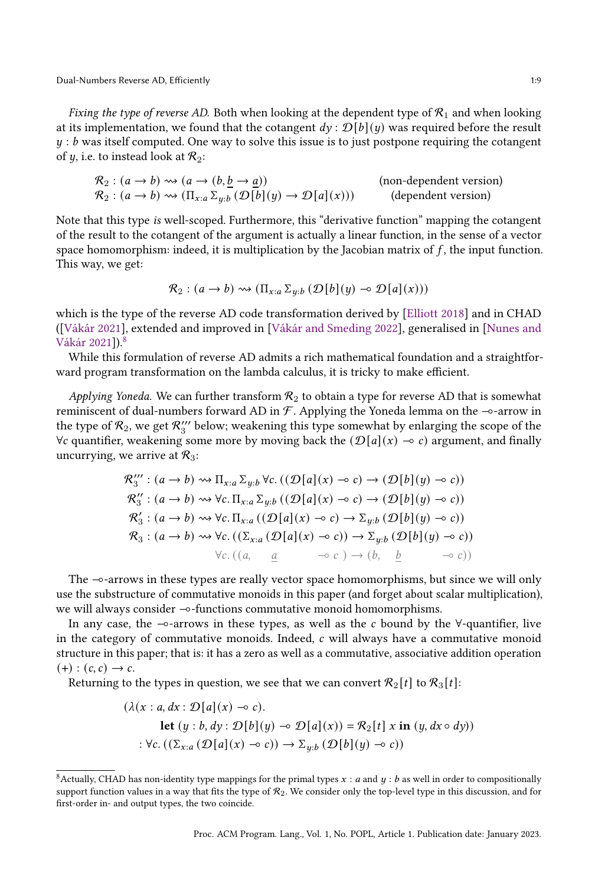*Fixing the type of reverse AD.* Both when looking at the dependent type of $\mathcal{R}_1$ and when looking at its implementation, we found that the cotangent $dy : \mathcal{D}[b](y)$ was required before the result $y : b$ was itself computed. One way to solve this issue is to just postpone requiring the cotangent of $y$, i.e. to instead look at $\mathcal{R}_2$:

$$
\begin{aligned}
&\mathcal{R}_2 : (a \to b) \rightsquigarrow (a \to (b, \underline{b} \to \underline{a})) && \text{(non-dependent version)}\\
&\mathcal{R}_2 : (a \to b) \rightsquigarrow (\Pi_{x:a}\, \Sigma_{y:b}\, (\mathcal{D}[b](y) \to \mathcal{D}[a](x))) && \text{(dependent version)}
\end{aligned}
$$

Note that this type *is* well-scoped. Furthermore, this "derivative function" mapping the cotangent of the result to the cotangent of the argument is actually a linear function, in the sense of a vector space homomorphism: indeed, it is multiplication by the Jacobian matrix of $f$, the input function. This way, we get:

$$
\mathcal{R}_2 : (a \to b) \rightsquigarrow (\Pi_{x:a}\, \Sigma_{y:b}\, (\mathcal{D}[b](y) \multimap \mathcal{D}[a](x)))
$$

which is the type of the reverse AD code transformation derived by [Elliott 2018] and in CHAD ([Vákár 2021], extended and improved in [Vákár and Smeding 2022], generalised in [Nunes and Vákár 2021]).[8]

While this formulation of reverse AD admits a rich mathematical foundation and a straightforward program transformation on the lambda calculus, it is tricky to make efficient.

*Applying Yoneda.* We can further transform $\mathcal{R}_2$ to obtain a type for reverse AD that is somewhat reminiscent of dual-numbers forward AD in $\mathcal{F}$. Applying the Yoneda lemma on the $\multimap$-arrow in the type of $\mathcal{R}_2$, we get $\mathcal{R}_3'''$ below; weakening this type somewhat by enlarging the scope of the $\forall c$ quantifier, weakening some more by moving back the $(\mathcal{D}[a](x) \multimap c)$ argument, and finally uncurrying, we arrive at $\mathcal{R}_3$:

$$
\begin{aligned}
\mathcal{R}_3''' &: (a \to b) \rightsquigarrow \Pi_{x:a}\, \Sigma_{y:b}\, \forall c.\, ((\mathcal{D}[a](x) \multimap c) \to (\mathcal{D}[b](y) \multimap c))\\
\mathcal{R}_3'' &: (a \to b) \rightsquigarrow \forall c.\, \Pi_{x:a}\, \Sigma_{y:b}\, ((\mathcal{D}[a](x) \multimap c) \to (\mathcal{D}[b](y) \multimap c))\\
\mathcal{R}_3' &: (a \to b) \rightsquigarrow \forall c.\, \Pi_{x:a}\, ((\mathcal{D}[a](x) \multimap c) \to \Sigma_{y:b}\, (\mathcal{D}[b](y) \multimap c))\\
\mathcal{R}_3 &: (a \to b) \rightsquigarrow \forall c.\, ((\Sigma_{x:a}\, (\mathcal{D}[a](x) \multimap c)) \to \Sigma_{y:b}\, (\mathcal{D}[b](y) \multimap c))\\
& \qquad\qquad\qquad\; \forall c.\, ((a, \quad \underline{a} \qquad \multimap c\;) \to (b, \quad \underline{b} \qquad \multimap c))
\end{aligned}
$$

The $\multimap$-arrows in these types are really vector space homomorphisms, but since we will only use the substructure of commutative monoids in this paper (and forget about scalar multiplication), we will always consider $\multimap$-functions commutative monoid homomorphisms.

In any case, the $\multimap$-arrows in these types, as well as the $c$ bound by the $\forall$-quantifier, live in the category of commutative monoids. Indeed, $c$ will always have a commutative monoid structure in this paper; that is: it has a zero as well as a commutative, associative addition operation $(+) : (c, c) \to c$.

Returning to the types in question, we see that we can convert $\mathcal{R}_2[t]$ to $\mathcal{R}_3[t]$:

$$
\begin{aligned}
&(\lambda(x : a, dx : \mathcal{D}[a](x) \multimap c).\\
&\qquad \textbf{let } (y : b, dy : \mathcal{D}[b](y) \multimap \mathcal{D}[a](x)) = \mathcal{R}_2[t]\; x \textbf{ in } (y, dx \circ dy))\\
&\quad : \forall c.\, ((\Sigma_{x:a}\, (\mathcal{D}[a](x) \multimap c)) \to \Sigma_{y:b}\, (\mathcal{D}[b](y) \multimap c))
\end{aligned}
$$

[8] Actually, CHAD has non-identity type mappings for the primal types $x : a$ and $y : b$ as well in order to compositionally support function values in a way that fits the type of $\mathcal{R}_2$. We consider only the top-level type in this discussion, and for first-order in- and output types, the two coincide.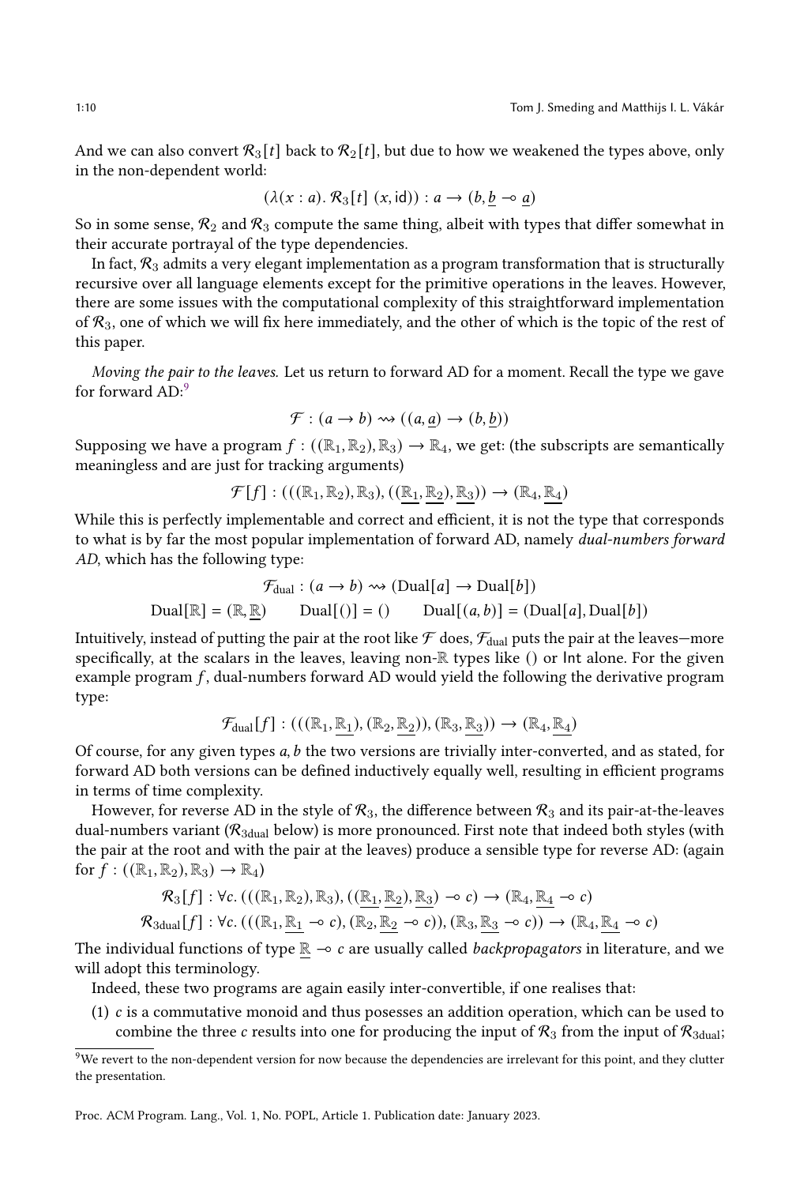And we can also convert $\mathcal{R}_3[t]$ back to $\mathcal{R}_2[t]$, but due to how we weakened the types above, only in the non-dependent world:

$$(\lambda(x : a).\ \mathcal{R}_3[t]\ (x, \mathsf{id})) : a \to (b, \underline{b} \multimap \underline{a})$$

So in some sense, $\mathcal{R}_2$ and $\mathcal{R}_3$ compute the same thing, albeit with types that differ somewhat in their accurate portrayal of the type dependencies.

In fact, $\mathcal{R}_3$ admits a very elegant implementation as a program transformation that is structurally recursive over all language elements except for the primitive operations in the leaves. However, there are some issues with the computational complexity of this straightforward implementation of $\mathcal{R}_3$, one of which we will fix here immediately, and the other of which is the topic of the rest of this paper.

*Moving the pair to the leaves.* Let us return to forward AD for a moment. Recall the type we gave for forward AD:[9]

$$\mathcal{F} : (a \to b) \rightsquigarrow ((a, \underline{a}) \to (b, \underline{b}))$$

Supposing we have a program $f : ((\mathbb{R}_1, \mathbb{R}_2), \mathbb{R}_3) \to \mathbb{R}_4$, we get: (the subscripts are semantically meaningless and are just for tracking arguments)

$$\mathcal{F}[f] : (((\mathbb{R}_1, \mathbb{R}_2), \mathbb{R}_3), ((\underline{\mathbb{R}_1}, \underline{\mathbb{R}_2}), \underline{\mathbb{R}_3})) \to (\mathbb{R}_4, \underline{\mathbb{R}_4})$$

While this is perfectly implementable and correct and efficient, it is not the type that corresponds to what is by far the most popular implementation of forward AD, namely *dual-numbers forward AD*, which has the following type:

$$\mathcal{F}_{\mathrm{dual}} : (a \to b) \rightsquigarrow (\mathrm{Dual}[a] \to \mathrm{Dual}[b])$$
$$\mathrm{Dual}[\mathbb{R}] = (\mathbb{R}, \underline{\mathbb{R}}) \qquad \mathrm{Dual}[()] = () \qquad \mathrm{Dual}[(a, b)] = (\mathrm{Dual}[a], \mathrm{Dual}[b])$$

Intuitively, instead of putting the pair at the root like $\mathcal{F}$ does, $\mathcal{F}_{\mathrm{dual}}$ puts the pair at the leaves—more specifically, at the scalars in the leaves, leaving non-$\mathbb{R}$ types like $()$ or $\mathsf{Int}$ alone. For the given example program $f$, dual-numbers forward AD would yield the following the derivative program type:

$$\mathcal{F}_{\mathrm{dual}}[f] : (((\mathbb{R}_1, \underline{\mathbb{R}_1}), (\mathbb{R}_2, \underline{\mathbb{R}_2})), (\mathbb{R}_3, \underline{\mathbb{R}_3})) \to (\mathbb{R}_4, \underline{\mathbb{R}_4})$$

Of course, for any given types $a, b$ the two versions are trivially inter-converted, and as stated, for forward AD both versions can be defined inductively equally well, resulting in efficient programs in terms of time complexity.

However, for reverse AD in the style of $\mathcal{R}_3$, the difference between $\mathcal{R}_3$ and its pair-at-the-leaves dual-numbers variant ($\mathcal{R}_{3\mathrm{dual}}$ below) is more pronounced. First note that indeed both styles (with the pair at the root and with the pair at the leaves) produce a sensible type for reverse AD: (again for $f : ((\mathbb{R}_1, \mathbb{R}_2), \mathbb{R}_3) \to \mathbb{R}_4$)

$$\mathcal{R}_3[f] : \forall c.\ (((\mathbb{R}_1, \mathbb{R}_2), \mathbb{R}_3), ((\underline{\mathbb{R}_1}, \underline{\mathbb{R}_2}), \underline{\mathbb{R}_3}) \multimap c) \to (\mathbb{R}_4, \underline{\mathbb{R}_4} \multimap c)$$
$$\mathcal{R}_{3\mathrm{dual}}[f] : \forall c.\ (((\mathbb{R}_1, \underline{\mathbb{R}_1} \multimap c), (\mathbb{R}_2, \underline{\mathbb{R}_2} \multimap c)), (\mathbb{R}_3, \underline{\mathbb{R}_3} \multimap c)) \to (\mathbb{R}_4, \underline{\mathbb{R}_4} \multimap c)$$

The individual functions of type $\underline{\mathbb{R}} \multimap c$ are usually called *backpropagators* in literature, and we will adopt this terminology.

Indeed, these two programs are again easily inter-convertible, if one realises that:

(1) $c$ is a commutative monoid and thus posesses an addition operation, which can be used to combine the three $c$ results into one for producing the input of $\mathcal{R}_3$ from the input of $\mathcal{R}_{3\mathrm{dual}}$;

[9] We revert to the non-dependent version for now because the dependencies are irrelevant for this point, and they clutter the presentation.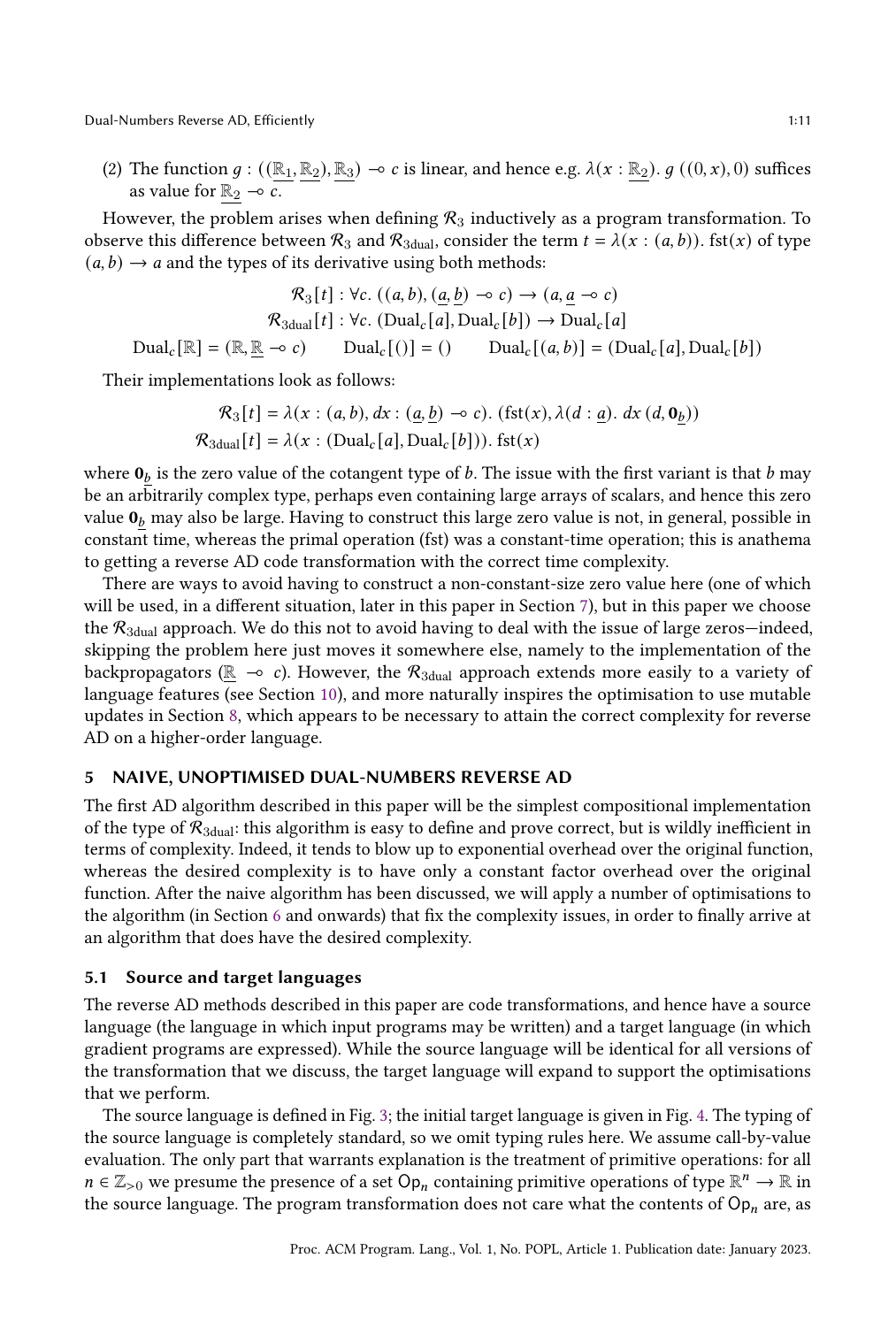(2) The function $g : ((\underline{\mathbb{R}_1}, \underline{\mathbb{R}_2}), \underline{\mathbb{R}_3}) \multimap c$ is linear, and hence e.g. $\lambda(x : \underline{\mathbb{R}_2}).\ g\ ((0, x), 0)$ suffices as value for $\underline{\mathbb{R}_2} \multimap c$.

However, the problem arises when defining $\mathcal{R}_3$ inductively as a program transformation. To observe this difference between $\mathcal{R}_3$ and $\mathcal{R}_{3\text{dual}}$, consider the term $t = \lambda(x : (a, b)).\ \text{fst}(x)$ of type $(a, b) \to a$ and the types of its derivative using both methods:

$$\mathcal{R}_3[t] : \forall c.\ ((a, b), (\underline{a}, \underline{b}) \multimap c) \to (a, \underline{a} \multimap c)$$

$$\mathcal{R}_{3\text{dual}}[t] : \forall c.\ (\text{Dual}_c[a], \text{Dual}_c[b]) \to \text{Dual}_c[a]$$

$$\text{Dual}_c[\mathbb{R}] = (\mathbb{R}, \underline{\mathbb{R}} \multimap c) \qquad \text{Dual}_c[()] = () \qquad \text{Dual}_c[(a, b)] = (\text{Dual}_c[a], \text{Dual}_c[b])$$

Their implementations look as follows:

$$\mathcal{R}_3[t] = \lambda(x : (a, b), dx : (\underline{a}, \underline{b}) \multimap c).\ (\text{fst}(x), \lambda(d : \underline{a}).\ dx\ (d, \mathbf{0}_{\underline{b}}))$$

$$\mathcal{R}_{3\text{dual}}[t] = \lambda(x : (\text{Dual}_c[a], \text{Dual}_c[b])).\ \text{fst}(x)$$

where $\mathbf{0}_{\underline{b}}$ is the zero value of the cotangent type of $b$. The issue with the first variant is that $b$ may be an arbitrarily complex type, perhaps even containing large arrays of scalars, and hence this zero value $\mathbf{0}_{\underline{b}}$ may also be large. Having to construct this large zero value is not, in general, possible in constant time, whereas the primal operation (fst) was a constant-time operation; this is anathema to getting a reverse AD code transformation with the correct time complexity.

There are ways to avoid having to construct a non-constant-size zero value here (one of which will be used, in a different situation, later in this paper in Section 7), but in this paper we choose the $\mathcal{R}_{3\text{dual}}$ approach. We do this not to avoid having to deal with the issue of large zeros—indeed, skipping the problem here just moves it somewhere else, namely to the implementation of the backpropagators ($\underline{\mathbb{R}} \multimap c$). However, the $\mathcal{R}_{3\text{dual}}$ approach extends more easily to a variety of language features (see Section 10), and more naturally inspires the optimisation to use mutable updates in Section 8, which appears to be necessary to attain the correct complexity for reverse AD on a higher-order language.

## 5 NAIVE, UNOPTIMISED DUAL-NUMBERS REVERSE AD

The first AD algorithm described in this paper will be the simplest compositional implementation of the type of $\mathcal{R}_{3\text{dual}}$: this algorithm is easy to define and prove correct, but is wildly inefficient in terms of complexity. Indeed, it tends to blow up to exponential overhead over the original function, whereas the desired complexity is to have only a constant factor overhead over the original function. After the naive algorithm has been discussed, we will apply a number of optimisations to the algorithm (in Section 6 and onwards) that fix the complexity issues, in order to finally arrive at an algorithm that does have the desired complexity.

### 5.1 Source and target languages

The reverse AD methods described in this paper are code transformations, and hence have a source language (the language in which input programs may be written) and a target language (in which gradient programs are expressed). While the source language will be identical for all versions of the transformation that we discuss, the target language will expand to support the optimisations that we perform.

The source language is defined in Fig. 3; the initial target language is given in Fig. 4. The typing of the source language is completely standard, so we omit typing rules here. We assume call-by-value evaluation. The only part that warrants explanation is the treatment of primitive operations: for all $n \in \mathbb{Z}_{>0}$ we presume the presence of a set $\mathsf{Op}_n$ containing primitive operations of type $\mathbb{R}^n \to \mathbb{R}$ in the source language. The program transformation does not care what the contents of $\mathsf{Op}_n$ are, as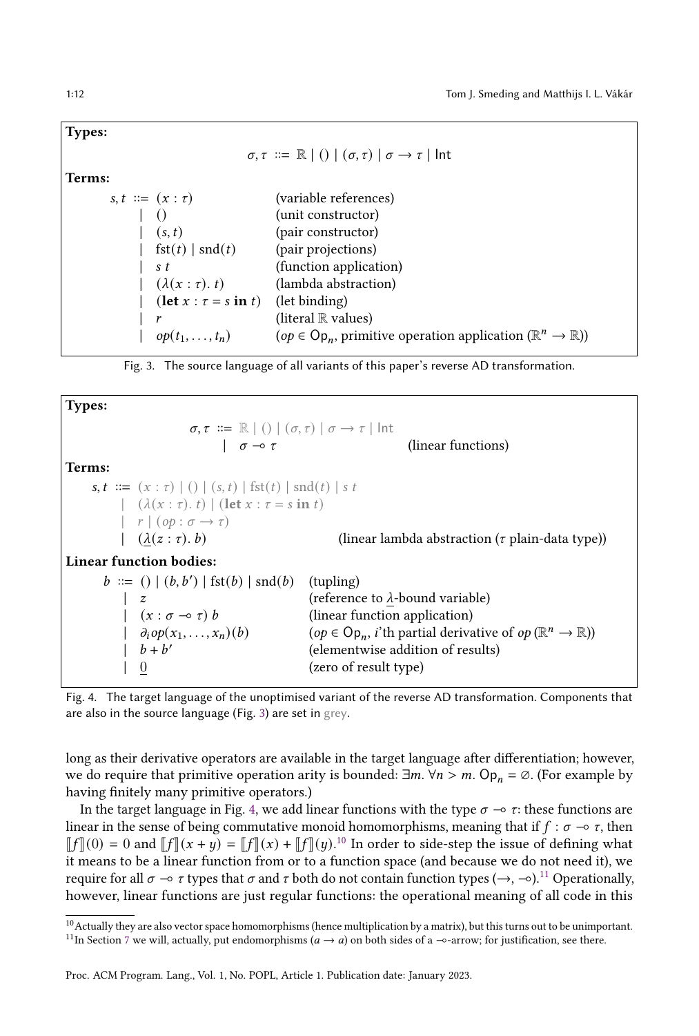**Types:**

$$\sigma, \tau \ ::= \ \mathbb{R} \mid () \mid (\sigma, \tau) \mid \sigma \to \tau \mid \mathsf{Int}$$

**Terms:**

| | | |
|---|---|---|
| $s, t$ ::= | $(x : \tau)$ | (variable references) |
| \| | $()$ | (unit constructor) |
| \| | $(s, t)$ | (pair constructor) |
| \| | $\mathrm{fst}(t) \mid \mathrm{snd}(t)$ | (pair projections) |
| \| | $s\ t$ | (function application) |
| \| | $(\lambda(x : \tau).\ t)$ | (lambda abstraction) |
| \| | $(\mathbf{let}\ x : \tau = s\ \mathbf{in}\ t)$ | (let binding) |
| \| | $r$ | (literal $\mathbb{R}$ values) |
| \| | $op(t_1, \ldots, t_n)$ | ($op \in \mathsf{Op}_n$, primitive operation application ($\mathbb{R}^n \to \mathbb{R}$)) |

Fig. 3. The source language of all variants of this paper's reverse AD transformation.

**Types:**

| | | |
|---|---|---|
| $\sigma, \tau$ ::= | $\mathbb{R} \mid () \mid (\sigma, \tau) \mid \sigma \to \tau \mid \mathsf{Int}$ | |
| \| | $\sigma \multimap \tau$ | (linear functions) |

**Terms:**

| | | |
|---|---|---|
| $s, t$ ::= | $(x : \tau) \mid () \mid (s, t) \mid \mathrm{fst}(t) \mid \mathrm{snd}(t) \mid s\ t$ | |
| \| | $(\lambda(x : \tau).\ t) \mid (\mathbf{let}\ x : \tau = s\ \mathbf{in}\ t)$ | |
| \| | $r \mid (op : \sigma \to \tau)$ | |
| \| | $(\underline{\lambda}(z : \tau).\ b)$ | (linear lambda abstraction ($\tau$ plain-data type)) |

**Linear function bodies:**

| | | |
|---|---|---|
| $b$ ::= | $() \mid (b, b') \mid \mathrm{fst}(b) \mid \mathrm{snd}(b)$ | (tupling) |
| \| | $z$ | (reference to $\underline{\lambda}$-bound variable) |
| \| | $(x : \sigma \multimap \tau)\ b$ | (linear function application) |
| \| | $\partial_i op(x_1, \ldots, x_n)(b)$ | ($op \in \mathsf{Op}_n$, $i$'th partial derivative of $op$ ($\mathbb{R}^n \to \mathbb{R}$)) |
| \| | $b + b'$ | (elementwise addition of results) |
| \| | $\underline{0}$ | (zero of result type) |

Fig. 4. The target language of the unoptimised variant of the reverse AD transformation. Components that are also in the source language (Fig. 3) are set in grey.

long as their derivative operators are available in the target language after differentiation; however, we do require that primitive operation arity is bounded: $\exists m.\ \forall n > m.\ \mathsf{Op}_n = \varnothing$. (For example by having finitely many primitive operators.)

In the target language in Fig. 4, we add linear functions with the type $\sigma \multimap \tau$: these functions are linear in the sense of being commutative monoid homomorphisms, meaning that if $f : \sigma \multimap \tau$, then $[\![f]\!](0) = 0$ and $[\![f]\!](x + y) = [\![f]\!](x) + [\![f]\!](y)$.[10] In order to side-step the issue of defining what it means to be a linear function from or to a function space (and because we do not need it), we require for all $\sigma \multimap \tau$ types that $\sigma$ and $\tau$ both do not contain function types ($\to$, $\multimap$).[11] Operationally, however, linear functions are just regular functions: the operational meaning of all code in this

[10] Actually they are also vector space homomorphisms (hence multiplication by a matrix), but this turns out to be unimportant.

[11] In Section 7 we will, actually, put endomorphisms ($a \to a$) on both sides of a $\multimap$-arrow; for justification, see there.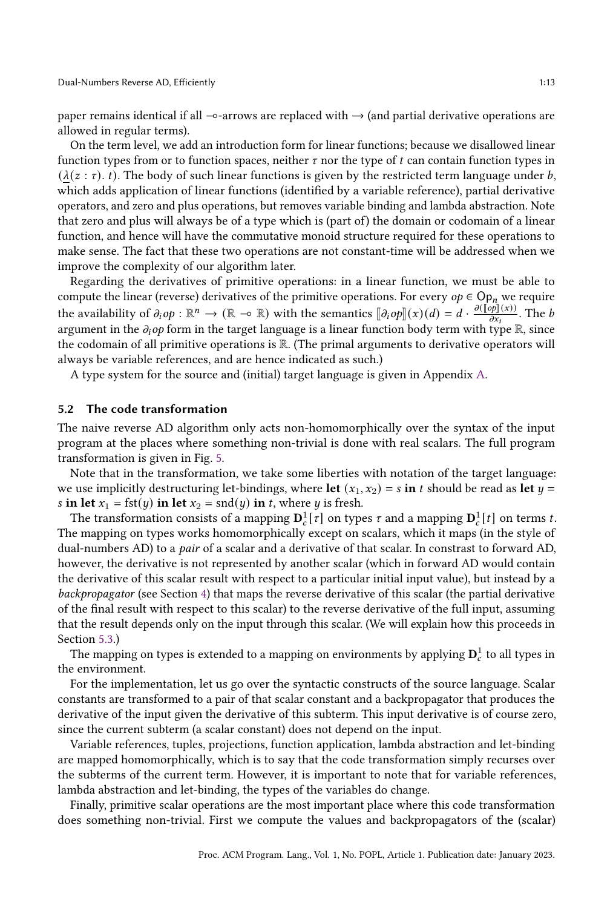paper remains identical if all ⊸-arrows are replaced with → (and partial derivative operations are allowed in regular terms).

On the term level, we add an introduction form for linear functions; because we disallowed linear function types from or to function spaces, neither $\tau$ nor the type of $t$ can contain function types in $(\underline{\lambda}(z : \tau).\ t)$. The body of such linear functions is given by the restricted term language under $b$, which adds application of linear functions (identified by a variable reference), partial derivative operators, and zero and plus operations, but removes variable binding and lambda abstraction. Note that zero and plus will always be of a type which is (part of) the domain or codomain of a linear function, and hence will have the commutative monoid structure required for these operations to make sense. The fact that these two operations are not constant-time will be addressed when we improve the complexity of our algorithm later.

Regarding the derivatives of primitive operations: in a linear function, we must be able to compute the linear (reverse) derivatives of the primitive operations. For every $op \in \mathsf{Op}_n$ we require the availability of $\partial_i op : \mathbb{R}^n \to (\mathbb{R} \multimap \mathbb{R})$ with the semantics $[\![\partial_i op]\!](x)(d) = d \cdot \frac{\partial([\![op]\!](x))}{\partial x_i}$. The $b$ argument in the $\partial_i op$ form in the target language is a linear function body term with type $\mathbb{R}$, since the codomain of all primitive operations is $\mathbb{R}$. (The primal arguments to derivative operators will always be variable references, and are hence indicated as such.)

A type system for the source and (initial) target language is given in Appendix A.

## 5.2 The code transformation

The naive reverse AD algorithm only acts non-homomorphically over the syntax of the input program at the places where something non-trivial is done with real scalars. The full program transformation is given in Fig. 5.

Note that in the transformation, we take some liberties with notation of the target language: we use implicitly destructuring let-bindings, where **let** $(x_1, x_2) = s$ **in** $t$ should be read as **let** $y = s$ **in let** $x_1 = \mathrm{fst}(y)$ **in let** $x_2 = \mathrm{snd}(y)$ **in** $t$, where $y$ is fresh.

The transformation consists of a mapping $\mathbf{D}^1_c[\tau]$ on types $\tau$ and a mapping $\mathbf{D}^1_c[t]$ on terms $t$. The mapping on types works homomorphically except on scalars, which it maps (in the style of dual-numbers AD) to a *pair* of a scalar and a derivative of that scalar. In constrast to forward AD, however, the derivative is not represented by another scalar (which in forward AD would contain the derivative of this scalar result with respect to a particular initial input value), but instead by a *backpropagator* (see Section 4) that maps the reverse derivative of this scalar (the partial derivative of the final result with respect to this scalar) to the reverse derivative of the full input, assuming that the result depends only on the input through this scalar. (We will explain how this proceeds in Section 5.3.)

The mapping on types is extended to a mapping on environments by applying $\mathbf{D}^1_c$ to all types in the environment.

For the implementation, let us go over the syntactic constructs of the source language. Scalar constants are transformed to a pair of that scalar constant and a backpropagator that produces the derivative of the input given the derivative of this subterm. This input derivative is of course zero, since the current subterm (a scalar constant) does not depend on the input.

Variable references, tuples, projections, function application, lambda abstraction and let-binding are mapped homomorphically, which is to say that the code transformation simply recurses over the subterms of the current term. However, it is important to note that for variable references, lambda abstraction and let-binding, the types of the variables do change.

Finally, primitive scalar operations are the most important place where this code transformation does something non-trivial. First we compute the values and backpropagators of the (scalar)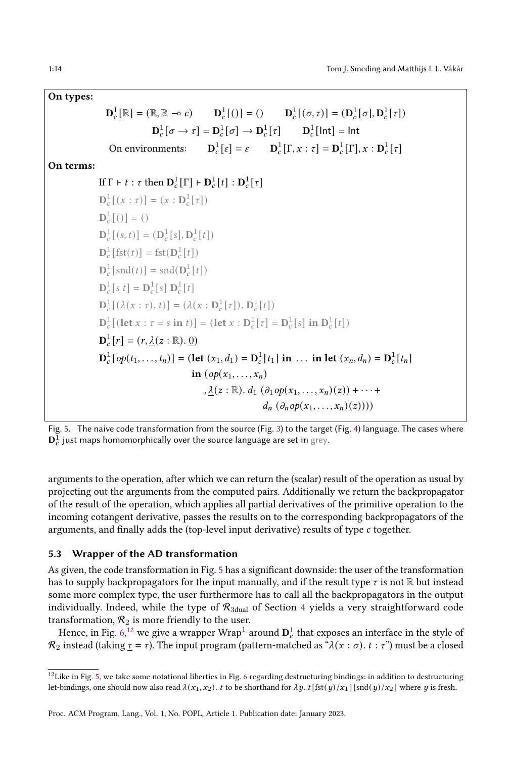**On types:**

$$\mathbf{D}^1_c[\mathbb{R}] = (\mathbb{R}, \mathbb{R} \multimap c) \qquad \mathbf{D}^1_c[()] = () \qquad \mathbf{D}^1_c[(\sigma, \tau)] = (\mathbf{D}^1_c[\sigma], \mathbf{D}^1_c[\tau])$$

$$\mathbf{D}^1_c[\sigma \to \tau] = \mathbf{D}^1_c[\sigma] \to \mathbf{D}^1_c[\tau] \qquad \mathbf{D}^1_c[\mathsf{Int}] = \mathsf{Int}$$

$$\text{On environments:} \qquad \mathbf{D}^1_c[\varepsilon] = \varepsilon \qquad \mathbf{D}^1_c[\Gamma, x : \tau] = \mathbf{D}^1_c[\Gamma], x : \mathbf{D}^1_c[\tau]$$

**On terms:**

$$\text{If } \Gamma \vdash t : \tau \text{ then } \mathbf{D}^1_c[\Gamma] \vdash \mathbf{D}^1_c[t] : \mathbf{D}^1_c[\tau]$$

$$\mathbf{D}^1_c[(x : \tau)] = (x : \mathbf{D}^1_c[\tau])$$

$$\mathbf{D}^1_c[()] = ()$$

$$\mathbf{D}^1_c[(s, t)] = (\mathbf{D}^1_c[s], \mathbf{D}^1_c[t])$$

$$\mathbf{D}^1_c[\mathrm{fst}(t)] = \mathrm{fst}(\mathbf{D}^1_c[t])$$

$$\mathbf{D}^1_c[\mathrm{snd}(t)] = \mathrm{snd}(\mathbf{D}^1_c[t])$$

$$\mathbf{D}^1_c[s\ t] = \mathbf{D}^1_c[s]\ \mathbf{D}^1_c[t]$$

$$\mathbf{D}^1_c[(\lambda(x : \tau).\ t)] = (\lambda(x : \mathbf{D}^1_c[\tau]).\ \mathbf{D}^1_c[t])$$

$$\mathbf{D}^1_c[(\mathbf{let}\ x : \tau = s\ \mathbf{in}\ t)] = (\mathbf{let}\ x : \mathbf{D}^1_c[\tau] = \mathbf{D}^1_c[s]\ \mathbf{in}\ \mathbf{D}^1_c[t])$$

$$\mathbf{D}^1_c[r] = (r, \underline{\lambda}(z : \mathbb{R}).\ \underline{0})$$

$$\begin{aligned}\mathbf{D}^1_c[op(t_1, \ldots, t_n)] = (&\mathbf{let}\ (x_1, d_1) = \mathbf{D}^1_c[t_1]\ \mathbf{in}\ \ldots\ \mathbf{in}\ \mathbf{let}\ (x_n, d_n) = \mathbf{D}^1_c[t_n] \\ &\mathbf{in}\ (op(x_1, \ldots, x_n) \\ &\quad , \underline{\lambda}(z : \mathbb{R}).\ d_1\ (\partial_1 op(x_1, \ldots, x_n)(z)) + \cdots + \\ &\qquad\qquad d_n\ (\partial_n op(x_1, \ldots, x_n)(z))))\end{aligned}$$

Fig. 5. The naive code transformation from the source (Fig. 3) to the target (Fig. 4) language. The cases where $\mathbf{D}^1_c$ just maps homomorphically over the source language are set in grey.

arguments to the operation, after which we can return the (scalar) result of the operation as usual by projecting out the arguments from the computed pairs. Additionally we return the backpropagator of the result of the operation, which applies all partial derivatives of the primitive operation to the incoming cotangent derivative, passes the results on to the corresponding backpropagators of the arguments, and finally adds the (top-level input derivative) results of type $c$ together.

### 5.3 Wrapper of the AD transformation

As given, the code transformation in Fig. 5 has a significant downside: the user of the transformation has to supply backpropagators for the input manually, and if the result type $\tau$ is not $\mathbb{R}$ but instead some more complex type, the user furthermore has to call all the backpropagators in the output individually. Indeed, while the type of $\mathcal{R}_{3\mathrm{dual}}$ of Section 4 yields a very straightforward code transformation, $\mathcal{R}_2$ is more friendly to the user.

Hence, in Fig. 6,[12] we give a wrapper $\mathrm{Wrap}^1$ around $\mathbf{D}^1_c$ that exposes an interface in the style of $\mathcal{R}_2$ instead (taking $\underline{\tau} = \tau$). The input program (pattern-matched as "$\lambda(x : \sigma).\ t : \tau$") must be a closed

[12] Like in Fig. 5, we take some notational liberties in Fig. 6 regarding destructuring bindings: in addition to destructuring let-bindings, one should now also read $\lambda(x_1, x_2).\ t$ to be shorthand for $\lambda y.\ t[\mathrm{fst}(y)/x_1][\mathrm{snd}(y)/x_2]$ where $y$ is fresh.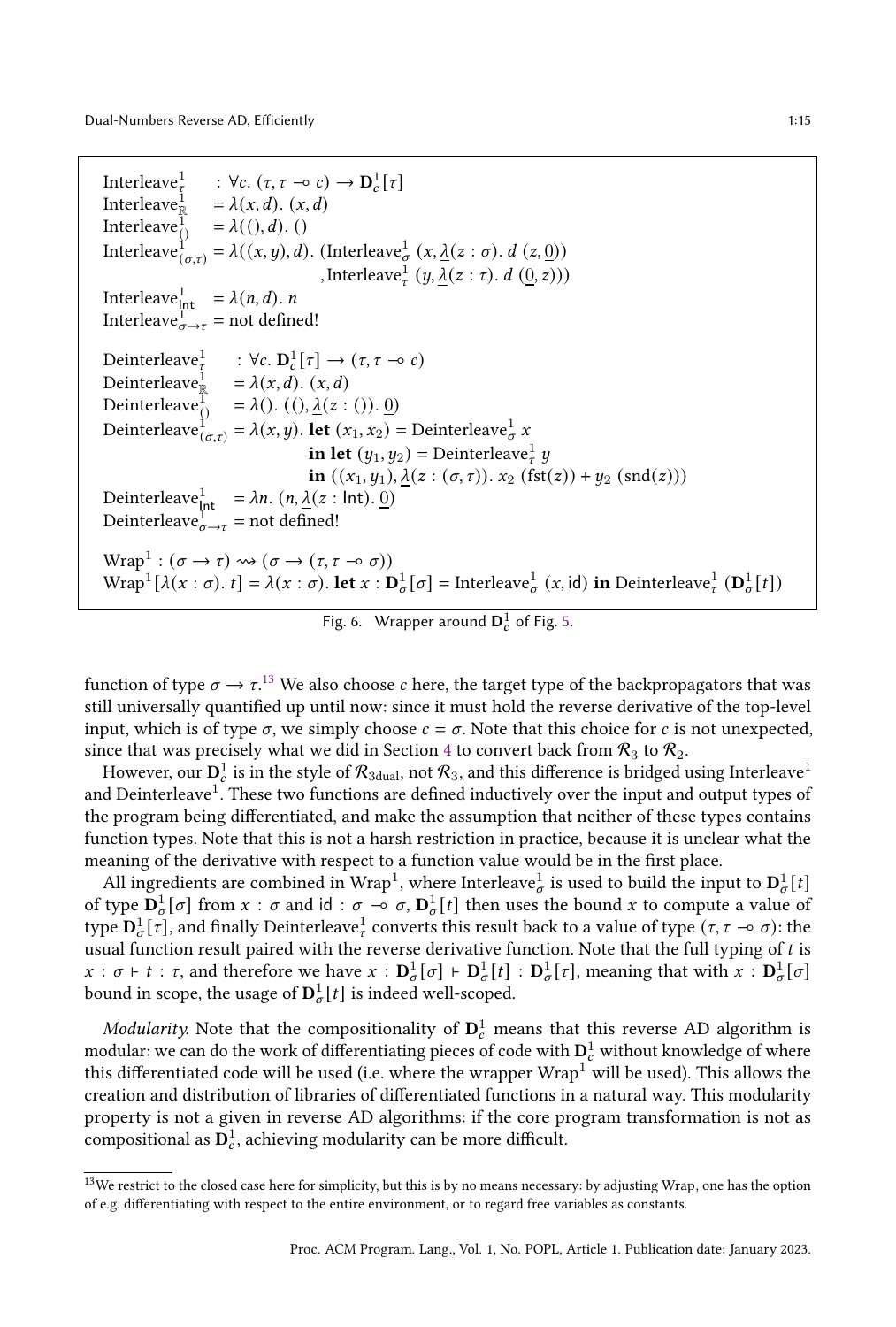$$
\begin{aligned}
&\text{Interleave}^1_\tau \quad : \forall c.\ (\tau, \tau \multimap c) \rightarrow \mathbf{D}^1_c[\tau] \\
&\text{Interleave}^1_{\mathbb{R}} \quad = \lambda(x, d).\ (x, d) \\
&\text{Interleave}^1_{()} \quad = \lambda((), d).\ () \\
&\text{Interleave}^1_{(\sigma,\tau)} = \lambda((x, y), d).\ (\text{Interleave}^1_\sigma\ (x, \underline{\lambda}(z : \sigma).\ d\ (z, \underline{0})) \\
&\qquad\qquad\qquad\qquad\qquad\quad ,\text{Interleave}^1_\tau\ (y, \underline{\lambda}(z : \tau).\ d\ (\underline{0}, z))) \\
&\text{Interleave}^1_{\mathsf{Int}} \quad = \lambda(n, d).\ n \\
&\text{Interleave}^1_{\sigma\rightarrow\tau} = \text{not defined!}
\end{aligned}
$$

$$
\begin{aligned}
&\text{Deinterleave}^1_\tau \quad : \forall c.\ \mathbf{D}^1_c[\tau] \rightarrow (\tau, \tau \multimap c) \\
&\text{Deinterleave}^1_{\mathbb{R}} \quad = \lambda(x, d).\ (x, d) \\
&\text{Deinterleave}^1_{()} \quad = \lambda().\ ((), \underline{\lambda}(z : ()).\ \underline{0}) \\
&\text{Deinterleave}^1_{(\sigma,\tau)} = \lambda(x, y).\ \textbf{let}\ (x_1, x_2) = \text{Deinterleave}^1_\sigma\ x \\
&\qquad\qquad\qquad\qquad\qquad \textbf{in let}\ (y_1, y_2) = \text{Deinterleave}^1_\tau\ y \\
&\qquad\qquad\qquad\qquad\qquad \textbf{in}\ ((x_1, y_1), \underline{\lambda}(z : (\sigma, \tau)).\ x_2\ (\text{fst}(z)) + y_2\ (\text{snd}(z))) \\
&\text{Deinterleave}^1_{\mathsf{Int}} \quad = \lambda n.\ (n, \underline{\lambda}(z : \mathsf{Int}).\ \underline{0}) \\
&\text{Deinterleave}^1_{\sigma\rightarrow\tau} = \text{not defined!}
\end{aligned}
$$

$$
\begin{aligned}
&\text{Wrap}^1 : (\sigma \rightarrow \tau) \rightsquigarrow (\sigma \rightarrow (\tau, \tau \multimap \sigma)) \\
&\text{Wrap}^1[\lambda(x : \sigma).\ t] = \lambda(x : \sigma).\ \textbf{let}\ x : \mathbf{D}^1_\sigma[\sigma] = \text{Interleave}^1_\sigma\ (x, \text{id})\ \textbf{in}\ \text{Deinterleave}^1_\tau\ (\mathbf{D}^1_\sigma[t])
\end{aligned}
$$

Fig. 6. Wrapper around $\mathbf{D}^1_c$ of Fig. 5.

function of type $\sigma \rightarrow \tau$.[13] We also choose $c$ here, the target type of the backpropagators that was still universally quantified up until now: since it must hold the reverse derivative of the top-level input, which is of type $\sigma$, we simply choose $c = \sigma$. Note that this choice for $c$ is not unexpected, since that was precisely what we did in Section 4 to convert back from $\mathcal{R}_3$ to $\mathcal{R}_2$.

However, our $\mathbf{D}^1_c$ is in the style of $\mathcal{R}_{\text{3dual}}$, not $\mathcal{R}_3$, and this difference is bridged using Interleave$^1$ and Deinterleave$^1$. These two functions are defined inductively over the input and output types of the program being differentiated, and make the assumption that neither of these types contains function types. Note that this is not a harsh restriction in practice, because it is unclear what the meaning of the derivative with respect to a function value would be in the first place.

All ingredients are combined in Wrap$^1$, where Interleave$^1_\sigma$ is used to build the input to $\mathbf{D}^1_\sigma[t]$ of type $\mathbf{D}^1_\sigma[\sigma]$ from $x : \sigma$ and $\text{id} : \sigma \multimap \sigma$, $\mathbf{D}^1_\sigma[t]$ then uses the bound $x$ to compute a value of type $\mathbf{D}^1_\sigma[\tau]$, and finally Deinterleave$^1_\tau$ converts this result back to a value of type $(\tau, \tau \multimap \sigma)$: the usual function result paired with the reverse derivative function. Note that the full typing of $t$ is $x : \sigma \vdash t : \tau$, and therefore we have $x : \mathbf{D}^1_\sigma[\sigma] \vdash \mathbf{D}^1_\sigma[t] : \mathbf{D}^1_\sigma[\tau]$, meaning that with $x : \mathbf{D}^1_\sigma[\sigma]$ bound in scope, the usage of $\mathbf{D}^1_\sigma[t]$ is indeed well-scoped.

*Modularity.* Note that the compositionality of $\mathbf{D}^1_c$ means that this reverse AD algorithm is modular: we can do the work of differentiating pieces of code with $\mathbf{D}^1_c$ without knowledge of where this differentiated code will be used (i.e. where the wrapper Wrap$^1$ will be used). This allows the creation and distribution of libraries of differentiated functions in a natural way. This modularity property is not a given in reverse AD algorithms: if the core program transformation is not as compositional as $\mathbf{D}^1_c$, achieving modularity can be more difficult.

[13] We restrict to the closed case here for simplicity, but this is by no means necessary: by adjusting Wrap, one has the option of e.g. differentiating with respect to the entire environment, or to regard free variables as constants.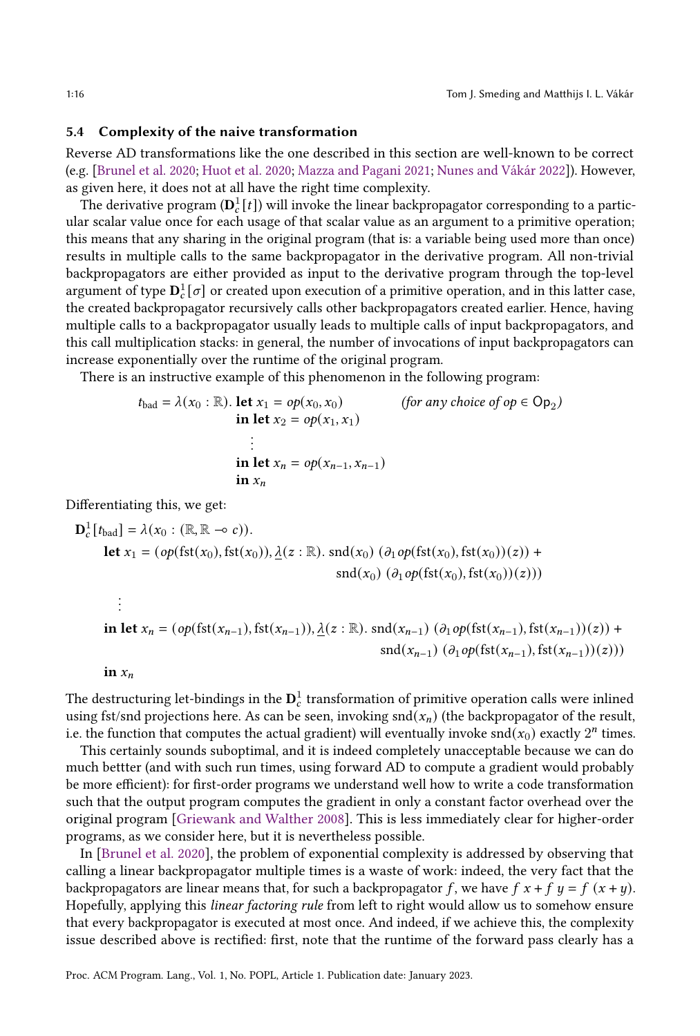### 5.4 Complexity of the naive transformation

Reverse AD transformations like the one described in this section are well-known to be correct (e.g. [Brunel et al. 2020; Huot et al. 2020; Mazza and Pagani 2021; Nunes and Vákár 2022]). However, as given here, it does not at all have the right time complexity.

The derivative program ($\mathbf{D}^1_c[t]$) will invoke the linear backpropagator corresponding to a particular scalar value once for each usage of that scalar value as an argument to a primitive operation; this means that any sharing in the original program (that is: a variable being used more than once) results in multiple calls to the same backpropagator in the derivative program. All non-trivial backpropagators are either provided as input to the derivative program through the top-level argument of type $\mathbf{D}^1_c[\sigma]$ or created upon execution of a primitive operation, and in this latter case, the created backpropagator recursively calls other backpropagators created earlier. Hence, having multiple calls to a backpropagator usually leads to multiple calls of input backpropagators, and this call multiplication stacks: in general, the number of invocations of input backpropagators can increase exponentially over the runtime of the original program.

There is an instructive example of this phenomenon in the following program:

$$
\begin{aligned}
t_{\text{bad}} = \lambda(x_0 : \mathbb{R}).\ &\textbf{let}\ x_1 = op(x_0, x_0) \qquad\qquad \textit{(for any choice of } op \in \mathsf{Op}_2\textit{)} \\
&\textbf{in let}\ x_2 = op(x_1, x_1) \\
&\quad\vdots \\
&\textbf{in let}\ x_n = op(x_{n-1}, x_{n-1}) \\
&\textbf{in}\ x_n
\end{aligned}
$$

Differentiating this, we get:

$$
\begin{aligned}
\mathbf{D}^1_c[t_{\text{bad}}] = \lambda(x_0 : (\mathbb{R}, \mathbb{R} \multimap c)).& \\
\textbf{let}\ x_1 = (op(\text{fst}(x_0), \text{fst}(x_0)), \underline{\lambda}(z : \mathbb{R}).\ &\text{snd}(x_0)\ (\partial_1 op(\text{fst}(x_0), \text{fst}(x_0))(z)) + \\
&\text{snd}(x_0)\ (\partial_1 op(\text{fst}(x_0), \text{fst}(x_0))(z))) \\
\vdots\qquad& \\
\textbf{in let}\ x_n = (op(\text{fst}(x_{n-1}), \text{fst}(x_{n-1})), \underline{\lambda}(z : \mathbb{R}).\ &\text{snd}(x_{n-1})\ (\partial_1 op(\text{fst}(x_{n-1}), \text{fst}(x_{n-1}))(z)) + \\
&\text{snd}(x_{n-1})\ (\partial_1 op(\text{fst}(x_{n-1}), \text{fst}(x_{n-1}))(z))) \\
\textbf{in}\ x_n\qquad&
\end{aligned}
$$

The destructuring let-bindings in the $\mathbf{D}^1_c$ transformation of primitive operation calls were inlined using fst/snd projections here. As can be seen, invoking $\text{snd}(x_n)$ (the backpropagator of the result, i.e. the function that computes the actual gradient) will eventually invoke $\text{snd}(x_0)$ exactly $2^n$ times.

This certainly sounds suboptimal, and it is indeed completely unacceptable because we can do much bettter (and with such run times, using forward AD to compute a gradient would probably be more efficient): for first-order programs we understand well how to write a code transformation such that the output program computes the gradient in only a constant factor overhead over the original program [Griewank and Walther 2008]. This is less immediately clear for higher-order programs, as we consider here, but it is nevertheless possible.

In [Brunel et al. 2020], the problem of exponential complexity is addressed by observing that calling a linear backpropagator multiple times is a waste of work: indeed, the very fact that the backpropagators are linear means that, for such a backpropagator $f$, we have $f\ x + f\ y = f\ (x + y)$. Hopefully, applying this *linear factoring rule* from left to right would allow us to somehow ensure that every backpropagator is executed at most once. And indeed, if we achieve this, the complexity issue described above is rectified: first, note that the runtime of the forward pass clearly has a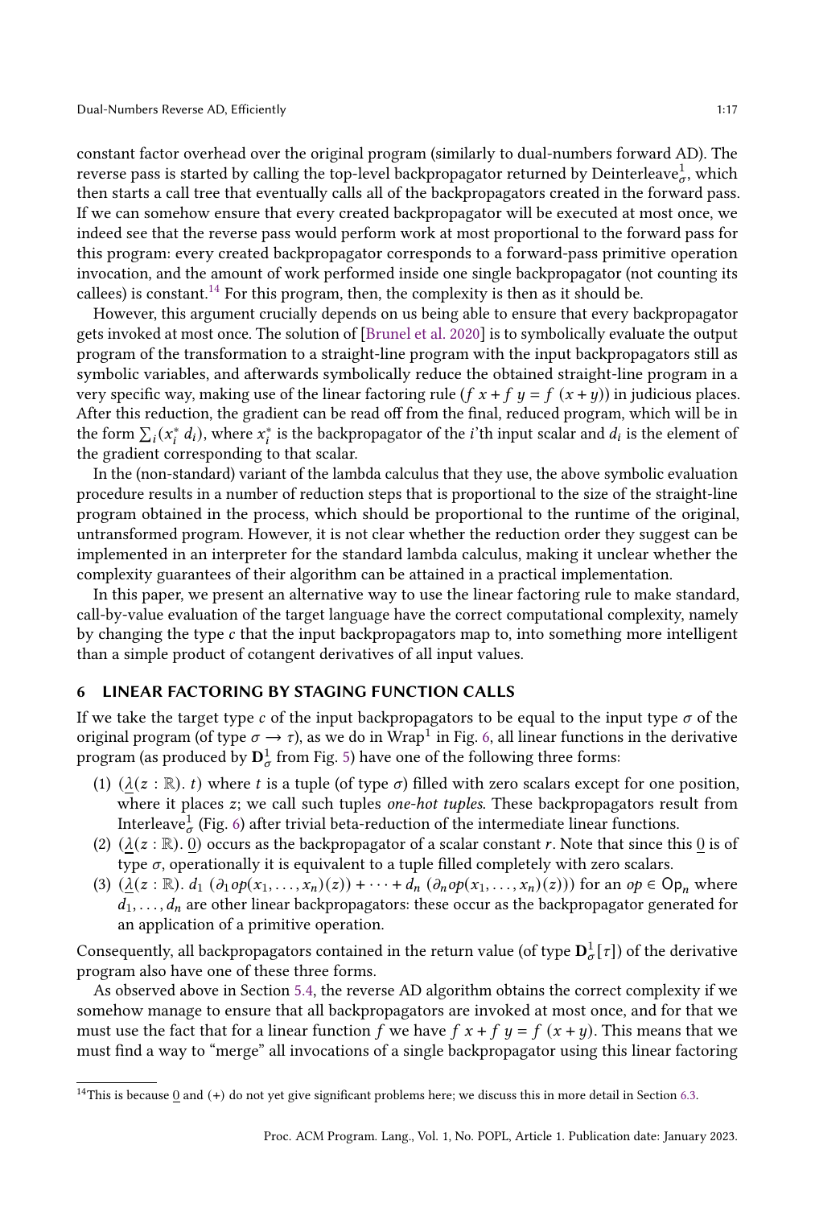constant factor overhead over the original program (similarly to dual-numbers forward AD). The reverse pass is started by calling the top-level backpropagator returned by $\text{Deinterleave}^1_\sigma$, which then starts a call tree that eventually calls all of the backpropagators created in the forward pass. If we can somehow ensure that every created backpropagator will be executed at most once, we indeed see that the reverse pass would perform work at most proportional to the forward pass for this program: every created backpropagator corresponds to a forward-pass primitive operation invocation, and the amount of work performed inside one single backpropagator (not counting its callees) is constant.[14] For this program, then, the complexity is then as it should be.

However, this argument crucially depends on us being able to ensure that every backpropagator gets invoked at most once. The solution of [Brunel et al. 2020] is to symbolically evaluate the output program of the transformation to a straight-line program with the input backpropagators still as symbolic variables, and afterwards symbolically reduce the obtained straight-line program in a very specific way, making use of the linear factoring rule ($f\ x + f\ y = f\ (x + y)$) in judicious places. After this reduction, the gradient can be read off from the final, reduced program, which will be in the form $\sum_i (x_i^*\ d_i)$, where $x_i^*$ is the backpropagator of the $i$'th input scalar and $d_i$ is the element of the gradient corresponding to that scalar.

In the (non-standard) variant of the lambda calculus that they use, the above symbolic evaluation procedure results in a number of reduction steps that is proportional to the size of the straight-line program obtained in the process, which should be proportional to the runtime of the original, untransformed program. However, it is not clear whether the reduction order they suggest can be implemented in an interpreter for the standard lambda calculus, making it unclear whether the complexity guarantees of their algorithm can be attained in a practical implementation.

In this paper, we present an alternative way to use the linear factoring rule to make standard, call-by-value evaluation of the target language have the correct computational complexity, namely by changing the type $c$ that the input backpropagators map to, into something more intelligent than a simple product of cotangent derivatives of all input values.

## 6 LINEAR FACTORING BY STAGING FUNCTION CALLS

If we take the target type $c$ of the input backpropagators to be equal to the input type $\sigma$ of the original program (of type $\sigma \to \tau$), as we do in $\text{Wrap}^1$ in Fig. 6, all linear functions in the derivative program (as produced by $\mathbf{D}^1_\sigma$ from Fig. 5) have one of the following three forms:

1. $(\underline{\lambda}(z : \mathbb{R}).\ t)$ where $t$ is a tuple (of type $\sigma$) filled with zero scalars except for one position, where it places $z$; we call such tuples *one-hot tuples*. These backpropagators result from $\text{Interleave}^1_\sigma$ (Fig. 6) after trivial beta-reduction of the intermediate linear functions.
2. $(\underline{\lambda}(z : \mathbb{R}).\ \underline{0})$ occurs as the backpropagator of a scalar constant $r$. Note that since this $\underline{0}$ is of type $\sigma$, operationally it is equivalent to a tuple filled completely with zero scalars.
3. $(\underline{\lambda}(z : \mathbb{R}).\ d_1\ (\partial_1 op(x_1, \ldots, x_n)(z)) + \cdots + d_n\ (\partial_n op(x_1, \ldots, x_n)(z)))$ for an $op \in \mathsf{Op}_n$ where $d_1, \ldots, d_n$ are other linear backpropagators: these occur as the backpropagator generated for an application of a primitive operation.

Consequently, all backpropagators contained in the return value (of type $\mathbf{D}^1_\sigma[\tau]$) of the derivative program also have one of these three forms.

As observed above in Section 5.4, the reverse AD algorithm obtains the correct complexity if we somehow manage to ensure that all backpropagators are invoked at most once, and for that we must use the fact that for a linear function $f$ we have $f\ x + f\ y = f\ (x + y)$. This means that we must find a way to "merge" all invocations of a single backpropagator using this linear factoring

[14] This is because $\underline{0}$ and $(+)$ do not yet give significant problems here; we discuss this in more detail in Section 6.3.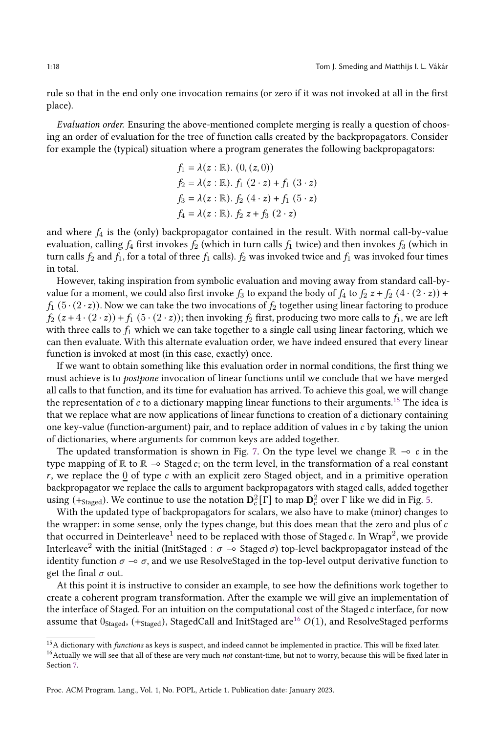rule so that in the end only one invocation remains (or zero if it was not invoked at all in the first place).

*Evaluation order.* Ensuring the above-mentioned complete merging is really a question of choosing an order of evaluation for the tree of function calls created by the backpropagators. Consider for example the (typical) situation where a program generates the following backpropagators:

$$
\begin{aligned}
f_1 &= \lambda(z : \mathbb{R}).\ (0, (z, 0)) \\
f_2 &= \lambda(z : \mathbb{R}).\ f_1\ (2 \cdot z) + f_1\ (3 \cdot z) \\
f_3 &= \lambda(z : \mathbb{R}).\ f_2\ (4 \cdot z) + f_1\ (5 \cdot z) \\
f_4 &= \lambda(z : \mathbb{R}).\ f_2\ z + f_3\ (2 \cdot z)
\end{aligned}
$$

and where $f_4$ is the (only) backpropagator contained in the result. With normal call-by-value evaluation, calling $f_4$ first invokes $f_2$ (which in turn calls $f_1$ twice) and then invokes $f_3$ (which in turn calls $f_2$ and $f_1$, for a total of three $f_1$ calls). $f_2$ was invoked twice and $f_1$ was invoked four times in total.

However, taking inspiration from symbolic evaluation and moving away from standard call-by-value for a moment, we could also first invoke $f_3$ to expand the body of $f_4$ to $f_2\ z + f_2\ (4 \cdot (2 \cdot z)) + f_1\ (5 \cdot (2 \cdot z))$. Now we can take the two invocations of $f_2$ together using linear factoring to produce $f_2\ (z + 4 \cdot (2 \cdot z)) + f_1\ (5 \cdot (2 \cdot z))$; then invoking $f_2$ first, producing two more calls to $f_1$, we are left with three calls to $f_1$ which we can take together to a single call using linear factoring, which we can then evaluate. With this alternate evaluation order, we have indeed ensured that every linear function is invoked at most (in this case, exactly) once.

If we want to obtain something like this evaluation order in normal conditions, the first thing we must achieve is to *postpone* invocation of linear functions until we conclude that we have merged all calls to that function, and its time for evaluation has arrived. To achieve this goal, we will change the representation of $c$ to a dictionary mapping linear functions to their arguments.[15] The idea is that we replace what are now applications of linear functions to creation of a dictionary containing one key-value (function-argument) pair, and to replace addition of values in $c$ by taking the union of dictionaries, where arguments for common keys are added together.

The updated transformation is shown in Fig. 7. On the type level we change $\mathbb{R} \multimap c$ in the type mapping of $\mathbb{R}$ to $\mathbb{R} \multimap \mathrm{Staged}\, c$; on the term level, in the transformation of a real constant $r$, we replace the $\underline{0}$ of type $c$ with an explicit zero Staged object, and in a primitive operation backpropagator we replace the calls to argument backpropagators with staged calls, added together using $(+_{\mathrm{Staged}})$. We continue to use the notation $\mathbf{D}^2_c[\Gamma]$ to map $\mathbf{D}^2_c$ over $\Gamma$ like we did in Fig. 5.

With the updated type of backpropagators for scalars, we also have to make (minor) changes to the wrapper: in some sense, only the types change, but this does mean that the zero and plus of $c$ that occurred in $\mathrm{Deinterleave}^1$ need to be replaced with those of $\mathrm{Staged}\, c$. In $\mathrm{Wrap}^2$, we provide $\mathrm{Interleave}^2$ with the initial $(\mathrm{InitStaged} : \sigma \multimap \mathrm{Staged}\, \sigma)$ top-level backpropagator instead of the identity function $\sigma \multimap \sigma$, and we use ResolveStaged in the top-level output derivative function to get the final $\sigma$ out.

At this point it is instructive to consider an example, to see how the definitions work together to create a coherent program transformation. After the example we will give an implementation of the interface of Staged. For an intuition on the computational cost of the $\mathrm{Staged}\, c$ interface, for now assume that $0_{\mathrm{Staged}}$, $(+_{\mathrm{Staged}})$, StagedCall and InitStaged are[16] $O(1)$, and ResolveStaged performs

[15] A dictionary with *functions* as keys is suspect, and indeed cannot be implemented in practice. This will be fixed later.

[16] Actually we will see that all of these are very much *not* constant-time, but not to worry, because this will be fixed later in Section 7.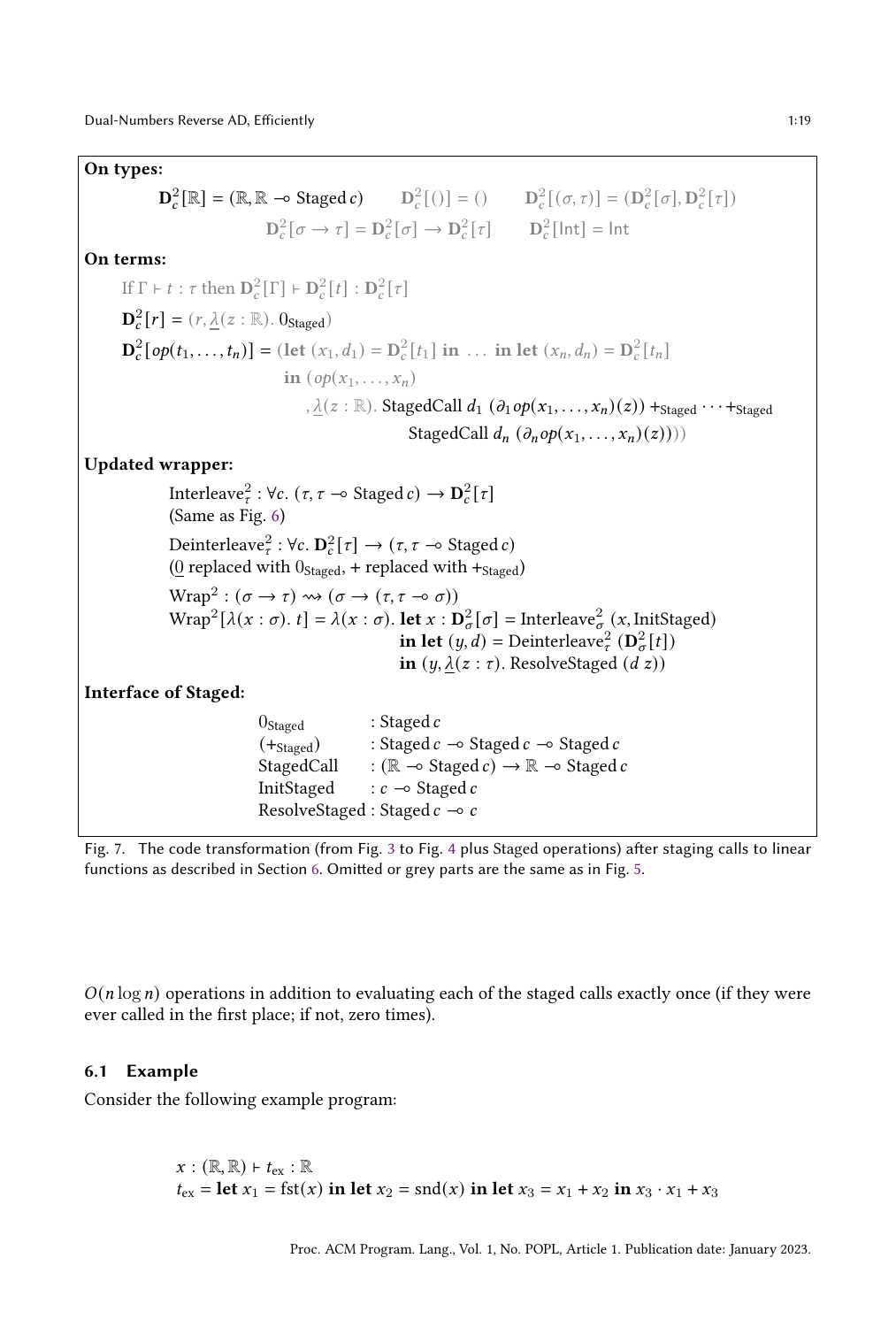**On types:**

$$\mathbf{D}^2_c[\mathbb{R}] = (\mathbb{R}, \mathbb{R} \multimap \text{Staged}\, c) \qquad \mathbf{D}^2_c[()] = () \qquad \mathbf{D}^2_c[(\sigma, \tau)] = (\mathbf{D}^2_c[\sigma], \mathbf{D}^2_c[\tau])$$

$$\mathbf{D}^2_c[\sigma \to \tau] = \mathbf{D}^2_c[\sigma] \to \mathbf{D}^2_c[\tau] \qquad \mathbf{D}^2_c[\mathsf{Int}] = \mathsf{Int}$$

**On terms:**

If $\Gamma \vdash t : \tau$ then $\mathbf{D}^2_c[\Gamma] \vdash \mathbf{D}^2_c[t] : \mathbf{D}^2_c[\tau]$

$\mathbf{D}^2_c[r] = (r, \underline{\lambda}(z : \mathbb{R}).\ 0_{\text{Staged}})$

$$\begin{aligned}
\mathbf{D}^2_c[op(t_1, \ldots, t_n)] = (&\mathbf{let}\ (x_1, d_1) = \mathbf{D}^2_c[t_1]\ \mathbf{in}\ \ldots\ \mathbf{in}\ \mathbf{let}\ (x_n, d_n) = \mathbf{D}^2_c[t_n] \\
&\mathbf{in}\ (op(x_1, \ldots, x_n) \\
&\quad , \underline{\lambda}(z : \mathbb{R}).\ \text{StagedCall}\ d_1\ (\partial_1 op(x_1, \ldots, x_n)(z)) +_{\text{Staged}} \cdots +_{\text{Staged}} \\
&\qquad\qquad \text{StagedCall}\ d_n\ (\partial_n op(x_1, \ldots, x_n)(z))))
\end{aligned}$$

**Updated wrapper:**

$\text{Interleave}^2_\tau : \forall c.\ (\tau, \tau \multimap \text{Staged}\, c) \to \mathbf{D}^2_c[\tau]$
(Same as Fig. 6)

$\text{Deinterleave}^2_\tau : \forall c.\ \mathbf{D}^2_c[\tau] \to (\tau, \tau \multimap \text{Staged}\, c)$
($\underline{0}$ replaced with $0_{\text{Staged}}$, $+$ replaced with $+_{\text{Staged}}$)

$\text{Wrap}^2 : (\sigma \to \tau) \rightsquigarrow (\sigma \to (\tau, \tau \multimap \sigma))$

$$\begin{aligned}
\text{Wrap}^2[\lambda(x : \sigma).\ t] = \lambda(x : \sigma).\ &\mathbf{let}\ x : \mathbf{D}^2_\sigma[\sigma] = \text{Interleave}^2_\sigma\ (x, \text{InitStaged}) \\
&\mathbf{in}\ \mathbf{let}\ (y, d) = \text{Deinterleave}^2_\tau\ (\mathbf{D}^2_\sigma[t]) \\
&\mathbf{in}\ (y, \underline{\lambda}(z : \tau).\ \text{ResolveStaged}\ (d\ z))
\end{aligned}$$

**Interface of Staged:**

$$\begin{aligned}
&0_{\text{Staged}} && : \text{Staged}\, c \\
&(+_{\text{Staged}}) && : \text{Staged}\, c \multimap \text{Staged}\, c \multimap \text{Staged}\, c \\
&\text{StagedCall} && : (\mathbb{R} \multimap \text{Staged}\, c) \to \mathbb{R} \multimap \text{Staged}\, c \\
&\text{InitStaged} && : c \multimap \text{Staged}\, c \\
&\text{ResolveStaged} && : \text{Staged}\, c \multimap c
\end{aligned}$$

Fig. 7. The code transformation (from Fig. 3 to Fig. 4 plus Staged operations) after staging calls to linear functions as described in Section 6. Omitted or grey parts are the same as in Fig. 5.

$O(n \log n)$ operations in addition to evaluating each of the staged calls exactly once (if they were ever called in the first place; if not, zero times).

### 6.1 Example

Consider the following example program:

$$\begin{aligned}
&x : (\mathbb{R}, \mathbb{R}) \vdash t_{\text{ex}} : \mathbb{R} \\
&t_{\text{ex}} = \mathbf{let}\ x_1 = \text{fst}(x)\ \mathbf{in}\ \mathbf{let}\ x_2 = \text{snd}(x)\ \mathbf{in}\ \mathbf{let}\ x_3 = x_1 + x_2\ \mathbf{in}\ x_3 \cdot x_1 + x_3
\end{aligned}$$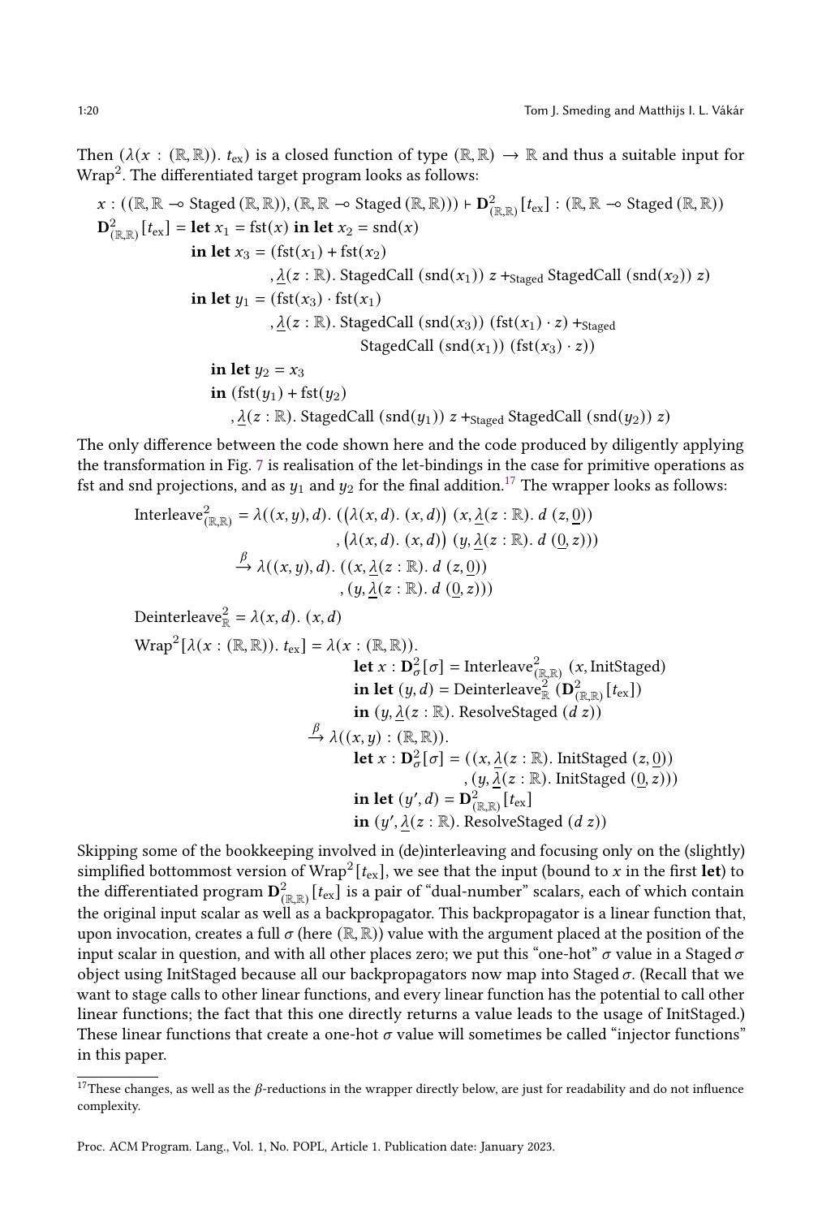Then $(\lambda(x : (\mathbb{R}, \mathbb{R})).\ t_{\text{ex}})$ is a closed function of type $(\mathbb{R}, \mathbb{R}) \to \mathbb{R}$ and thus a suitable input for $\text{Wrap}^2$. The differentiated target program looks as follows:

$$
\begin{aligned}
& x : ((\mathbb{R}, \mathbb{R} \multimap \text{Staged}\,(\mathbb{R}, \mathbb{R})), (\mathbb{R}, \mathbb{R} \multimap \text{Staged}\,(\mathbb{R}, \mathbb{R}))) \vdash \mathbf{D}^2_{(\mathbb{R},\mathbb{R})}[t_{\text{ex}}] : (\mathbb{R}, \mathbb{R} \multimap \text{Staged}\,(\mathbb{R}, \mathbb{R})) \\
& \mathbf{D}^2_{(\mathbb{R},\mathbb{R})}[t_{\text{ex}}] = \textbf{let } x_1 = \text{fst}(x) \textbf{ in let } x_2 = \text{snd}(x) \\
& \qquad \textbf{in let } x_3 = (\text{fst}(x_1) + \text{fst}(x_2) \\
& \qquad\qquad , \underline{\lambda}(z : \mathbb{R}).\ \text{StagedCall}\ (\text{snd}(x_1))\ z +_{\text{Staged}} \text{StagedCall}\ (\text{snd}(x_2))\ z) \\
& \qquad \textbf{in let } y_1 = (\text{fst}(x_3) \cdot \text{fst}(x_1) \\
& \qquad\qquad , \underline{\lambda}(z : \mathbb{R}).\ \text{StagedCall}\ (\text{snd}(x_3))\ (\text{fst}(x_1) \cdot z) +_{\text{Staged}} \\
& \qquad\qquad\qquad \text{StagedCall}\ (\text{snd}(x_1))\ (\text{fst}(x_3) \cdot z)) \\
& \qquad\quad \textbf{in let } y_2 = x_3 \\
& \qquad\quad \textbf{in } (\text{fst}(y_1) + \text{fst}(y_2) \\
& \qquad\qquad , \underline{\lambda}(z : \mathbb{R}).\ \text{StagedCall}\ (\text{snd}(y_1))\ z +_{\text{Staged}} \text{StagedCall}\ (\text{snd}(y_2))\ z)
\end{aligned}
$$

The only difference between the code shown here and the code produced by diligently applying the transformation in Fig. 7 is realisation of the let-bindings in the case for primitive operations as fst and snd projections, and as $y_1$ and $y_2$ for the final addition.[17] The wrapper looks as follows:

$$
\begin{aligned}
\text{Interleave}^2_{(\mathbb{R},\mathbb{R})} &= \lambda((x, y), d).\ \big((\lambda(x, d).\ (x, d))\ (x, \underline{\lambda}(z : \mathbb{R}).\ d\ (z, \underline{0})) \\
&\qquad , (\lambda(x, d).\ (x, d))\ (y, \underline{\lambda}(z : \mathbb{R}).\ d\ (\underline{0}, z))\big) \\
&\overset{\beta}{\to} \lambda((x, y), d).\ ((x, \underline{\lambda}(z : \mathbb{R}).\ d\ (z, \underline{0})) \\
&\qquad , (y, \underline{\lambda}(z : \mathbb{R}).\ d\ (\underline{0}, z))) \\
\text{Deinterleave}^2_{\mathbb{R}} &= \lambda(x, d).\ (x, d) \\
\text{Wrap}^2[\lambda(x : (\mathbb{R}, \mathbb{R})).\ t_{\text{ex}}] &= \lambda(x : (\mathbb{R}, \mathbb{R})). \\
&\qquad \textbf{let } x : \mathbf{D}^2_\sigma[\sigma] = \text{Interleave}^2_{(\mathbb{R},\mathbb{R})}\ (x, \text{InitStaged}) \\
&\qquad \textbf{in let } (y, d) = \text{Deinterleave}^2_{\mathbb{R}}\ (\mathbf{D}^2_{(\mathbb{R},\mathbb{R})}[t_{\text{ex}}]) \\
&\qquad \textbf{in } (y, \underline{\lambda}(z : \mathbb{R}).\ \text{ResolveStaged}\ (d\ z)) \\
&\overset{\beta}{\to} \lambda((x, y) : (\mathbb{R}, \mathbb{R})). \\
&\qquad \textbf{let } x : \mathbf{D}^2_\sigma[\sigma] = ((x, \underline{\lambda}(z : \mathbb{R}).\ \text{InitStaged}\ (z, \underline{0})) \\
&\qquad\qquad , (y, \underline{\lambda}(z : \mathbb{R}).\ \text{InitStaged}\ (\underline{0}, z))) \\
&\qquad \textbf{in let } (y', d) = \mathbf{D}^2_{(\mathbb{R},\mathbb{R})}[t_{\text{ex}}] \\
&\qquad \textbf{in } (y', \underline{\lambda}(z : \mathbb{R}).\ \text{ResolveStaged}\ (d\ z))
\end{aligned}
$$

Skipping some of the bookkeeping involved in (de)interleaving and focusing only on the (slightly) simplified bottommost version of $\text{Wrap}^2[t_{\text{ex}}]$, we see that the input (bound to $x$ in the first **let**) to the differentiated program $\mathbf{D}^2_{(\mathbb{R},\mathbb{R})}[t_{\text{ex}}]$ is a pair of "dual-number" scalars, each of which contain the original input scalar as well as a backpropagator. This backpropagator is a linear function that, upon invocation, creates a full $\sigma$ (here $(\mathbb{R}, \mathbb{R})$) value with the argument placed at the position of the input scalar in question, and with all other places zero; we put this "one-hot" $\sigma$ value in a Staged $\sigma$ object using InitStaged because all our backpropagators now map into Staged $\sigma$. (Recall that we want to stage calls to other linear functions, and every linear function has the potential to call other linear functions; the fact that this one directly returns a value leads to the usage of InitStaged.) These linear functions that create a one-hot $\sigma$ value will sometimes be called "injector functions" in this paper.

[17] These changes, as well as the $\beta$-reductions in the wrapper directly below, are just for readability and do not influence complexity.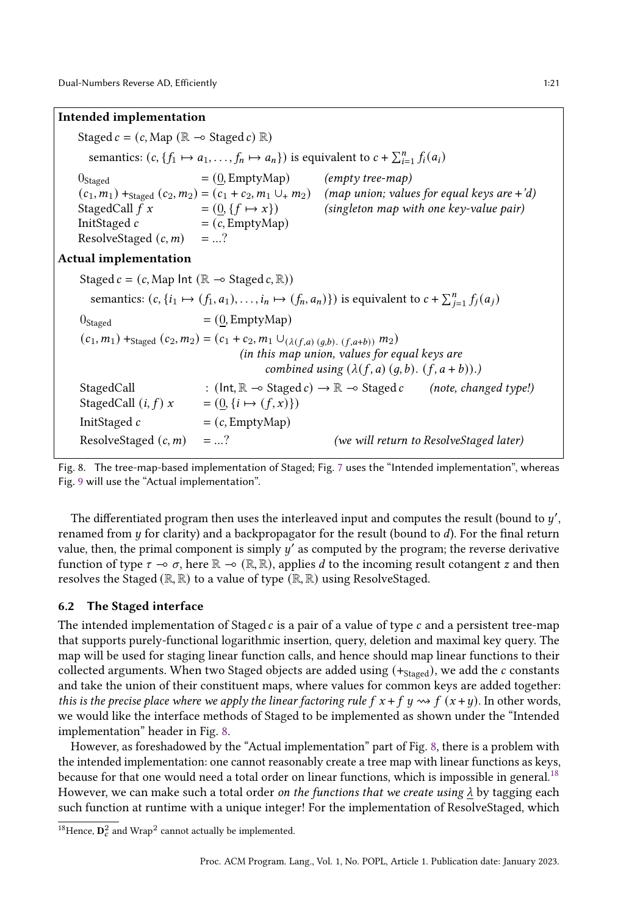**Intended implementation**

$$\text{Staged}\,c = (c, \text{Map}\ (\mathbb{R} \multimap \text{Staged}\,c)\ \mathbb{R})$$

semantics: $(c, \{f_1 \mapsto a_1, \ldots, f_n \mapsto a_n\})$ is equivalent to $c + \sum_{i=1}^{n} f_i(a_i)$

$$
\begin{array}{lll}
0_{\text{Staged}} & = (\underline{0}, \text{EmptyMap}) & \textit{(empty tree-map)} \\
(c_1, m_1) +_{\text{Staged}} (c_2, m_2) & = (c_1 + c_2, m_1 \cup_+ m_2) & \textit{(map union; values for equal keys are +'d)} \\
\text{StagedCall}\ f\ x & = (\underline{0}, \{f \mapsto x\}) & \textit{(singleton map with one key-value pair)} \\
\text{InitStaged}\ c & = (c, \text{EmptyMap}) & \\
\text{ResolveStaged}\ (c, m) & = \ldots? &
\end{array}
$$

**Actual implementation**

$$\text{Staged}\,c = (c, \text{Map Int}\ (\mathbb{R} \multimap \text{Staged}\,c, \mathbb{R}))$$

semantics: $(c, \{i_1 \mapsto (f_1, a_1), \ldots, i_n \mapsto (f_n, a_n)\})$ is equivalent to $c + \sum_{j=1}^{n} f_j(a_j)$

$$
\begin{array}{ll}
0_{\text{Staged}} & = (\underline{0}, \text{EmptyMap}) \\
(c_1, m_1) +_{\text{Staged}} (c_2, m_2) & = (c_1 + c_2, m_1 \cup_{(\lambda (f,a)\ (g,b).\ (f, a+b))} m_2)
\end{array}
$$

*(in this map union, values for equal keys are combined using $(\lambda (f, a)\ (g, b).\ (f, a + b))$.)*

$$
\begin{array}{lll}
\text{StagedCall} & : (\text{Int}, \mathbb{R} \multimap \text{Staged}\,c) \to \mathbb{R} \multimap \text{Staged}\,c & \textit{(note, changed type!)} \\
\text{StagedCall}\ (i, f)\ x & = (\underline{0}, \{i \mapsto (f, x)\}) & \\
\text{InitStaged}\ c & = (c, \text{EmptyMap}) & \\
\text{ResolveStaged}\ (c, m) & = \ldots? & \textit{(we will return to ResolveStaged later)}
\end{array}
$$

Fig. 8. The tree-map-based implementation of Staged; Fig. 7 uses the "Intended implementation", whereas Fig. 9 will use the "Actual implementation".

The differentiated program then uses the interleaved input and computes the result (bound to $y'$, renamed from $y$ for clarity) and a backpropagator for the result (bound to $d$). For the final return value, then, the primal component is simply $y'$ as computed by the program; the reverse derivative function of type $\tau \multimap \sigma$, here $\mathbb{R} \multimap (\mathbb{R}, \mathbb{R})$, applies $d$ to the incoming result cotangent $z$ and then resolves the Staged $(\mathbb{R}, \mathbb{R})$ to a value of type $(\mathbb{R}, \mathbb{R})$ using ResolveStaged.

## 6.2 The Staged interface

The intended implementation of Staged $c$ is a pair of a value of type $c$ and a persistent tree-map that supports purely-functional logarithmic insertion, query, deletion and maximal key query. The map will be used for staging linear function calls, and hence should map linear functions to their collected arguments. When two Staged objects are added using $(+_{\text{Staged}})$, we add the $c$ constants and take the union of their constituent maps, where values for common keys are added together: *this is the precise place where we apply the linear factoring rule $f\ x + f\ y \rightsquigarrow f\ (x + y)$.* In other words, we would like the interface methods of Staged to be implemented as shown under the "Intended implementation" header in Fig. 8.

However, as foreshadowed by the "Actual implementation" part of Fig. 8, there is a problem with the intended implementation: one cannot reasonably create a tree map with linear functions as keys, because for that one would need a total order on linear functions, which is impossible in general.[18] However, we can make such a total order *on the functions that we create using $\underline{\lambda}$* by tagging each such function at runtime with a unique integer! For the implementation of ResolveStaged, which

[18] Hence, $\mathbf{D}_c^2$ and $\text{Wrap}^2$ cannot actually be implemented.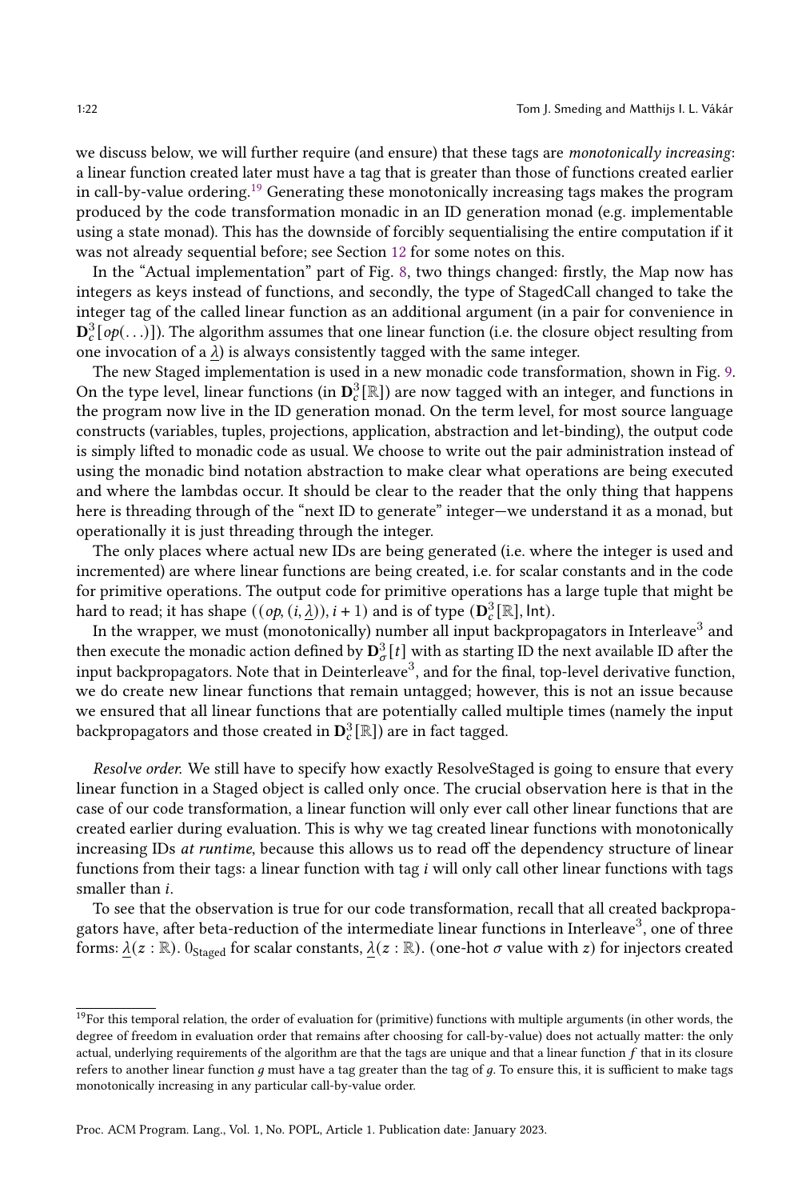we discuss below, we will further require (and ensure) that these tags are *monotonically increasing*: a linear function created later must have a tag that is greater than those of functions created earlier in call-by-value ordering.[19] Generating these monotonically increasing tags makes the program produced by the code transformation monadic in an ID generation monad (e.g. implementable using a state monad). This has the downside of forcibly sequentialising the entire computation if it was not already sequential before; see Section 12 for some notes on this.

In the "Actual implementation" part of Fig. 8, two things changed: firstly, the Map now has integers as keys instead of functions, and secondly, the type of StagedCall changed to take the integer tag of the called linear function as an additional argument (in a pair for convenience in $\mathbf{D}^3_c[op(\ldots)]$). The algorithm assumes that one linear function (i.e. the closure object resulting from one invocation of a $\underline{\lambda}$) is always consistently tagged with the same integer.

The new Staged implementation is used in a new monadic code transformation, shown in Fig. 9. On the type level, linear functions (in $\mathbf{D}^3_c[\mathbb{R}]$) are now tagged with an integer, and functions in the program now live in the ID generation monad. On the term level, for most source language constructs (variables, tuples, projections, application, abstraction and let-binding), the output code is simply lifted to monadic code as usual. We choose to write out the pair administration instead of using the monadic bind notation abstraction to make clear what operations are being executed and where the lambdas occur. It should be clear to the reader that the only thing that happens here is threading through of the "next ID to generate" integer—we understand it as a monad, but operationally it is just threading through the integer.

The only places where actual new IDs are being generated (i.e. where the integer is used and incremented) are where linear functions are being created, i.e. for scalar constants and in the code for primitive operations. The output code for primitive operations has a large tuple that might be hard to read; it has shape $((op, (i, \underline{\lambda})), i + 1)$ and is of type $(\mathbf{D}^3_c[\mathbb{R}], \mathsf{Int})$.

In the wrapper, we must (monotonically) number all input backpropagators in Interleave$^3$ and then execute the monadic action defined by $\mathbf{D}^3_\sigma[t]$ with as starting ID the next available ID after the input backpropagators. Note that in Deinterleave$^3$, and for the final, top-level derivative function, we do create new linear functions that remain untagged; however, this is not an issue because we ensured that all linear functions that are potentially called multiple times (namely the input backpropagators and those created in $\mathbf{D}^3_c[\mathbb{R}]$) are in fact tagged.

*Resolve order.* We still have to specify how exactly ResolveStaged is going to ensure that every linear function in a Staged object is called only once. The crucial observation here is that in the case of our code transformation, a linear function will only ever call other linear functions that are created earlier during evaluation. This is why we tag created linear functions with monotonically increasing IDs *at runtime*, because this allows us to read off the dependency structure of linear functions from their tags: a linear function with tag $i$ will only call other linear functions with tags smaller than $i$.

To see that the observation is true for our code transformation, recall that all created backpropagators have, after beta-reduction of the intermediate linear functions in Interleave$^3$, one of three forms: $\underline{\lambda}(z : \mathbb{R}).\ 0_{\text{Staged}}$ for scalar constants, $\underline{\lambda}(z : \mathbb{R}).$ (one-hot $\sigma$ value with $z$) for injectors created

---

[19] For this temporal relation, the order of evaluation for (primitive) functions with multiple arguments (in other words, the degree of freedom in evaluation order that remains after choosing for call-by-value) does not actually matter: the only actual, underlying requirements of the algorithm are that the tags are unique and that a linear function $f$ that in its closure refers to another linear function $g$ must have a tag greater than the tag of $g$. To ensure this, it is sufficient to make tags monotonically increasing in any particular call-by-value order.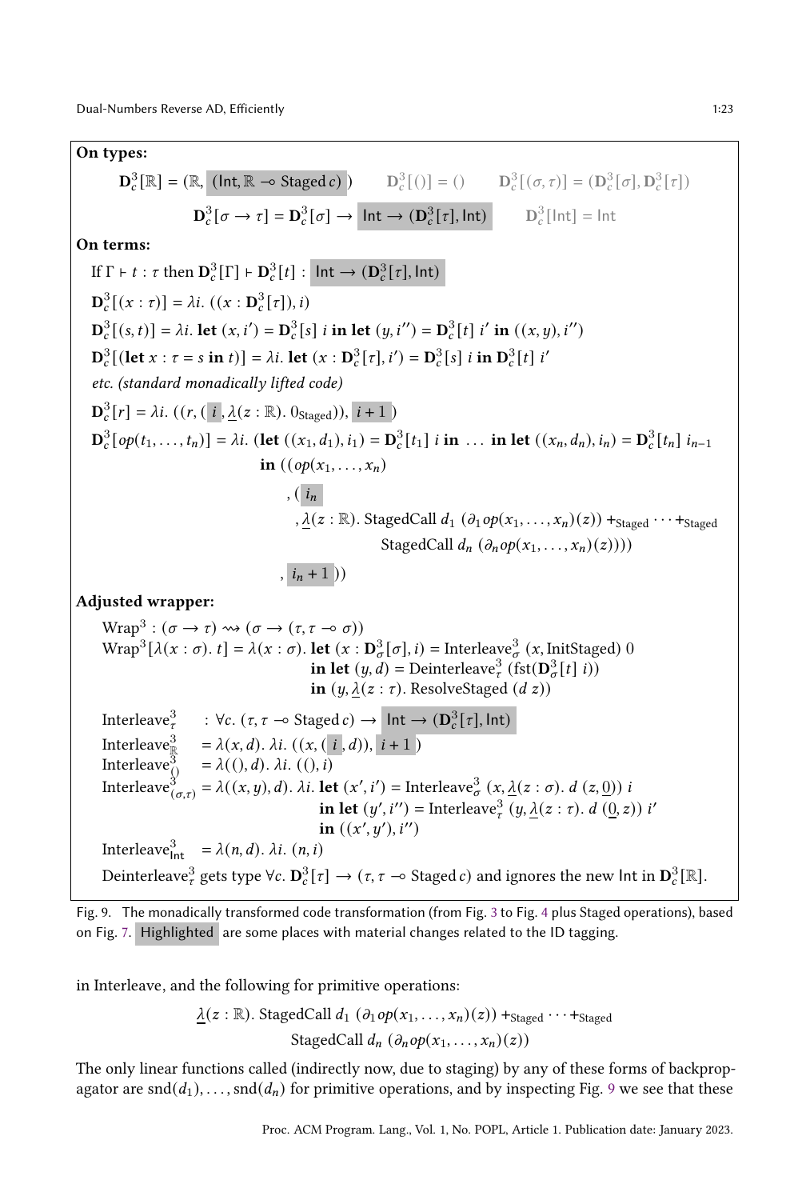**On types:**

$$\mathbf{D}^3_c[\mathbb{R}] = (\mathbb{R}, \ (\mathsf{Int}, \mathbb{R} \multimap \mathsf{Staged}\, c)\ ) \qquad \mathbf{D}^3_c[()] = () \qquad \mathbf{D}^3_c[(\sigma, \tau)] = (\mathbf{D}^3_c[\sigma], \mathbf{D}^3_c[\tau])$$

$$\mathbf{D}^3_c[\sigma \to \tau] = \mathbf{D}^3_c[\sigma] \to \ \mathsf{Int} \to (\mathbf{D}^3_c[\tau], \mathsf{Int}) \qquad \mathbf{D}^3_c[\mathsf{Int}] = \mathsf{Int}$$

**On terms:**

If $\Gamma \vdash t : \tau$ then $\mathbf{D}^3_c[\Gamma] \vdash \mathbf{D}^3_c[t] : \ \mathsf{Int} \to (\mathbf{D}^3_c[\tau], \mathsf{Int})$

$\mathbf{D}^3_c[(x : \tau)] = \lambda i.\ ((x : \mathbf{D}^3_c[\tau]), i)$

$\mathbf{D}^3_c[(s, t)] = \lambda i.\ \mathbf{let}\ (x, i') = \mathbf{D}^3_c[s]\ i\ \mathbf{in}\ \mathbf{let}\ (y, i'') = \mathbf{D}^3_c[t]\ i'\ \mathbf{in}\ ((x, y), i'')$

$\mathbf{D}^3_c[(\mathbf{let}\ x : \tau = s\ \mathbf{in}\ t)] = \lambda i.\ \mathbf{let}\ (x : \mathbf{D}^3_c[\tau], i') = \mathbf{D}^3_c[s]\ i\ \mathbf{in}\ \mathbf{D}^3_c[t]\ i'$

*etc. (standard monadically lifted code)*

$\mathbf{D}^3_c[r] = \lambda i.\ ((r, (\ i\ , \underline{\lambda}(z : \mathbb{R}).\ 0_{\mathrm{Staged}})),\ i + 1\ )$

$$\begin{aligned}\mathbf{D}^3_c[op(t_1, \ldots, t_n)] = \lambda i.\ (&\mathbf{let}\ ((x_1, d_1), i_1) = \mathbf{D}^3_c[t_1]\ i\ \mathbf{in}\ \ldots\ \mathbf{in}\ \mathbf{let}\ ((x_n, d_n), i_n) = \mathbf{D}^3_c[t_n]\ i_{n-1}\\ &\mathbf{in}\ ((op(x_1, \ldots, x_n)\\ &\quad , (\ i_n\\ &\quad\quad , \underline{\lambda}(z : \mathbb{R}).\ \mathrm{StagedCall}\ d_1\ (\partial_1 op(x_1, \ldots, x_n)(z)) +_{\mathrm{Staged}} \cdots +_{\mathrm{Staged}}\\ &\quad\quad\quad \mathrm{StagedCall}\ d_n\ (\partial_n op(x_1, \ldots, x_n)(z))))\\ &\quad ,\ i_n + 1\ ))\end{aligned}$$

**Adjusted wrapper:**

$\mathrm{Wrap}^3 : (\sigma \to \tau) \rightsquigarrow (\sigma \to (\tau, \tau \multimap \sigma))$

$$\begin{aligned}\mathrm{Wrap}^3[\lambda(x : \sigma).\ t] = \lambda(x : \sigma).\ &\mathbf{let}\ (x : \mathbf{D}^3_c[\sigma], i) = \mathrm{Interleave}^3_\sigma\ (x, \mathrm{InitStaged})\ 0\\ &\mathbf{in}\ \mathbf{let}\ (y, d) = \mathrm{Deinterleave}^3_\tau\ (\mathrm{fst}(\mathbf{D}^3_c[t]\ i))\\ &\mathbf{in}\ (y, \underline{\lambda}(z : \tau).\ \mathrm{ResolveStaged}\ (d\ z))\end{aligned}$$

$\mathrm{Interleave}^3_\tau \quad : \forall c.\ (\tau, \tau \multimap \mathsf{Staged}\, c) \to \ \mathsf{Int} \to (\mathbf{D}^3_c[\tau], \mathsf{Int})$

$\mathrm{Interleave}^3_{\mathbb{R}} \quad = \lambda(x, d).\ \lambda i.\ ((x, (\ i\ , d)),\ i + 1\ )$

$\mathrm{Interleave}^3_{()} \quad = \lambda((), d).\ \lambda i.\ ((), i)$

$$\begin{aligned}\mathrm{Interleave}^3_{(\sigma,\tau)} = \lambda((x, y), d).\ \lambda i.\ &\mathbf{let}\ (x', i') = \mathrm{Interleave}^3_\sigma\ (x, \underline{\lambda}(z : \sigma).\ d\ (z, \underline{0}))\ i\\ &\mathbf{in}\ \mathbf{let}\ (y', i'') = \mathrm{Interleave}^3_\tau\ (y, \underline{\lambda}(z : \tau).\ d\ (\underline{0}, z))\ i'\\ &\mathbf{in}\ ((x', y'), i'')\end{aligned}$$

$\mathrm{Interleave}^3_{\mathsf{Int}} \quad = \lambda(n, d).\ \lambda i.\ (n, i)$

$\mathrm{Deinterleave}^3_\tau$ gets type $\forall c.\ \mathbf{D}^3_c[\tau] \to (\tau, \tau \multimap \mathsf{Staged}\, c)$ and ignores the new $\mathsf{Int}$ in $\mathbf{D}^3_c[\mathbb{R}]$.

Fig. 9. The monadically transformed code transformation (from Fig. 3 to Fig. 4 plus Staged operations), based on Fig. 7. Highlighted are some places with material changes related to the ID tagging.

in Interleave, and the following for primitive operations:

$$\underline{\lambda}(z : \mathbb{R}).\ \mathrm{StagedCall}\ d_1\ (\partial_1 op(x_1, \ldots, x_n)(z)) +_{\mathrm{Staged}} \cdots +_{\mathrm{Staged}}$$
$$\mathrm{StagedCall}\ d_n\ (\partial_n op(x_1, \ldots, x_n)(z))$$

The only linear functions called (indirectly now, due to staging) by any of these forms of backpropagator are $\mathrm{snd}(d_1), \ldots, \mathrm{snd}(d_n)$ for primitive operations, and by inspecting Fig. 9 we see that these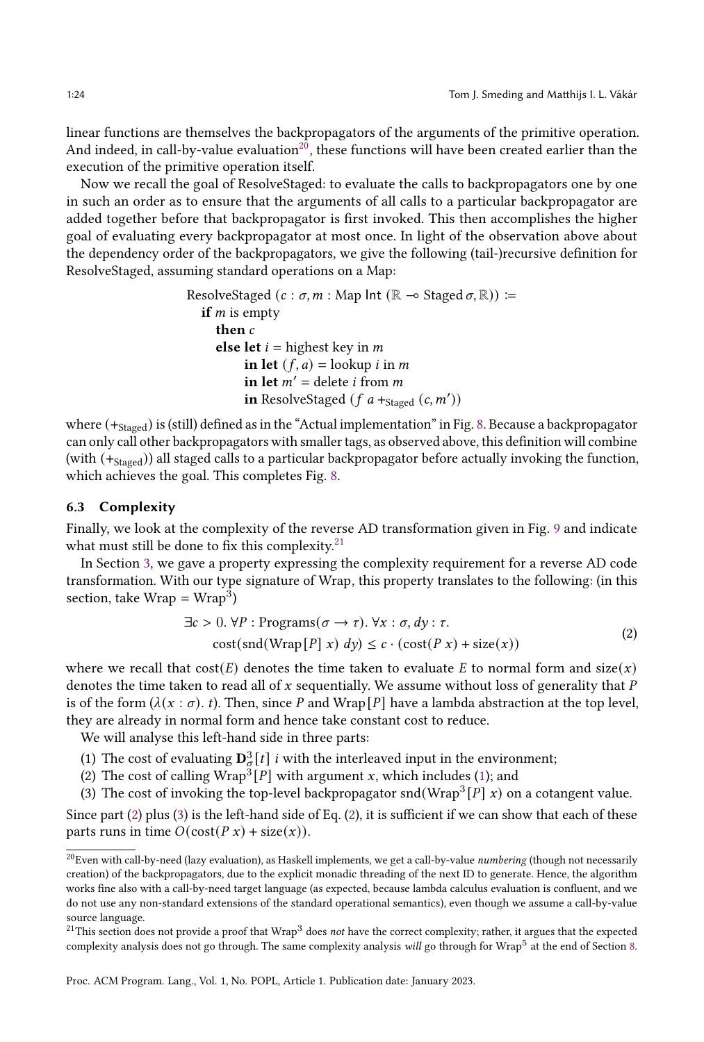linear functions are themselves the backpropagators of the arguments of the primitive operation. And indeed, in call-by-value evaluation[20], these functions will have been created earlier than the execution of the primitive operation itself.

Now we recall the goal of ResolveStaged: to evaluate the calls to backpropagators one by one in such an order as to ensure that the arguments of all calls to a particular backpropagator are added together before that backpropagator is first invoked. This then accomplishes the higher goal of evaluating every backpropagator at most once. In light of the observation above about the dependency order of the backpropagators, we give the following (tail-)recursive definition for ResolveStaged, assuming standard operations on a Map:

$$
\begin{array}{l}
\text{ResolveStaged}\ (c : \sigma, m : \text{Map Int}\ (\mathbb{R} \multimap \text{Staged}\,\sigma, \mathbb{R})) \coloneqq \\
\quad \textbf{if}\ m \text{ is empty} \\
\quad\quad \textbf{then}\ c \\
\quad\quad \textbf{else let}\ i = \text{highest key in}\ m \\
\quad\quad\quad\quad \textbf{in let}\ (f, a) = \text{lookup}\ i\ \text{in}\ m \\
\quad\quad\quad\quad \textbf{in let}\ m' = \text{delete}\ i\ \text{from}\ m \\
\quad\quad\quad\quad \textbf{in}\ \text{ResolveStaged}\ (f\ a +_{\text{Staged}} (c, m'))
\end{array}
$$

where $(+_{\text{Staged}})$ is (still) defined as in the "Actual implementation" in Fig. 8. Because a backpropagator can only call other backpropagators with smaller tags, as observed above, this definition will combine (with $(+_{\text{Staged}})$) all staged calls to a particular backpropagator before actually invoking the function, which achieves the goal. This completes Fig. 8.

### 6.3 Complexity

Finally, we look at the complexity of the reverse AD transformation given in Fig. 9 and indicate what must still be done to fix this complexity.[21]

In Section 3, we gave a property expressing the complexity requirement for a reverse AD code transformation. With our type signature of Wrap, this property translates to the following: (in this section, take Wrap = $\text{Wrap}^3$)

$$
\begin{gathered}
\exists c > 0.\ \forall P : \text{Programs}(\sigma \to \tau).\ \forall x : \sigma, dy : \tau. \\
\text{cost}(\text{snd}(\text{Wrap}[P]\ x)\ dy) \leq c \cdot (\text{cost}(P\ x) + \text{size}(x))
\end{gathered}
\tag{2}
$$

where we recall that $\text{cost}(E)$ denotes the time taken to evaluate $E$ to normal form and $\text{size}(x)$ denotes the time taken to read all of $x$ sequentially. We assume without loss of generality that $P$ is of the form $(\lambda(x : \sigma).\ t)$. Then, since $P$ and $\text{Wrap}[P]$ have a lambda abstraction at the top level, they are already in normal form and hence take constant cost to reduce.

We will analyse this left-hand side in three parts:

1. The cost of evaluating $\mathbf{D}^3_\sigma[t]\ i$ with the interleaved input in the environment;
2. The cost of calling $\text{Wrap}^3[P]$ with argument $x$, which includes (1); and
3. The cost of invoking the top-level backpropagator $\text{snd}(\text{Wrap}^3[P]\ x)$ on a cotangent value.

Since part (2) plus (3) is the left-hand side of Eq. (2), it is sufficient if we can show that each of these parts runs in time $O(\text{cost}(P\ x) + \text{size}(x))$.

---

[20] Even with call-by-need (lazy evaluation), as Haskell implements, we get a call-by-value *numbering* (though not necessarily creation) of the backpropagators, due to the explicit monadic threading of the next ID to generate. Hence, the algorithm works fine also with a call-by-need target language (as expected, because lambda calculus evaluation is confluent, and we do not use any non-standard extensions of the standard operational semantics), even though we assume a call-by-value source language.

[21] This section does not provide a proof that $\text{Wrap}^3$ does *not* have the correct complexity; rather, it argues that the expected complexity analysis does not go through. The same complexity analysis *will* go through for $\text{Wrap}^5$ at the end of Section 8.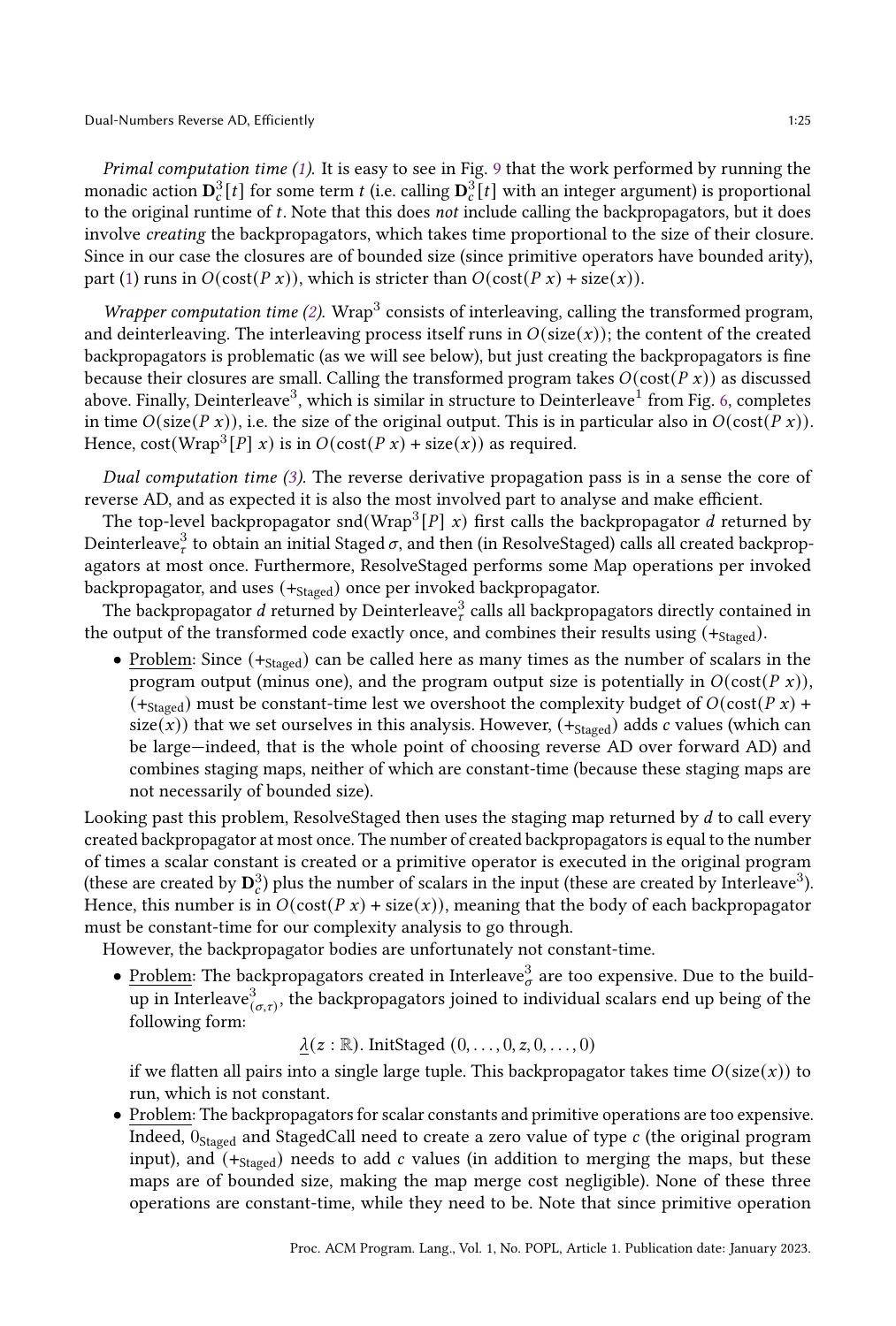*Primal computation time (1).* It is easy to see in Fig. 9 that the work performed by running the monadic action $\mathbf{D}^3_c[t]$ for some term $t$ (i.e. calling $\mathbf{D}^3_c[t]$ with an integer argument) is proportional to the original runtime of $t$. Note that this does *not* include calling the backpropagators, but it does involve *creating* the backpropagators, which takes time proportional to the size of their closure. Since in our case the closures are of bounded size (since primitive operators have bounded arity), part (1) runs in $O(\text{cost}(P\ x))$, which is stricter than $O(\text{cost}(P\ x) + \text{size}(x))$.

*Wrapper computation time (2).* $\text{Wrap}^3$ consists of interleaving, calling the transformed program, and deinterleaving. The interleaving process itself runs in $O(\text{size}(x))$; the content of the created backpropagators is problematic (as we will see below), but just creating the backpropagators is fine because their closures are small. Calling the transformed program takes $O(\text{cost}(P\ x))$ as discussed above. Finally, $\text{Deinterleave}^3$, which is similar in structure to $\text{Deinterleave}^1$ from Fig. 6, completes in time $O(\text{size}(P\ x))$, i.e. the size of the original output. This is in particular also in $O(\text{cost}(P\ x))$. Hence, $\text{cost}(\text{Wrap}^3[P]\ x)$ is in $O(\text{cost}(P\ x) + \text{size}(x))$ as required.

*Dual computation time (3).* The reverse derivative propagation pass is in a sense the core of reverse AD, and as expected it is also the most involved part to analyse and make efficient.

The top-level backpropagator $\text{snd}(\text{Wrap}^3[P]\ x)$ first calls the backpropagator $d$ returned by $\text{Deinterleave}^3_\tau$ to obtain an initial $\text{Staged}\,\sigma$, and then (in ResolveStaged) calls all created backpropagators at most once. Furthermore, ResolveStaged performs some Map operations per invoked backpropagator, and uses $(+_{\text{Staged}})$ once per invoked backpropagator.

The backpropagator $d$ returned by $\text{Deinterleave}^3_\tau$ calls all backpropagators directly contained in the output of the transformed code exactly once, and combines their results using $(+_{\text{Staged}})$.

- Problem: Since $(+_{\text{Staged}})$ can be called here as many times as the number of scalars in the program output (minus one), and the program output size is potentially in $O(\text{cost}(P\ x))$, $(+_{\text{Staged}})$ must be constant-time lest we overshoot the complexity budget of $O(\text{cost}(P\ x) + \text{size}(x))$ that we set ourselves in this analysis. However, $(+_{\text{Staged}})$ adds $c$ values (which can be large—indeed, that is the whole point of choosing reverse AD over forward AD) and combines staging maps, neither of which are constant-time (because these staging maps are not necessarily of bounded size).

Looking past this problem, ResolveStaged then uses the staging map returned by $d$ to call every created backpropagator at most once. The number of created backpropagators is equal to the number of times a scalar constant is created or a primitive operator is executed in the original program (these are created by $\mathbf{D}^3_c$) plus the number of scalars in the input (these are created by $\text{Interleave}^3$). Hence, this number is in $O(\text{cost}(P\ x) + \text{size}(x))$, meaning that the body of each backpropagator must be constant-time for our complexity analysis to go through.

However, the backpropagator bodies are unfortunately not constant-time.

- Problem: The backpropagators created in $\text{Interleave}^3_\sigma$ are too expensive. Due to the build-up in $\text{Interleave}^3_{(\sigma,\tau)}$, the backpropagators joined to individual scalars end up being of the following form:
$$\underline{\lambda}(z : \mathbb{R}).\ \text{InitStaged}\ (0, \ldots, 0, z, 0, \ldots, 0)$$
if we flatten all pairs into a single large tuple. This backpropagator takes time $O(\text{size}(x))$ to run, which is not constant.
- Problem: The backpropagators for scalar constants and primitive operations are too expensive. Indeed, $0_{\text{Staged}}$ and StagedCall need to create a zero value of type $c$ (the original program input), and $(+_{\text{Staged}})$ needs to add $c$ values (in addition to merging the maps, but these maps are of bounded size, making the map merge cost negligible). None of these three operations are constant-time, while they need to be. Note that since primitive operation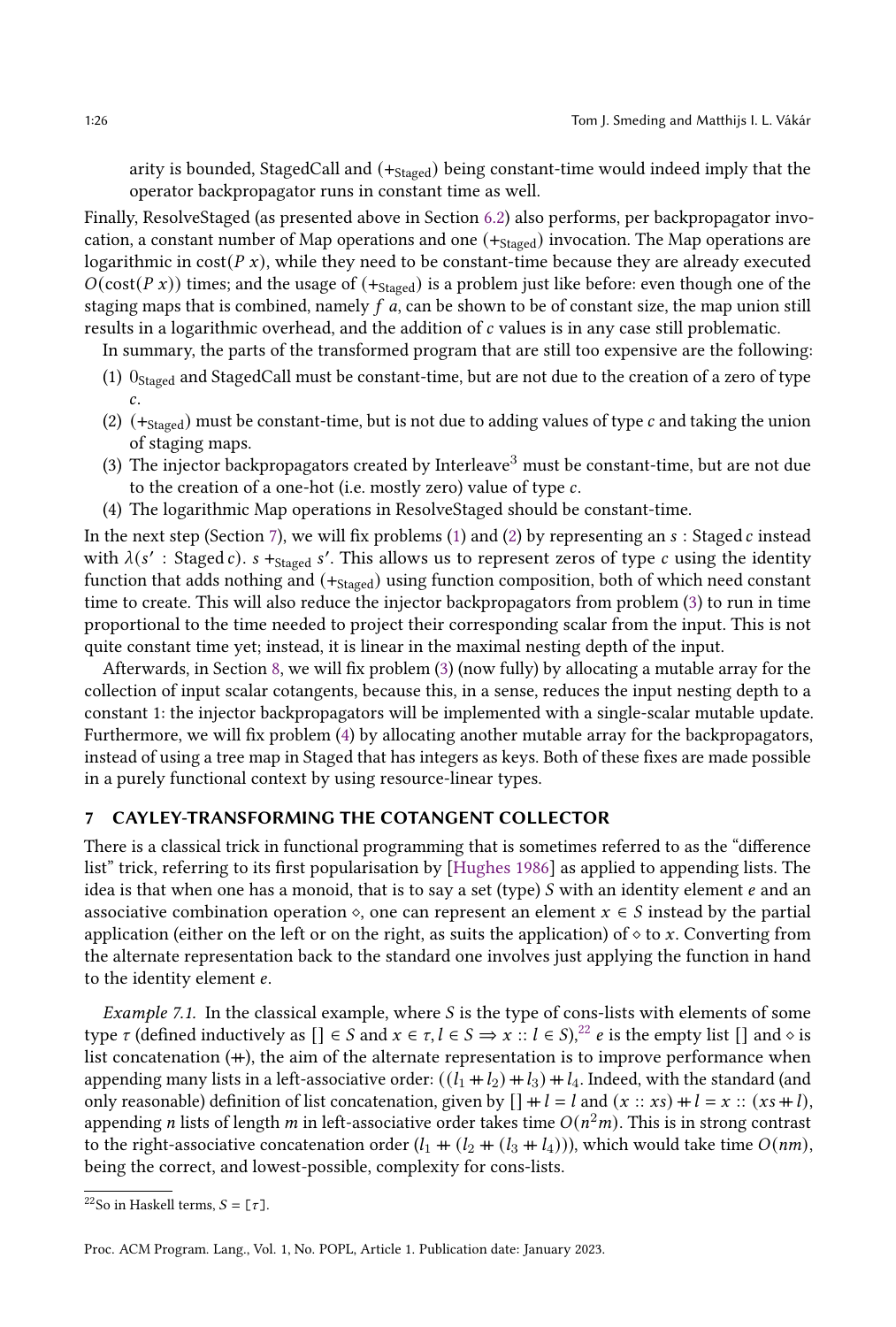arity is bounded, StagedCall and $(+_{\text{Staged}})$ being constant-time would indeed imply that the operator backpropagator runs in constant time as well.

Finally, ResolveStaged (as presented above in Section 6.2) also performs, per backpropagator invocation, a constant number of Map operations and one $(+_{\text{Staged}})$ invocation. The Map operations are logarithmic in $\text{cost}(P\ x)$, while they need to be constant-time because they are already executed $O(\text{cost}(P\ x))$ times; and the usage of $(+_{\text{Staged}})$ is a problem just like before: even though one of the staging maps that is combined, namely $f\ a$, can be shown to be of constant size, the map union still results in a logarithmic overhead, and the addition of $c$ values is in any case still problematic.

In summary, the parts of the transformed program that are still too expensive are the following:

(1) $0_{\text{Staged}}$ and StagedCall must be constant-time, but are not due to the creation of a zero of type $c$.
(2) $(+_{\text{Staged}})$ must be constant-time, but is not due to adding values of type $c$ and taking the union of staging maps.
(3) The injector backpropagators created by Interleave[3] must be constant-time, but are not due to the creation of a one-hot (i.e. mostly zero) value of type $c$.
(4) The logarithmic Map operations in ResolveStaged should be constant-time.

In the next step (Section 7), we will fix problems (1) and (2) by representing an $s$ : Staged $c$ instead with $\lambda(s' : \text{Staged}\ c).\ s +_{\text{Staged}} s'$. This allows us to represent zeros of type $c$ using the identity function that adds nothing and $(+_{\text{Staged}})$ using function composition, both of which need constant time to create. This will also reduce the injector backpropagators from problem (3) to run in time proportional to the time needed to project their corresponding scalar from the input. This is not quite constant time yet; instead, it is linear in the maximal nesting depth of the input.

Afterwards, in Section 8, we will fix problem (3) (now fully) by allocating a mutable array for the collection of input scalar cotangents, because this, in a sense, reduces the input nesting depth to a constant 1: the injector backpropagators will be implemented with a single-scalar mutable update. Furthermore, we will fix problem (4) by allocating another mutable array for the backpropagators, instead of using a tree map in Staged that has integers as keys. Both of these fixes are made possible in a purely functional context by using resource-linear types.

## 7 CAYLEY-TRANSFORMING THE COTANGENT COLLECTOR

There is a classical trick in functional programming that is sometimes referred to as the "difference list" trick, referring to its first popularisation by [Hughes 1986] as applied to appending lists. The idea is that when one has a monoid, that is to say a set (type) $S$ with an identity element $e$ and an associative combination operation $\diamond$, one can represent an element $x \in S$ instead by the partial application (either on the left or on the right, as suits the application) of $\diamond$ to $x$. Converting from the alternate representation back to the standard one involves just applying the function in hand to the identity element $e$.

*Example 7.1.* In the classical example, where $S$ is the type of cons-lists with elements of some type $\tau$ (defined inductively as $[] \in S$ and $x \in \tau, l \in S \Rightarrow x :: l \in S$),[22] $e$ is the empty list $[]$ and $\diamond$ is list concatenation $(+\!\!+)$, the aim of the alternate representation is to improve performance when appending many lists in a left-associative order: $((l_1 +\!\!+ l_2) +\!\!+ l_3) +\!\!+ l_4$. Indeed, with the standard (and only reasonable) definition of list concatenation, given by $[] +\!\!+ l = l$ and $(x :: xs) +\!\!+ l = x :: (xs +\!\!+ l)$, appending $n$ lists of length $m$ in left-associative order takes time $O(n^2 m)$. This is in strong contrast to the right-associative concatenation order $(l_1 +\!\!+ (l_2 +\!\!+ (l_3 +\!\!+ l_4)))$, which would take time $O(nm)$, being the correct, and lowest-possible, complexity for cons-lists.

[22] So in Haskell terms, $S = [\tau]$.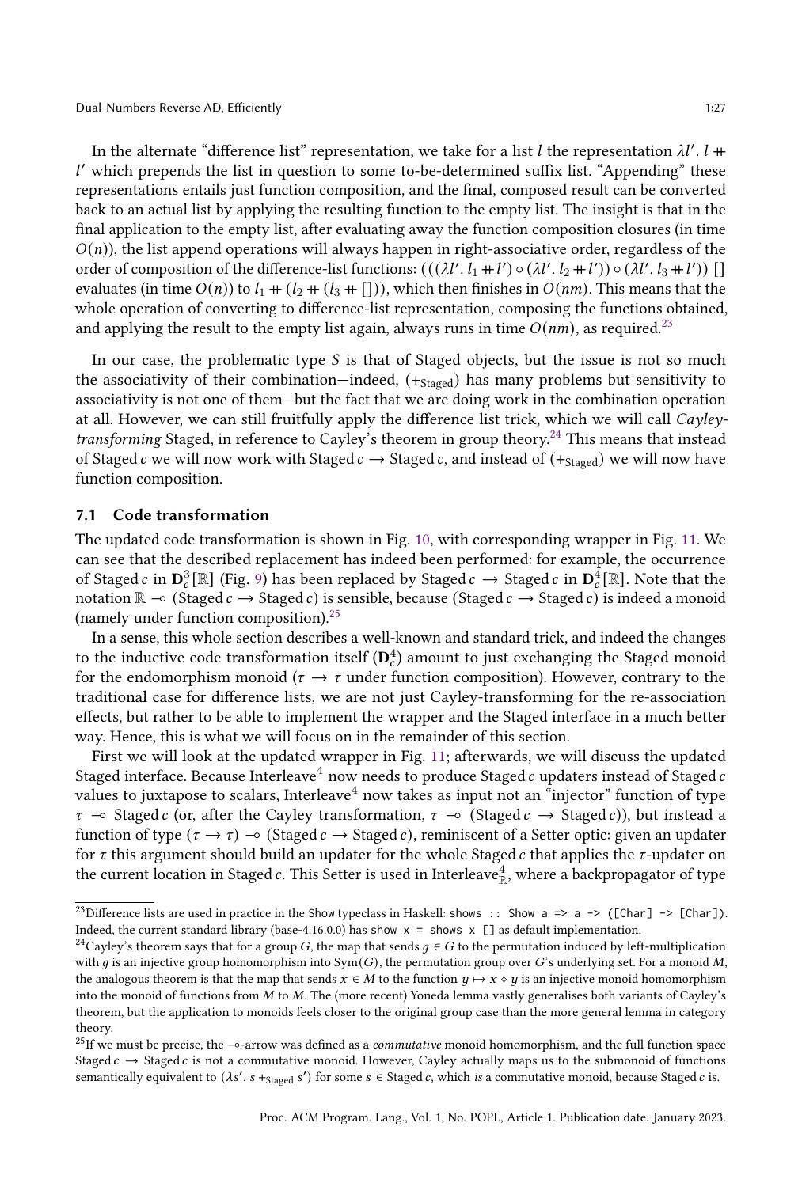In the alternate "difference list" representation, we take for a list $l$ the representation $\lambda l'.\ l +\!\!+\ l'$ which prepends the list in question to some to-be-determined suffix list. "Appending" these representations entails just function composition, and the final, composed result can be converted back to an actual list by applying the resulting function to the empty list. The insight is that in the final application to the empty list, after evaluating away the function composition closures (in time $O(n)$), the list append operations will always happen in right-associative order, regardless of the order of composition of the difference-list functions: $(((\lambda l'.\ l_1 +\!\!+ l') \circ (\lambda l'.\ l_2 +\!\!+ l')) \circ (\lambda l'.\ l_3 +\!\!+ l'))\ []$ evaluates (in time $O(n)$) to $l_1 +\!\!+ (l_2 +\!\!+ (l_3 +\!\!+ []))$, which then finishes in $O(nm)$. This means that the whole operation of converting to difference-list representation, composing the functions obtained, and applying the result to the empty list again, always runs in time $O(nm)$, as required.[23]

In our case, the problematic type $S$ is that of Staged objects, but the issue is not so much the associativity of their combination—indeed, $(+_{\text{Staged}})$ has many problems but sensitivity to associativity is not one of them—but the fact that we are doing work in the combination operation at all. However, we can still fruitfully apply the difference list trick, which we will call *Cayley-transforming* Staged, in reference to Cayley's theorem in group theory.[24] This means that instead of Staged $c$ we will now work with Staged $c \rightarrow$ Staged $c$, and instead of $(+_{\text{Staged}})$ we will now have function composition.

### 7.1 Code transformation

The updated code transformation is shown in Fig. 10, with corresponding wrapper in Fig. 11. We can see that the described replacement has indeed been performed: for example, the occurrence of Staged $c$ in $\mathbf{D}^3_c[\mathbb{R}]$ (Fig. 9) has been replaced by Staged $c \rightarrow$ Staged $c$ in $\mathbf{D}^4_c[\mathbb{R}]$. Note that the notation $\mathbb{R} \multimap$ (Staged $c \rightarrow$ Staged $c$) is sensible, because (Staged $c \rightarrow$ Staged $c$) is indeed a monoid (namely under function composition).[25]

In a sense, this whole section describes a well-known and standard trick, and indeed the changes to the inductive code transformation itself ($\mathbf{D}^4_c$) amount to just exchanging the Staged monoid for the endomorphism monoid ($\tau \rightarrow \tau$ under function composition). However, contrary to the traditional case for difference lists, we are not just Cayley-transforming for the re-association effects, but rather to be able to implement the wrapper and the Staged interface in a much better way. Hence, this is what we will focus on in the remainder of this section.

First we will look at the updated wrapper in Fig. 11; afterwards, we will discuss the updated Staged interface. Because Interleave$^4$ now needs to produce Staged $c$ updaters instead of Staged $c$ values to juxtapose to scalars, Interleave$^4$ now takes as input not an "injector" function of type $\tau \multimap$ Staged $c$ (or, after the Cayley transformation, $\tau \multimap$ (Staged $c \rightarrow$ Staged $c$)), but instead a function of type $(\tau \rightarrow \tau) \multimap$ (Staged $c \rightarrow$ Staged $c$), reminiscent of a Setter optic: given an updater for $\tau$ this argument should build an updater for the whole Staged $c$ that applies the $\tau$-updater on the current location in Staged $c$. This Setter is used in Interleave$^4_{\mathbb{R}}$, where a backpropagator of type

---

[23] Difference lists are used in practice in the Show typeclass in Haskell: `shows :: Show a => a -> ([Char] -> [Char])`. Indeed, the current standard library (base-4.16.0.0) has `show x = shows x []` as default implementation.

[24] Cayley's theorem says that for a group $G$, the map that sends $g \in G$ to the permutation induced by left-multiplication with $g$ is an injective group homomorphism into $\text{Sym}(G)$, the permutation group over $G$'s underlying set. For a monoid $M$, the analogous theorem is that the map that sends $x \in M$ to the function $y \mapsto x \diamond y$ is an injective monoid homomorphism into the monoid of functions from $M$ to $M$. The (more recent) Yoneda lemma vastly generalises both variants of Cayley's theorem, but the application to monoids feels closer to the original group case than the more general lemma in category theory.

[25] If we must be precise, the $\multimap$-arrow was defined as a *commutative* monoid homomorphism, and the full function space Staged $c \rightarrow$ Staged $c$ is not a commutative monoid. However, Cayley actually maps us to the submonoid of functions semantically equivalent to $(\lambda s'.\ s +_{\text{Staged}} s')$ for some $s \in$ Staged $c$, which *is* a commutative monoid, because Staged $c$ is.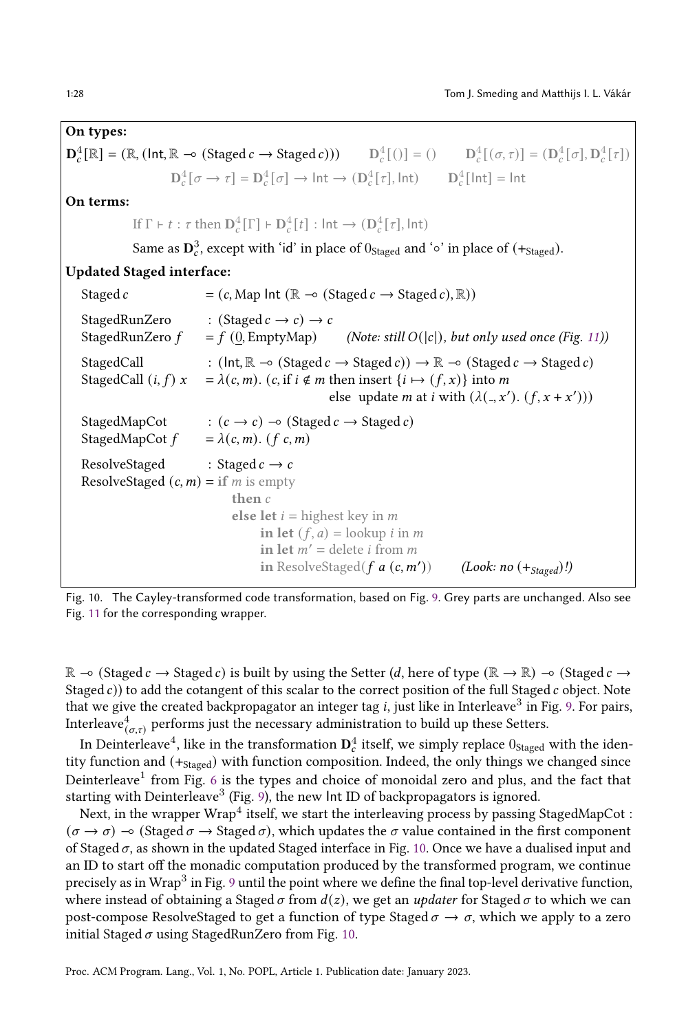**On types:**

$$\mathbf{D}^4_c[\mathbb{R}] = (\mathbb{R}, (\mathsf{Int}, \mathbb{R} \multimap (\mathrm{Staged}\, c \to \mathrm{Staged}\, c))) \qquad \mathbf{D}^4_c[()] = () \qquad \mathbf{D}^4_c[(\sigma, \tau)] = (\mathbf{D}^4_c[\sigma], \mathbf{D}^4_c[\tau])$$

$$\mathbf{D}^4_c[\sigma \to \tau] = \mathbf{D}^4_c[\sigma] \to \mathsf{Int} \to (\mathbf{D}^4_c[\tau], \mathsf{Int}) \qquad \mathbf{D}^4_c[\mathsf{Int}] = \mathsf{Int}$$

**On terms:**

If $\Gamma \vdash t : \tau$ then $\mathbf{D}^4_c[\Gamma] \vdash \mathbf{D}^4_c[t] : \mathsf{Int} \to (\mathbf{D}^4_c[\tau], \mathsf{Int})$

Same as $\mathbf{D}^3_c$, except with 'id' in place of $0_{\mathrm{Staged}}$ and '$\circ$' in place of $(+_{\mathrm{Staged}})$.

**Updated Staged interface:**

$$
\begin{array}{lll}
\mathrm{Staged}\, c & = & (c, \mathrm{Map}\ \mathsf{Int}\ (\mathbb{R} \multimap (\mathrm{Staged}\, c \to \mathrm{Staged}\, c), \mathbb{R})) \\[1ex]
\mathrm{StagedRunZero} & : & (\mathrm{Staged}\, c \to c) \to c \\
\mathrm{StagedRunZero}\ f & = & f\ (\underline{0}, \mathrm{EmptyMap}) \qquad \textit{(Note: still } O(|c|)\textit{, but only used once (Fig. 11))} \\[1ex]
\mathrm{StagedCall} & : & (\mathsf{Int}, \mathbb{R} \multimap (\mathrm{Staged}\, c \to \mathrm{Staged}\, c)) \to \mathbb{R} \multimap (\mathrm{Staged}\, c \to \mathrm{Staged}\, c) \\
\mathrm{StagedCall}\ (i, f)\ x & = & \lambda(c, m).\ (c, \text{if } i \notin m \text{ then insert } \{i \mapsto (f, x)\} \text{ into } m \\
 & & \qquad\qquad\qquad\quad \text{else update } m \text{ at } i \text{ with } (\lambda(\_, x').\ (f, x + x'))) \\[1ex]
\mathrm{StagedMapCot} & : & (c \to c) \multimap (\mathrm{Staged}\, c \to \mathrm{Staged}\, c) \\
\mathrm{StagedMapCot}\ f & = & \lambda(c, m).\ (f\ c, m) \\[1ex]
\mathrm{ResolveStaged} & : & \mathrm{Staged}\, c \to c \\
\mathrm{ResolveStaged}\ (c, m) & = & \textbf{if } m \text{ is empty} \\
 & & \quad \textbf{then } c \\
 & & \quad \textbf{else let } i = \text{highest key in } m \\
 & & \qquad\quad \textbf{in let } (f, a) = \text{lookup } i \text{ in } m \\
 & & \qquad\quad \textbf{in let } m' = \text{delete } i \text{ from } m \\
 & & \qquad\quad \textbf{in } \mathrm{ResolveStaged}(f\ a\ (c, m')) \qquad \textit{(Look: no } (+_{Staged})\textit{!)}
\end{array}
$$

Fig. 10. The Cayley-transformed code transformation, based on Fig. 9. Grey parts are unchanged. Also see Fig. 11 for the corresponding wrapper.

$\mathbb{R} \multimap (\mathrm{Staged}\, c \to \mathrm{Staged}\, c)$ is built by using the Setter ($d$, here of type $(\mathbb{R} \to \mathbb{R}) \multimap (\mathrm{Staged}\, c \to \mathrm{Staged}\, c)$) to add the cotangent of this scalar to the correct position of the full $\mathrm{Staged}\, c$ object. Note that we give the created backpropagator an integer tag $i$, just like in $\mathrm{Interleave}^3$ in Fig. 9. For pairs, $\mathrm{Interleave}^4_{(\sigma,\tau)}$ performs just the necessary administration to build up these Setters.

In $\mathrm{Deinterleave}^4$, like in the transformation $\mathbf{D}^4_c$ itself, we simply replace $0_{\mathrm{Staged}}$ with the identity function and $(+_{\mathrm{Staged}})$ with function composition. Indeed, the only things we changed since $\mathrm{Deinterleave}^1$ from Fig. 6 is the types and choice of monoidal zero and plus, and the fact that starting with $\mathrm{Deinterleave}^3$ (Fig. 9), the new $\mathsf{Int}$ ID of backpropagators is ignored.

Next, in the wrapper $\mathrm{Wrap}^4$ itself, we start the interleaving process by passing $\mathrm{StagedMapCot} : (\sigma \to \sigma) \multimap (\mathrm{Staged}\, \sigma \to \mathrm{Staged}\, \sigma)$, which updates the $\sigma$ value contained in the first component of $\mathrm{Staged}\, \sigma$, as shown in the updated Staged interface in Fig. 10. Once we have a dualised input and an ID to start off the monadic computation produced by the transformed program, we continue precisely as in $\mathrm{Wrap}^3$ in Fig. 9 until the point where we define the final top-level derivative function, where instead of obtaining a $\mathrm{Staged}\, \sigma$ from $d(z)$, we get an *updater* for $\mathrm{Staged}\, \sigma$ to which we can post-compose ResolveStaged to get a function of type $\mathrm{Staged}\, \sigma \to \sigma$, which we apply to a zero initial $\mathrm{Staged}\, \sigma$ using StagedRunZero from Fig. 10.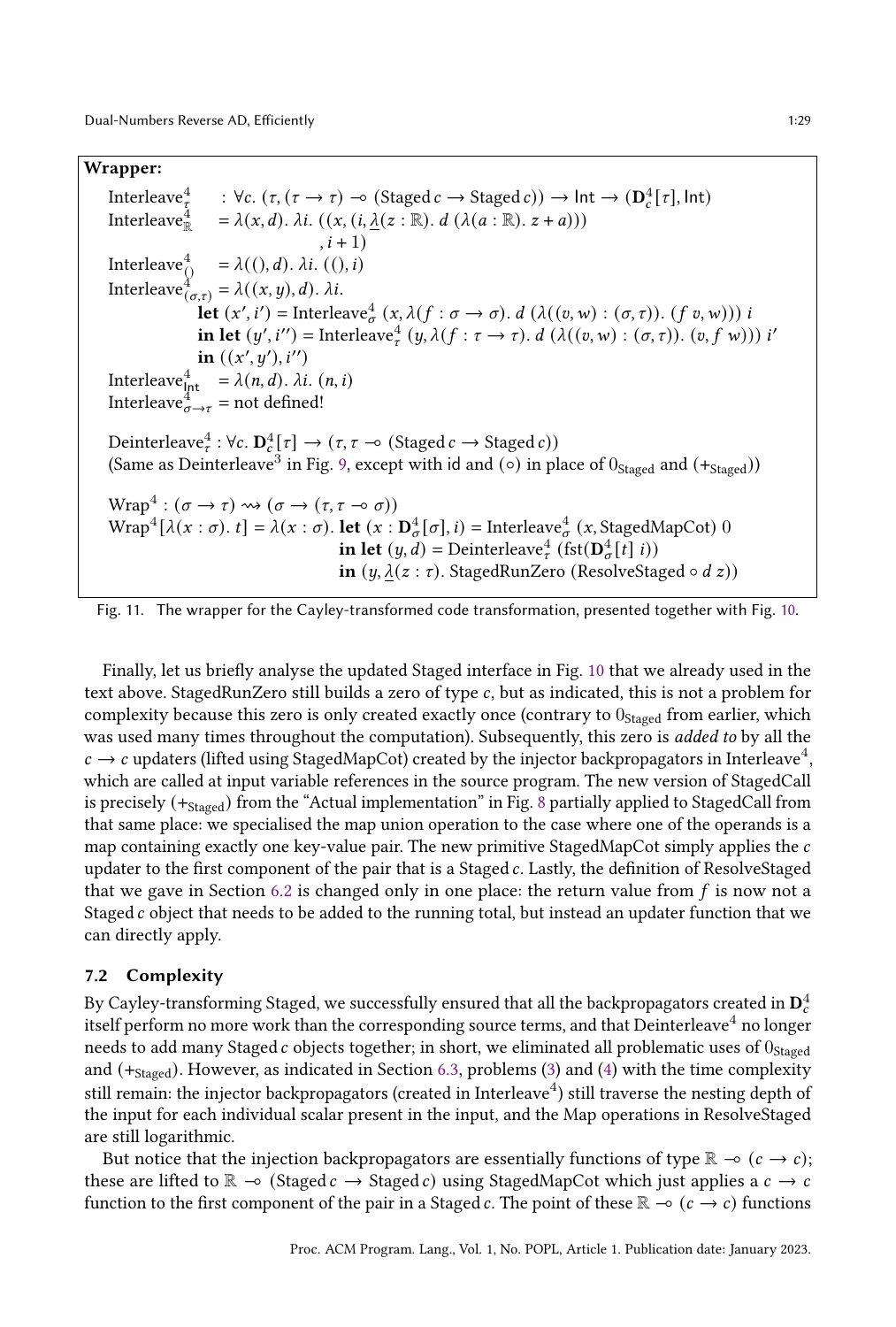**Wrapper:**

$$
\begin{array}{ll}
\text{Interleave}^4_\tau & : \forall c.\ (\tau, (\tau \to \tau) \multimap (\text{Staged}\, c \to \text{Staged}\, c)) \to \text{Int} \to (\mathbf{D}^4_c[\tau], \text{Int}) \\
\text{Interleave}^4_\mathbb{R} & = \lambda(x, d).\ \lambda i.\ ((x, (i, \underline{\lambda}(z : \mathbb{R}).\ d\ (\lambda(a : \mathbb{R}).\ z + a))) \\
& \qquad\qquad\qquad\quad , i + 1) \\
\text{Interleave}^4_{()} & = \lambda((), d).\ \lambda i.\ ((), i) \\
\text{Interleave}^4_{(\sigma,\tau)} & = \lambda((x, y), d).\ \lambda i. \\
& \quad \textbf{let}\ (x', i') = \text{Interleave}^4_\sigma\ (x, \lambda(f : \sigma \to \sigma).\ d\ (\lambda((v, w) : (\sigma, \tau)).\ (f\ v, w)))\ i \\
& \quad \textbf{in let}\ (y', i'') = \text{Interleave}^4_\tau\ (y, \lambda(f : \tau \to \tau).\ d\ (\lambda((v, w) : (\sigma, \tau)).\ (v, f\ w)))\ i' \\
& \quad \textbf{in}\ ((x', y'), i'') \\
\text{Interleave}^4_{\text{Int}} & = \lambda(n, d).\ \lambda i.\ (n, i) \\
\text{Interleave}^4_{\sigma \to \tau} & = \text{not defined!}
\end{array}
$$

$\text{Deinterleave}^4_\tau : \forall c.\ \mathbf{D}^4_c[\tau] \to (\tau, \tau \multimap (\text{Staged}\, c \to \text{Staged}\, c))$
(Same as $\text{Deinterleave}^3$ in Fig. 9, except with id and $(\circ)$ in place of $0_{\text{Staged}}$ and $(+_{\text{Staged}})$)

$$
\begin{array}{l}
\text{Wrap}^4 : (\sigma \to \tau) \rightsquigarrow (\sigma \to (\tau, \tau \multimap \sigma)) \\
\text{Wrap}^4[\lambda(x : \sigma).\ t] = \lambda(x : \sigma).\ \textbf{let}\ (x : \mathbf{D}^4_c[\sigma], i) = \text{Interleave}^4_\sigma\ (x, \text{StagedMapCot})\ 0 \\
\qquad\qquad\qquad\qquad\qquad\quad \textbf{in let}\ (y, d) = \text{Deinterleave}^4_\tau\ (\text{fst}(\mathbf{D}^4_\sigma[t]\ i)) \\
\qquad\qquad\qquad\qquad\qquad\quad \textbf{in}\ (y, \underline{\lambda}(z : \tau).\ \text{StagedRunZero}\ (\text{ResolveStaged} \circ d\ z))
\end{array}
$$

Fig. 11. The wrapper for the Cayley-transformed code transformation, presented together with Fig. 10.

Finally, let us briefly analyse the updated Staged interface in Fig. 10 that we already used in the text above. StagedRunZero still builds a zero of type $c$, but as indicated, this is not a problem for complexity because this zero is only created exactly once (contrary to $0_{\text{Staged}}$ from earlier, which was used many times throughout the computation). Subsequently, this zero is *added to* by all the $c \to c$ updaters (lifted using StagedMapCot) created by the injector backpropagators in $\text{Interleave}^4$, which are called at input variable references in the source program. The new version of StagedCall is precisely $(+_{\text{Staged}})$ from the "Actual implementation" in Fig. 8 partially applied to StagedCall from that same place: we specialised the map union operation to the case where one of the operands is a map containing exactly one key-value pair. The new primitive StagedMapCot simply applies the $c$ updater to the first component of the pair that is a $\text{Staged}\, c$. Lastly, the definition of ResolveStaged that we gave in Section 6.2 is changed only in one place: the return value from $f$ is now not a $\text{Staged}\, c$ object that needs to be added to the running total, but instead an updater function that we can directly apply.

### 7.2 Complexity

By Cayley-transforming Staged, we successfully ensured that all the backpropagators created in $\mathbf{D}^4_c$ itself perform no more work than the corresponding source terms, and that $\text{Deinterleave}^4$ no longer needs to add many $\text{Staged}\, c$ objects together; in short, we eliminated all problematic uses of $0_{\text{Staged}}$ and $(+_{\text{Staged}})$. However, as indicated in Section 6.3, problems (3) and (4) with the time complexity still remain: the injector backpropagators (created in $\text{Interleave}^4$) still traverse the nesting depth of the input for each individual scalar present in the input, and the Map operations in ResolveStaged are still logarithmic.

But notice that the injection backpropagators are essentially functions of type $\mathbb{R} \multimap (c \to c)$; these are lifted to $\mathbb{R} \multimap (\text{Staged}\, c \to \text{Staged}\, c)$ using StagedMapCot which just applies a $c \to c$ function to the first component of the pair in a $\text{Staged}\, c$. The point of these $\mathbb{R} \multimap (c \to c)$ functions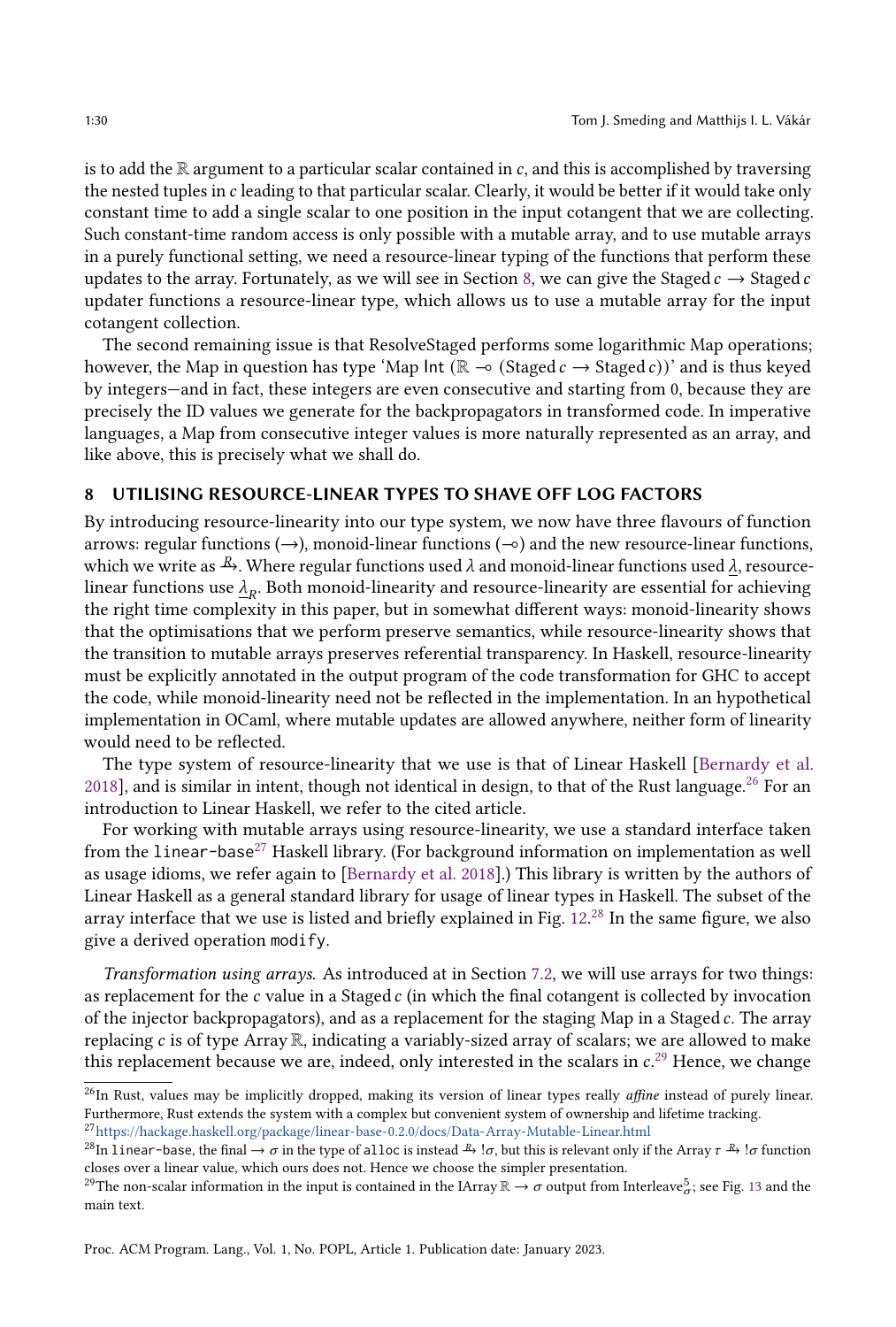is to add the $\mathbb{R}$ argument to a particular scalar contained in $c$, and this is accomplished by traversing the nested tuples in $c$ leading to that particular scalar. Clearly, it would be better if it would take only constant time to add a single scalar to one position in the input cotangent that we are collecting. Such constant-time random access is only possible with a mutable array, and to use mutable arrays in a purely functional setting, we need a resource-linear typing of the functions that perform these updates to the array. Fortunately, as we will see in Section 8, we can give the $\text{Staged}\, c \to \text{Staged}\, c$ updater functions a resource-linear type, which allows us to use a mutable array for the input cotangent collection.

The second remaining issue is that ResolveStaged performs some logarithmic Map operations; however, the Map in question has type '$\text{Map Int}\ (\mathbb{R} \multimap (\text{Staged}\, c \to \text{Staged}\, c))$' and is thus keyed by integers—and in fact, these integers are even consecutive and starting from 0, because they are precisely the ID values we generate for the backpropagators in transformed code. In imperative languages, a Map from consecutive integer values is more naturally represented as an array, and like above, this is precisely what we shall do.

## 8 UTILISING RESOURCE-LINEAR TYPES TO SHAVE OFF LOG FACTORS

By introducing resource-linearity into our type system, we now have three flavours of function arrows: regular functions ($\to$), monoid-linear functions ($\multimap$) and the new resource-linear functions, which we write as $\xrightarrow{R}$. Where regular functions used $\lambda$ and monoid-linear functions used $\underline{\lambda}$, resource-linear functions use $\underline{\lambda}_R$. Both monoid-linearity and resource-linearity are essential for achieving the right time complexity in this paper, but in somewhat different ways: monoid-linearity shows that the optimisations that we perform preserve semantics, while resource-linearity shows that the transition to mutable arrays preserves referential transparency. In Haskell, resource-linearity must be explicitly annotated in the output program of the code transformation for GHC to accept the code, while monoid-linearity need not be reflected in the implementation. In an hypothetical implementation in OCaml, where mutable updates are allowed anywhere, neither form of linearity would need to be reflected.

The type system of resource-linearity that we use is that of Linear Haskell [Bernardy et al. 2018], and is similar in intent, though not identical in design, to that of the Rust language.[26] For an introduction to Linear Haskell, we refer to the cited article.

For working with mutable arrays using resource-linearity, we use a standard interface taken from the `linear-base`[27] Haskell library. (For background information on implementation as well as usage idioms, we refer again to [Bernardy et al. 2018].) This library is written by the authors of Linear Haskell as a general standard library for usage of linear types in Haskell. The subset of the array interface that we use is listed and briefly explained in Fig. 12.[28] In the same figure, we also give a derived operation `modify`.

*Transformation using arrays.* As introduced at in Section 7.2, we will use arrays for two things: as replacement for the $c$ value in a $\text{Staged}\, c$ (in which the final cotangent is collected by invocation of the injector backpropagators), and as a replacement for the staging Map in a $\text{Staged}\, c$. The array replacing $c$ is of type $\text{Array}\, \mathbb{R}$, indicating a variably-sized array of scalars; we are allowed to make this replacement because we are, indeed, only interested in the scalars in $c$.[29] Hence, we change

---

[26] In Rust, values may be implicitly dropped, making its version of linear types really *affine* instead of purely linear. Furthermore, Rust extends the system with a complex but convenient system of ownership and lifetime tracking.

[27] https://hackage.haskell.org/package/linear-base-0.2.0/docs/Data-Array-Mutable-Linear.html

[28] In `linear-base`, the final $\to \sigma$ in the type of `alloc` is instead $\xrightarrow{R} !\sigma$, but this is relevant only if the $\text{Array}\, \tau \xrightarrow{R} !\sigma$ function closes over a linear value, which ours does not. Hence we choose the simpler presentation.

[29] The non-scalar information in the input is contained in the $\text{IArray}\, \mathbb{R} \to \sigma$ output from $\text{Interleave}^5_\sigma$; see Fig. 13 and the main text.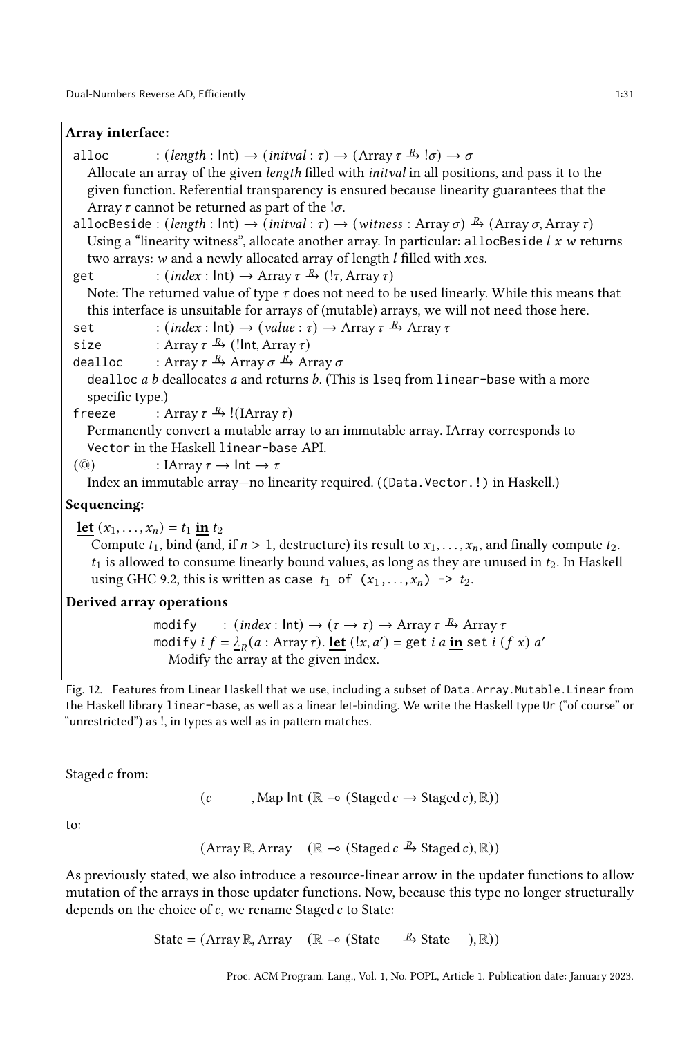**Array interface:**

`alloc` : $(length : \mathsf{Int}) \to (initval : \tau) \to (\mathrm{Array}\,\tau \xrightarrow{R} !\sigma) \to \sigma$
Allocate an array of the given *length* filled with *initval* in all positions, and pass it to the given function. Referential transparency is ensured because linearity guarantees that the $\mathrm{Array}\,\tau$ cannot be returned as part of the $!\sigma$.

`allocBeside` : $(length : \mathsf{Int}) \to (initval : \tau) \to (witness : \mathrm{Array}\,\sigma) \xrightarrow{R} (\mathrm{Array}\,\sigma, \mathrm{Array}\,\tau)$
Using a "linearity witness", allocate another array. In particular: `allocBeside` $l\ x\ w$ returns two arrays: $w$ and a newly allocated array of length $l$ filled with $x$es.

`get` : $(index : \mathsf{Int}) \to \mathrm{Array}\,\tau \xrightarrow{R} (!\tau, \mathrm{Array}\,\tau)$
Note: The returned value of type $\tau$ does not need to be used linearly. While this means that this interface is unsuitable for arrays of (mutable) arrays, we will not need those here.

`set` : $(index : \mathsf{Int}) \to (value : \tau) \to \mathrm{Array}\,\tau \xrightarrow{R} \mathrm{Array}\,\tau$

`size` : $\mathrm{Array}\,\tau \xrightarrow{R} (!\mathsf{Int}, \mathrm{Array}\,\tau)$

`dealloc` : $\mathrm{Array}\,\tau \xrightarrow{R} \mathrm{Array}\,\sigma \xrightarrow{R} \mathrm{Array}\,\sigma$
`dealloc` $a\ b$ deallocates $a$ and returns $b$. (This is `lseq` from `linear-base` with a more specific type.)

`freeze` : $\mathrm{Array}\,\tau \xrightarrow{R} !(\mathrm{IArray}\,\tau)$
Permanently convert a mutable array to an immutable array. IArray corresponds to `Vector` in the Haskell `linear-base` API.

$(@)$ : $\mathrm{IArray}\,\tau \to \mathsf{Int} \to \tau$
Index an immutable array—no linearity required. (`(Data.Vector.!)` in Haskell.)

**Sequencing:**

$\underline{\mathbf{let}}\ (x_1, \ldots, x_n) = t_1\ \underline{\mathbf{in}}\ t_2$
Compute $t_1$, bind (and, if $n > 1$, destructure) its result to $x_1, \ldots, x_n$, and finally compute $t_2$. $t_1$ is allowed to consume linearly bound values, as long as they are unused in $t_2$. In Haskell using GHC 9.2, this is written as `case` $t_1$ `of` $(x_1, \ldots, x_n)$ `->` $t_2$.

**Derived array operations**

`modify` : $(index : \mathsf{Int}) \to (\tau \to \tau) \to \mathrm{Array}\,\tau \xrightarrow{R} \mathrm{Array}\,\tau$
`modify` $i\ f = \underline{\lambda}_R(a : \mathrm{Array}\,\tau).\ \underline{\mathbf{let}}\ (!x, a') = $ `get` $i\ a\ \underline{\mathbf{in}}$ `set` $i\ (f\ x)\ a'$
Modify the array at the given index.

Fig. 12. Features from Linear Haskell that we use, including a subset of `Data.Array.Mutable.Linear` from the Haskell library `linear-base`, as well as a linear let-binding. We write the Haskell type `Ur` ("of course" or "unrestricted") as !, in types as well as in pattern matches.

Staged $c$ from:

$$(c\qquad\quad, \mathrm{Map}\ \mathsf{Int}\ (\mathbb{R} \multimap (\mathrm{Staged}\,c \to \mathrm{Staged}\,c), \mathbb{R}))$$

to:

$$(\mathrm{Array}\,\mathbb{R}, \mathrm{Array}\quad (\mathbb{R} \multimap (\mathrm{Staged}\,c \xrightarrow{R} \mathrm{Staged}\,c), \mathbb{R}))$$

As previously stated, we also introduce a resource-linear arrow in the updater functions to allow mutation of the arrays in those updater functions. Now, because this type no longer structurally depends on the choice of $c$, we rename Staged $c$ to State:

$$\mathrm{State} = (\mathrm{Array}\,\mathbb{R}, \mathrm{Array}\quad (\mathbb{R} \multimap (\mathrm{State}\qquad \xrightarrow{R} \mathrm{State}\qquad), \mathbb{R}))$$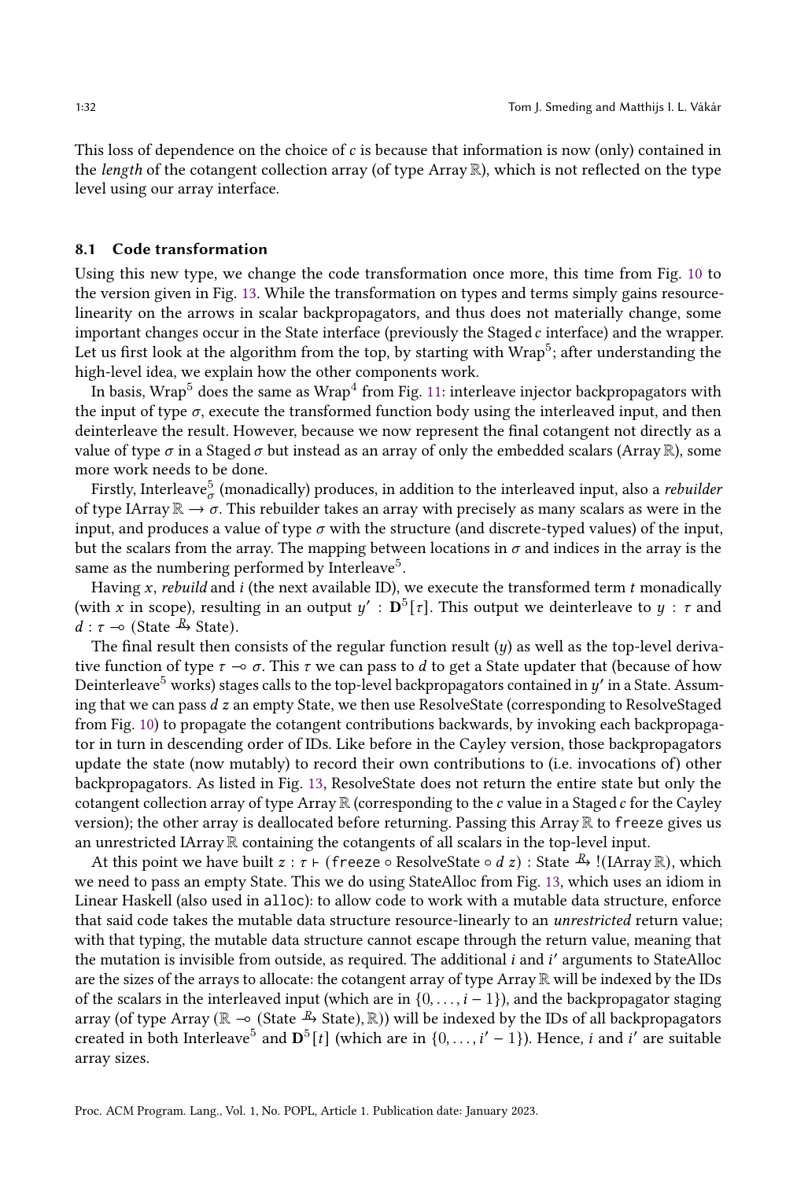This loss of dependence on the choice of $c$ is because that information is now (only) contained in the *length* of the cotangent collection array (of type Array $\mathbb{R}$), which is not reflected on the type level using our array interface.

### 8.1 Code transformation

Using this new type, we change the code transformation once more, this time from Fig. 10 to the version given in Fig. 13. While the transformation on types and terms simply gains resource-linearity on the arrows in scalar backpropagators, and thus does not materially change, some important changes occur in the State interface (previously the Staged $c$ interface) and the wrapper. Let us first look at the algorithm from the top, by starting with Wrap$^5$; after understanding the high-level idea, we explain how the other components work.

In basis, Wrap$^5$ does the same as Wrap$^4$ from Fig. 11: interleave injector backpropagators with the input of type $\sigma$, execute the transformed function body using the interleaved input, and then deinterleave the result. However, because we now represent the final cotangent not directly as a value of type $\sigma$ in a Staged $\sigma$ but instead as an array of only the embedded scalars (Array $\mathbb{R}$), some more work needs to be done.

Firstly, Interleave$^5_\sigma$ (monadically) produces, in addition to the interleaved input, also a *rebuilder* of type IArray $\mathbb{R} \to \sigma$. This rebuilder takes an array with precisely as many scalars as were in the input, and produces a value of type $\sigma$ with the structure (and discrete-typed values) of the input, but the scalars from the array. The mapping between locations in $\sigma$ and indices in the array is the same as the numbering performed by Interleave$^5$.

Having $x$, *rebuild* and $i$ (the next available ID), we execute the transformed term $t$ monadically (with $x$ in scope), resulting in an output $y' : \mathbf{D}^5[\tau]$. This output we deinterleave to $y : \tau$ and $d : \tau \multimap (\text{State} \overset{R}{\to} \text{State})$.

The final result then consists of the regular function result ($y$) as well as the top-level derivative function of type $\tau \multimap \sigma$. This $\tau$ we can pass to $d$ to get a State updater that (because of how Deinterleave$^5$ works) stages calls to the top-level backpropagators contained in $y'$ in a State. Assuming that we can pass $d\ z$ an empty State, we then use ResolveState (corresponding to ResolveStaged from Fig. 10) to propagate the cotangent contributions backwards, by invoking each backpropagator in turn in descending order of IDs. Like before in the Cayley version, those backpropagators update the state (now mutably) to record their own contributions to (i.e. invocations of) other backpropagators. As listed in Fig. 13, ResolveState does not return the entire state but only the cotangent collection array of type Array $\mathbb{R}$ (corresponding to the $c$ value in a Staged $c$ for the Cayley version); the other array is deallocated before returning. Passing this Array $\mathbb{R}$ to `freeze` gives us an unrestricted IArray $\mathbb{R}$ containing the cotangents of all scalars in the top-level input.

At this point we have built $z : \tau \vdash (\texttt{freeze} \circ \text{ResolveState} \circ d\ z) : \text{State} \overset{R}{\to} !(\text{IArray}\ \mathbb{R})$, which we need to pass an empty State. This we do using StateAlloc from Fig. 13, which uses an idiom in Linear Haskell (also used in `alloc`): to allow code to work with a mutable data structure, enforce that said code takes the mutable data structure resource-linearly to an *unrestricted* return value; with that typing, the mutable data structure cannot escape through the return value, meaning that the mutation is invisible from outside, as required. The additional $i$ and $i'$ arguments to StateAlloc are the sizes of the arrays to allocate: the cotangent array of type Array $\mathbb{R}$ will be indexed by the IDs of the scalars in the interleaved input (which are in $\{0, \ldots, i-1\}$), and the backpropagator staging array (of type Array $(\mathbb{R} \multimap (\text{State} \overset{R}{\to} \text{State}), \mathbb{R})$) will be indexed by the IDs of all backpropagators created in both Interleave$^5$ and $\mathbf{D}^5[t]$ (which are in $\{0, \ldots, i'-1\}$). Hence, $i$ and $i'$ are suitable array sizes.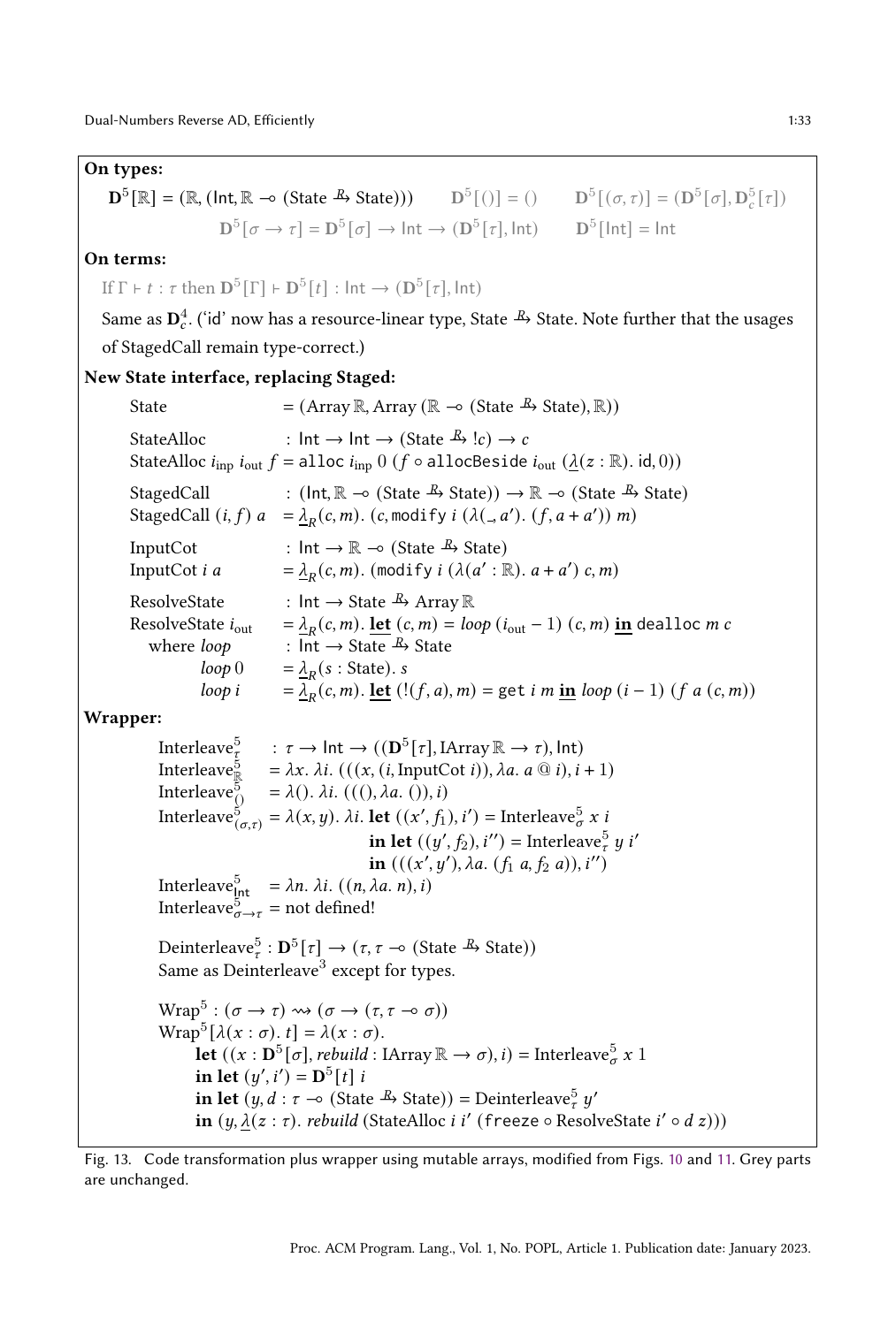**On types:**

$$\mathbf{D}^5[\mathbb{R}] = (\mathbb{R}, (\mathsf{Int}, \mathbb{R} \multimap (\mathrm{State} \xrightarrow{R} \mathrm{State}))) \qquad \mathbf{D}^5[()] = () \qquad \mathbf{D}^5[(\sigma,\tau)] = (\mathbf{D}^5[\sigma], \mathbf{D}^5_c[\tau])$$

$$\mathbf{D}^5[\sigma \to \tau] = \mathbf{D}^5[\sigma] \to \mathsf{Int} \to (\mathbf{D}^5[\tau], \mathsf{Int}) \qquad \mathbf{D}^5[\mathsf{Int}] = \mathsf{Int}$$

**On terms:**

If $\Gamma \vdash t : \tau$ then $\mathbf{D}^5[\Gamma] \vdash \mathbf{D}^5[t] : \mathsf{Int} \to (\mathbf{D}^5[\tau], \mathsf{Int})$

Same as $\mathbf{D}^4_c$. ('id' now has a resource-linear type, $\mathrm{State} \xrightarrow{R} \mathrm{State}$. Note further that the usages of StagedCall remain type-correct.)

**New State interface, replacing Staged:**

$$\begin{aligned}
&\mathrm{State} && = (\mathrm{Array}\,\mathbb{R}, \mathrm{Array}\,(\mathbb{R} \multimap (\mathrm{State} \xrightarrow{R} \mathrm{State}), \mathbb{R}))\\[4pt]
&\mathrm{StateAlloc} && : \mathsf{Int} \to \mathsf{Int} \to (\mathrm{State} \xrightarrow{R} !c) \to c\\
&\mathrm{StateAlloc}\ i_{\mathrm{inp}}\ i_{\mathrm{out}}\ f && = \mathtt{alloc}\ i_{\mathrm{inp}}\ 0\ (f \circ \mathtt{allocBeside}\ i_{\mathrm{out}}\ (\underline{\lambda}(z:\mathbb{R}).\, \mathsf{id}, 0))\\[4pt]
&\mathrm{StagedCall} && : (\mathsf{Int}, \mathbb{R} \multimap (\mathrm{State} \xrightarrow{R} \mathrm{State})) \to \mathbb{R} \multimap (\mathrm{State} \xrightarrow{R} \mathrm{State})\\
&\mathrm{StagedCall}\ (i, f)\ a && = \underline{\lambda}_R(c, m).\, (c, \mathtt{modify}\ i\ (\lambda(\_, a').\, (f, a + a'))\ m)\\[4pt]
&\mathrm{InputCot} && : \mathsf{Int} \to \mathbb{R} \multimap (\mathrm{State} \xrightarrow{R} \mathrm{State})\\
&\mathrm{InputCot}\ i\ a && = \underline{\lambda}_R(c, m).\, (\mathtt{modify}\ i\ (\lambda(a':\mathbb{R}).\, a + a')\ c, m)\\[4pt]
&\mathrm{ResolveState} && : \mathsf{Int} \to \mathrm{State} \xrightarrow{R} \mathrm{Array}\,\mathbb{R}\\
&\mathrm{ResolveState}\ i_{\mathrm{out}} && = \underline{\lambda}_R(c, m).\, \underline{\mathbf{let}}\ (c, m) = loop\ (i_{\mathrm{out}} - 1)\ (c, m)\ \underline{\mathbf{in}}\ \mathtt{dealloc}\ m\ c\\
&\quad \text{where } loop && : \mathsf{Int} \to \mathrm{State} \xrightarrow{R} \mathrm{State}\\
&\qquad\quad loop\ 0 && = \underline{\lambda}_R(s : \mathrm{State}).\, s\\
&\qquad\quad loop\ i && = \underline{\lambda}_R(c, m).\, \underline{\mathbf{let}}\ (!(f, a), m) = \mathtt{get}\ i\ m\ \underline{\mathbf{in}}\ loop\ (i-1)\ (f\ a\ (c, m))
\end{aligned}$$

**Wrapper:**

$$\begin{aligned}
&\mathrm{Interleave}^5_\tau && : \tau \to \mathsf{Int} \to ((\mathbf{D}^5[\tau], \mathrm{IArray}\,\mathbb{R} \to \tau), \mathsf{Int})\\
&\mathrm{Interleave}^5_{\mathbb{R}} && = \lambda x.\, \lambda i.\, (((x, (i, \mathrm{InputCot}\ i)), \lambda a.\, a\ @\ i), i+1)\\
&\mathrm{Interleave}^5_{()} && = \lambda().\, \lambda i.\, (((), \lambda a.\, ()), i)\\
&\mathrm{Interleave}^5_{(\sigma,\tau)} && = \lambda(x, y).\, \lambda i.\, \mathbf{let}\ ((x', f_1), i') = \mathrm{Interleave}^5_\sigma\ x\ i\\
& && \qquad\qquad\qquad\ \ \mathbf{in\ let}\ ((y', f_2), i'') = \mathrm{Interleave}^5_\tau\ y\ i'\\
& && \qquad\qquad\qquad\ \ \mathbf{in}\ (((x', y'), \lambda a.\, (f_1\ a, f_2\ a)), i'')\\
&\mathrm{Interleave}^5_{\mathsf{Int}} && = \lambda n.\, \lambda i.\, ((n, \lambda a.\, n), i)\\
&\mathrm{Interleave}^5_{\sigma\to\tau} && = \text{not defined!}
\end{aligned}$$

$\mathrm{Deinterleave}^5_\tau : \mathbf{D}^5[\tau] \to (\tau, \tau \multimap (\mathrm{State} \xrightarrow{R} \mathrm{State}))$
Same as $\mathrm{Deinterleave}^3$ except for types.

$$\begin{aligned}
&\mathrm{Wrap}^5 : (\sigma \to \tau) \rightsquigarrow (\sigma \to (\tau, \tau \multimap \sigma))\\
&\mathrm{Wrap}^5[\lambda(x:\sigma).\, t] = \lambda(x:\sigma).\\
&\qquad \mathbf{let}\ ((x : \mathbf{D}^5[\sigma], rebuild : \mathrm{IArray}\,\mathbb{R} \to \sigma), i) = \mathrm{Interleave}^5_\sigma\ x\ 1\\
&\qquad \mathbf{in\ let}\ (y', i') = \mathbf{D}^5[t]\ i\\
&\qquad \mathbf{in\ let}\ (y, d : \tau \multimap (\mathrm{State} \xrightarrow{R} \mathrm{State})) = \mathrm{Deinterleave}^5_\tau\ y'\\
&\qquad \mathbf{in}\ (y, \underline{\lambda}(z:\tau).\, rebuild\ (\mathrm{StateAlloc}\ i\ i'\ (\mathtt{freeze} \circ \mathrm{ResolveState}\ i' \circ d\ z)))
\end{aligned}$$

Fig. 13. Code transformation plus wrapper using mutable arrays, modified from Figs. 10 and 11. Grey parts are unchanged.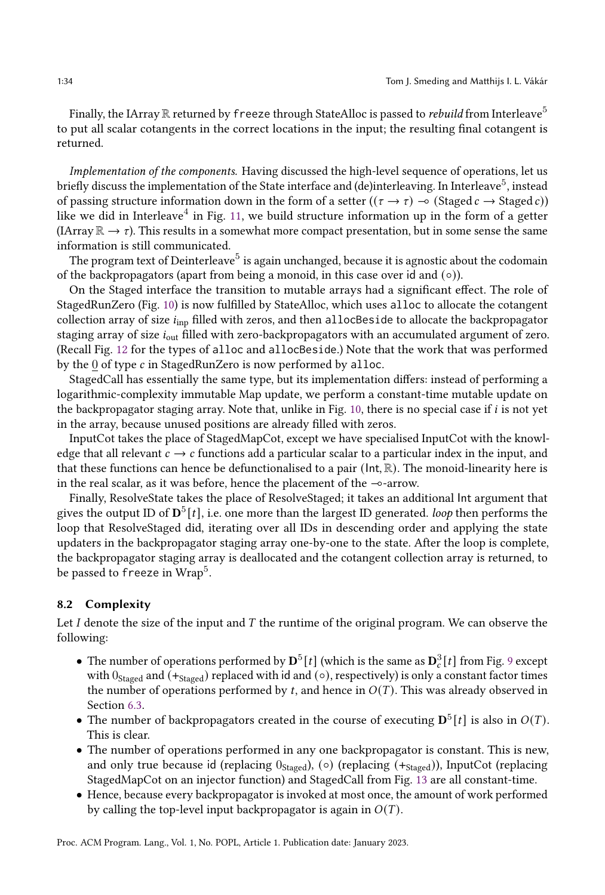Finally, the IArray $\mathbb{R}$ returned by `freeze` through StateAlloc is passed to *rebuild* from Interleave$^5$ to put all scalar cotangents in the correct locations in the input; the resulting final cotangent is returned.

*Implementation of the components.* Having discussed the high-level sequence of operations, let us briefly discuss the implementation of the State interface and (de)interleaving. In Interleave$^5$, instead of passing structure information down in the form of a setter ($(\tau \to \tau) \multimap (\text{Staged}\, c \to \text{Staged}\, c)$) like we did in Interleave$^4$ in Fig. 11, we build structure information up in the form of a getter ($\text{IArray}\, \mathbb{R} \to \tau$). This results in a somewhat more compact presentation, but in some sense the same information is still communicated.

The program text of Deinterleave$^5$ is again unchanged, because it is agnostic about the codomain of the backpropagators (apart from being a monoid, in this case over $\mathsf{id}$ and $(\circ)$).

On the Staged interface the transition to mutable arrays had a significant effect. The role of StagedRunZero (Fig. 10) is now fulfilled by StateAlloc, which uses `alloc` to allocate the cotangent collection array of size $i_{\text{inp}}$ filled with zeros, and then `allocBeside` to allocate the backpropagator staging array of size $i_{\text{out}}$ filled with zero-backpropagators with an accumulated argument of zero. (Recall Fig. 12 for the types of `alloc` and `allocBeside`.) Note that the work that was performed by the $\underline{0}$ of type $c$ in StagedRunZero is now performed by `alloc`.

StagedCall has essentially the same type, but its implementation differs: instead of performing a logarithmic-complexity immutable Map update, we perform a constant-time mutable update on the backpropagator staging array. Note that, unlike in Fig. 10, there is no special case if $i$ is not yet in the array, because unused positions are already filled with zeros.

InputCot takes the place of StagedMapCot, except we have specialised InputCot with the knowledge that all relevant $c \to c$ functions add a particular scalar to a particular index in the input, and that these functions can hence be defunctionalised to a pair $(\mathsf{Int}, \mathbb{R})$. The monoid-linearity here is in the real scalar, as it was before, hence the placement of the $\multimap$-arrow.

Finally, ResolveState takes the place of ResolveStaged; it takes an additional $\mathsf{Int}$ argument that gives the output ID of $\mathbf{D}^5[t]$, i.e. one more than the largest ID generated. *loop* then performs the loop that ResolveStaged did, iterating over all IDs in descending order and applying the state updaters in the backpropagator staging array one-by-one to the state. After the loop is complete, the backpropagator staging array is deallocated and the cotangent collection array is returned, to be passed to `freeze` in Wrap$^5$.

### 8.2 Complexity

Let $I$ denote the size of the input and $T$ the runtime of the original program. We can observe the following:

- The number of operations performed by $\mathbf{D}^5[t]$ (which is the same as $\mathbf{D}^3_c[t]$ from Fig. 9 except with $0_{\text{Staged}}$ and $(+_{\text{Staged}})$ replaced with $\mathsf{id}$ and $(\circ)$, respectively) is only a constant factor times the number of operations performed by $t$, and hence in $O(T)$. This was already observed in Section 6.3.
- The number of backpropagators created in the course of executing $\mathbf{D}^5[t]$ is also in $O(T)$. This is clear.
- The number of operations performed in any one backpropagator is constant. This is new, and only true because $\mathsf{id}$ (replacing $0_{\text{Staged}}$), $(\circ)$ (replacing $(+_{\text{Staged}})$), InputCot (replacing StagedMapCot on an injector function) and StagedCall from Fig. 13 are all constant-time.
- Hence, because every backpropagator is invoked at most once, the amount of work performed by calling the top-level input backpropagator is again in $O(T)$.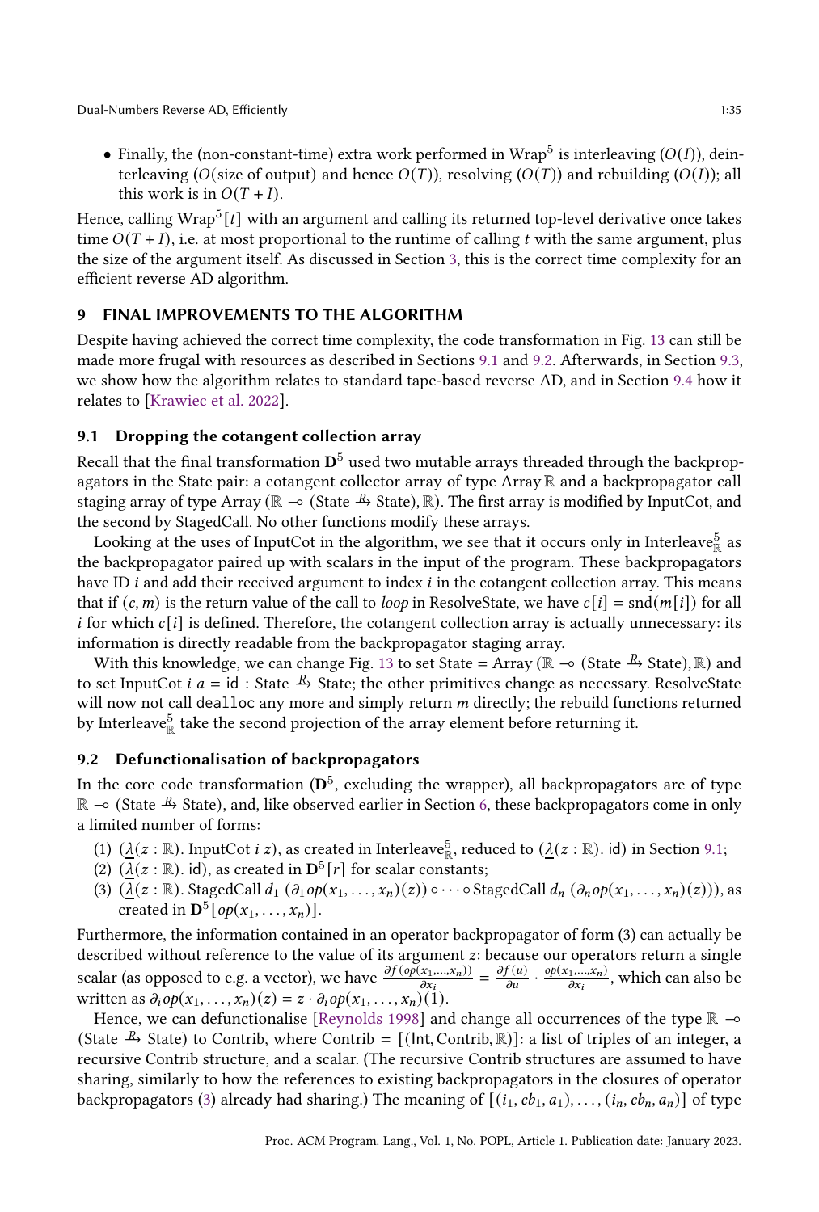- Finally, the (non-constant-time) extra work performed in $\text{Wrap}^5$ is interleaving ($O(I)$), deinterleaving ($O(\text{size of output})$ and hence $O(T)$), resolving ($O(T)$) and rebuilding ($O(I)$); all this work is in $O(T + I)$.

Hence, calling $\text{Wrap}^5[t]$ with an argument and calling its returned top-level derivative once takes time $O(T + I)$, i.e. at most proportional to the runtime of calling $t$ with the same argument, plus the size of the argument itself. As discussed in Section 3, this is the correct time complexity for an efficient reverse AD algorithm.

## 9 FINAL IMPROVEMENTS TO THE ALGORITHM

Despite having achieved the correct time complexity, the code transformation in Fig. 13 can still be made more frugal with resources as described in Sections 9.1 and 9.2. Afterwards, in Section 9.3, we show how the algorithm relates to standard tape-based reverse AD, and in Section 9.4 how it relates to [Krawiec et al. 2022].

### 9.1 Dropping the cotangent collection array

Recall that the final transformation $\mathbf{D}^5$ used two mutable arrays threaded through the backpropagators in the State pair: a cotangent collector array of type $\text{Array}\,\mathbb{R}$ and a backpropagator call staging array of type $\text{Array}\,(\mathbb{R} \multimap (\text{State} \xrightarrow{R} \text{State}), \mathbb{R})$. The first array is modified by InputCot, and the second by StagedCall. No other functions modify these arrays.

Looking at the uses of InputCot in the algorithm, we see that it occurs only in $\text{Interleave}^5_{\mathbb{R}}$ as the backpropagator paired up with scalars in the input of the program. These backpropagators have ID $i$ and add their received argument to index $i$ in the cotangent collection array. This means that if $(c, m)$ is the return value of the call to *loop* in ResolveState, we have $c[i] = \text{snd}(m[i])$ for all $i$ for which $c[i]$ is defined. Therefore, the cotangent collection array is actually unnecessary: its information is directly readable from the backpropagator staging array.

With this knowledge, we can change Fig. 13 to set $\text{State} = \text{Array}\,(\mathbb{R} \multimap (\text{State} \xrightarrow{R} \text{State}), \mathbb{R})$ and to set $\text{InputCot}\ i\ a = \text{id} : \text{State} \xrightarrow{R} \text{State}$; the other primitives change as necessary. ResolveState will now not call `dealloc` any more and simply return $m$ directly; the rebuild functions returned by $\text{Interleave}^5_{\mathbb{R}}$ take the second projection of the array element before returning it.

### 9.2 Defunctionalisation of backpropagators

In the core code transformation ($\mathbf{D}^5$, excluding the wrapper), all backpropagators are of type $\mathbb{R} \multimap (\text{State} \xrightarrow{R} \text{State})$, and, like observed earlier in Section 6, these backpropagators come in only a limited number of forms:

1. $(\underline{\lambda}(z : \mathbb{R}).\ \text{InputCot}\ i\ z)$, as created in $\text{Interleave}^5_{\mathbb{R}}$, reduced to $(\underline{\lambda}(z : \mathbb{R}).\ \text{id})$ in Section 9.1;
2. $(\underline{\lambda}(z : \mathbb{R}).\ \text{id})$, as created in $\mathbf{D}^5[r]$ for scalar constants;
3. $(\underline{\lambda}(z : \mathbb{R}).\ \text{StagedCall}\ d_1\ (\partial_1 op(x_1, \ldots, x_n)(z)) \circ \cdots \circ \text{StagedCall}\ d_n\ (\partial_n op(x_1, \ldots, x_n)(z)))$, as created in $\mathbf{D}^5[op(x_1, \ldots, x_n)]$.

Furthermore, the information contained in an operator backpropagator of form (3) can actually be described without reference to the value of its argument $z$: because our operators return a single scalar (as opposed to e.g. a vector), we have $\frac{\partial f(op(x_1,\ldots,x_n))}{\partial x_i} = \frac{\partial f(u)}{\partial u} \cdot \frac{op(x_1,\ldots,x_n)}{\partial x_i}$, which can also be written as $\partial_i op(x_1, \ldots, x_n)(z) = z \cdot \partial_i op(x_1, \ldots, x_n)(1)$.

Hence, we can defunctionalise [Reynolds 1998] and change all occurrences of the type $\mathbb{R} \multimap (\text{State} \xrightarrow{R} \text{State})$ to Contrib, where $\text{Contrib} = [(\text{Int}, \text{Contrib}, \mathbb{R})]$: a list of triples of an integer, a recursive Contrib structure, and a scalar. (The recursive Contrib structures are assumed to have sharing, similarly to how the references to existing backpropagators in the closures of operator backpropagators (3) already had sharing.) The meaning of $[(i_1, cb_1, a_1), \ldots, (i_n, cb_n, a_n)]$ of type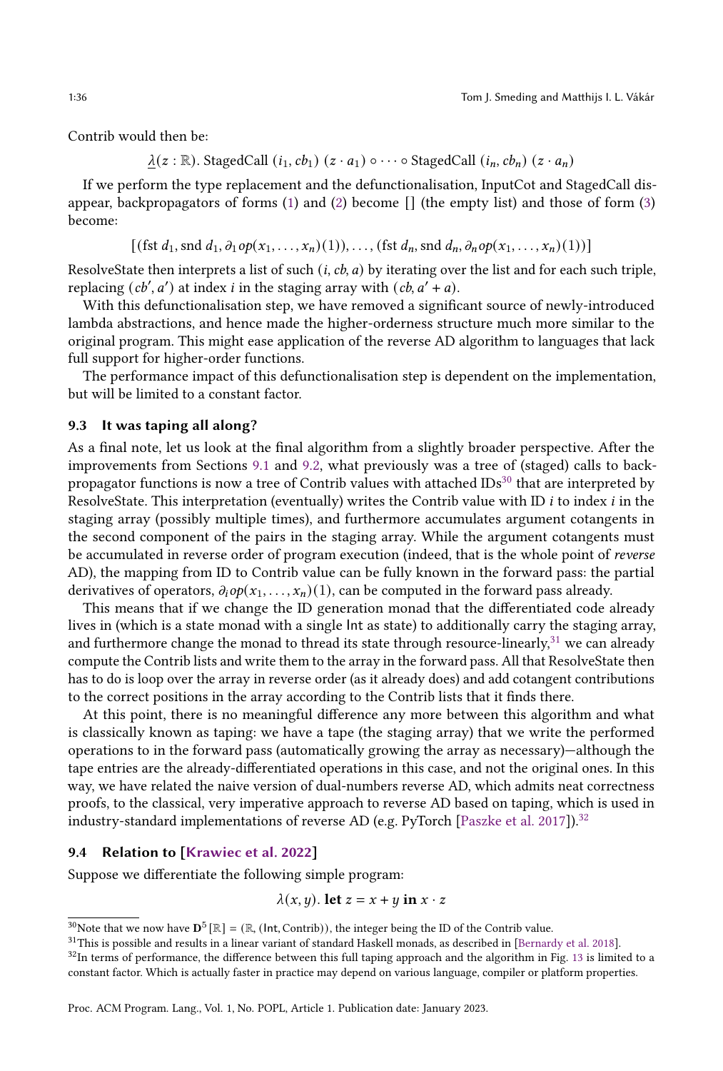Contrib would then be:

$$\underline{\lambda}(z : \mathbb{R}).\ \text{StagedCall}\ (i_1, cb_1)\ (z \cdot a_1) \circ \cdots \circ \text{StagedCall}\ (i_n, cb_n)\ (z \cdot a_n)$$

If we perform the type replacement and the defunctionalisation, InputCot and StagedCall disappear, backpropagators of forms (1) and (2) become [] (the empty list) and those of form (3) become:

$$[(\text{fst}\ d_1, \text{snd}\ d_1, \partial_1 op(x_1, \ldots, x_n)(1)), \ldots, (\text{fst}\ d_n, \text{snd}\ d_n, \partial_n op(x_1, \ldots, x_n)(1))]$$

ResolveState then interprets a list of such $(i, cb, a)$ by iterating over the list and for each such triple, replacing $(cb', a')$ at index $i$ in the staging array with $(cb, a' + a)$.

With this defunctionalisation step, we have removed a significant source of newly-introduced lambda abstractions, and hence made the higher-orderness structure much more similar to the original program. This might ease application of the reverse AD algorithm to languages that lack full support for higher-order functions.

The performance impact of this defunctionalisation step is dependent on the implementation, but will be limited to a constant factor.

### 9.3 It was taping all along?

As a final note, let us look at the final algorithm from a slightly broader perspective. After the improvements from Sections 9.1 and 9.2, what previously was a tree of (staged) calls to backpropagator functions is now a tree of Contrib values with attached IDs[30] that are interpreted by ResolveState. This interpretation (eventually) writes the Contrib value with ID $i$ to index $i$ in the staging array (possibly multiple times), and furthermore accumulates argument cotangents in the second component of the pairs in the staging array. While the argument cotangents must be accumulated in reverse order of program execution (indeed, that is the whole point of *reverse* AD), the mapping from ID to Contrib value can be fully known in the forward pass: the partial derivatives of operators, $\partial_i op(x_1, \ldots, x_n)(1)$, can be computed in the forward pass already.

This means that if we change the ID generation monad that the differentiated code already lives in (which is a state monad with a single Int as state) to additionally carry the staging array, and furthermore change the monad to thread its state through resource-linearly,[31] we can already compute the Contrib lists and write them to the array in the forward pass. All that ResolveState then has to do is loop over the array in reverse order (as it already does) and add cotangent contributions to the correct positions in the array according to the Contrib lists that it finds there.

At this point, there is no meaningful difference any more between this algorithm and what is classically known as taping: we have a tape (the staging array) that we write the performed operations to in the forward pass (automatically growing the array as necessary)—although the tape entries are the already-differentiated operations in this case, and not the original ones. In this way, we have related the naive version of dual-numbers reverse AD, which admits neat correctness proofs, to the classical, very imperative approach to reverse AD based on taping, which is used in industry-standard implementations of reverse AD (e.g. PyTorch [Paszke et al. 2017]).[32]

### 9.4 Relation to [Krawiec et al. 2022]

Suppose we differentiate the following simple program:

$$\lambda(x, y).\ \textbf{let}\ z = x + y\ \textbf{in}\ x \cdot z$$

---

[30] Note that we now have $\mathbf{D}^5[\mathbb{R}] = (\mathbb{R}, (\text{Int}, \text{Contrib}))$, the integer being the ID of the Contrib value.

[31] This is possible and results in a linear variant of standard Haskell monads, as described in [Bernardy et al. 2018].

[32] In terms of performance, the difference between this full taping approach and the algorithm in Fig. 13 is limited to a constant factor. Which is actually faster in practice may depend on various language, compiler or platform properties.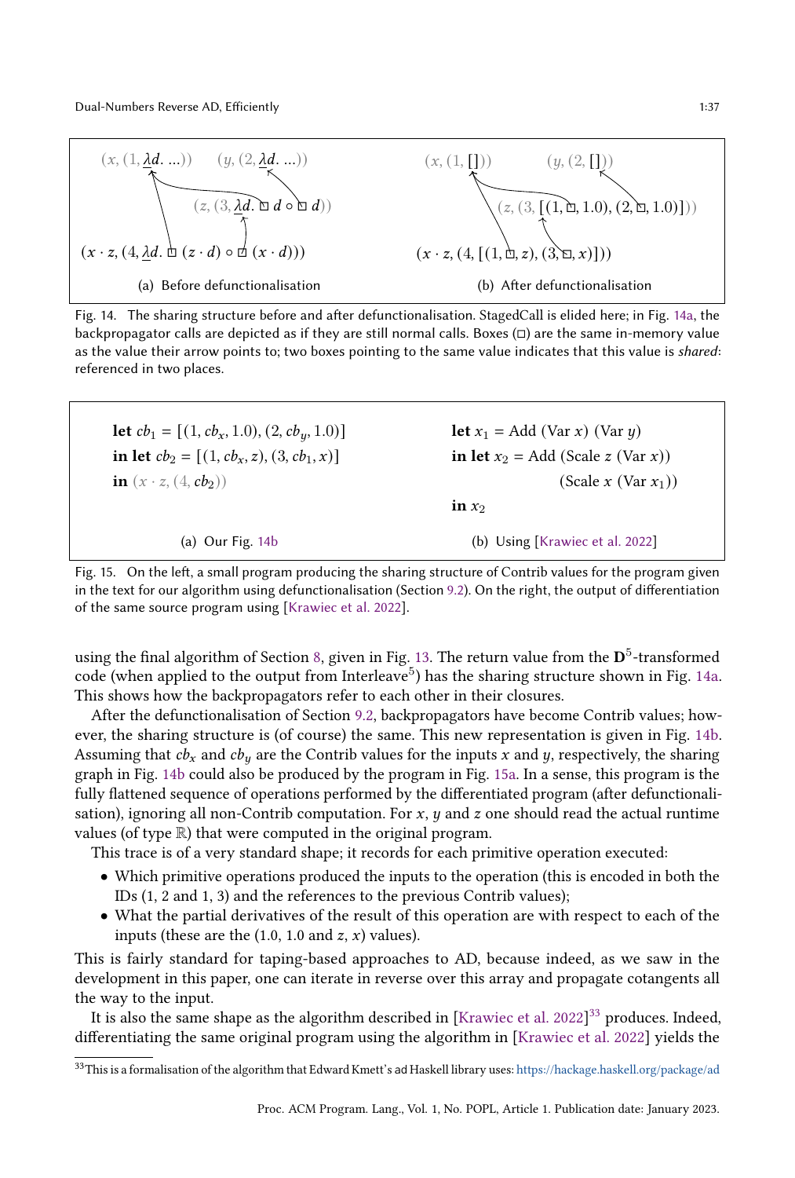$(x, (1, \underline{\lambda}d. \ldots))$ $(y, (2, \underline{\lambda}d. \ldots))$

$(z, (3, \underline{\lambda}d. \square\ d \circ \square\ d))$

$(x \cdot z, (4, \underline{\lambda}d. \square\ (z \cdot d) \circ \square\ (x \cdot d)))$

(a) Before defunctionalisation

$(x, (1, []))$ $(y, (2, []))$

$(z, (3, [(1, \square, 1.0), (2, \square, 1.0)]))$

$(x \cdot z, (4, [(1, \square, z), (3, \square, x)]))$

(b) After defunctionalisation

Fig. 14. The sharing structure before and after defunctionalisation. StagedCall is elided here; in Fig. 14a, the backpropagator calls are depicted as if they are still normal calls. Boxes (□) are the same in-memory value as the value their arrow points to; two boxes pointing to the same value indicates that this value is *shared*: referenced in two places.

$$\begin{aligned}
&\textbf{let } cb_1 = [(1, cb_x, 1.0), (2, cb_y, 1.0)] \\
&\textbf{in let } cb_2 = [(1, cb_x, z), (3, cb_1, x)] \\
&\textbf{in } (x \cdot z, (4, cb_2))
\end{aligned}$$

(a) Our Fig. 14b

$$\begin{aligned}
&\textbf{let } x_1 = \text{Add (Var } x) \text{ (Var } y) \\
&\textbf{in let } x_2 = \text{Add (Scale } z \text{ (Var } x)) \\
&\qquad\qquad\qquad \text{(Scale } x \text{ (Var } x_1)) \\
&\textbf{in } x_2
\end{aligned}$$

(b) Using [Krawiec et al. 2022]

Fig. 15. On the left, a small program producing the sharing structure of Contrib values for the program given in the text for our algorithm using defunctionalisation (Section 9.2). On the right, the output of differentiation of the same source program using [Krawiec et al. 2022].

using the final algorithm of Section 8, given in Fig. 13. The return value from the $\mathbf{D}^5$-transformed code (when applied to the output from Interleave[5]) has the sharing structure shown in Fig. 14a. This shows how the backpropagators refer to each other in their closures.

After the defunctionalisation of Section 9.2, backpropagators have become Contrib values; however, the sharing structure is (of course) the same. This new representation is given in Fig. 14b. Assuming that $cb_x$ and $cb_y$ are the Contrib values for the inputs $x$ and $y$, respectively, the sharing graph in Fig. 14b could also be produced by the program in Fig. 15a. In a sense, this program is the fully flattened sequence of operations performed by the differentiated program (after defunctionalisation), ignoring all non-Contrib computation. For $x$, $y$ and $z$ one should read the actual runtime values (of type $\mathbb{R}$) that were computed in the original program.

This trace is of a very standard shape; it records for each primitive operation executed:

- Which primitive operations produced the inputs to the operation (this is encoded in both the IDs (1, 2 and 1, 3) and the references to the previous Contrib values);
- What the partial derivatives of the result of this operation are with respect to each of the inputs (these are the (1.0, 1.0 and $z$, $x$) values).

This is fairly standard for taping-based approaches to AD, because indeed, as we saw in the development in this paper, one can iterate in reverse over this array and propagate cotangents all the way to the input.

It is also the same shape as the algorithm described in [Krawiec et al. 2022][33] produces. Indeed, differentiating the same original program using the algorithm in [Krawiec et al. 2022] yields the

[33] This is a formalisation of the algorithm that Edward Kmett's ad Haskell library uses: https://hackage.haskell.org/package/ad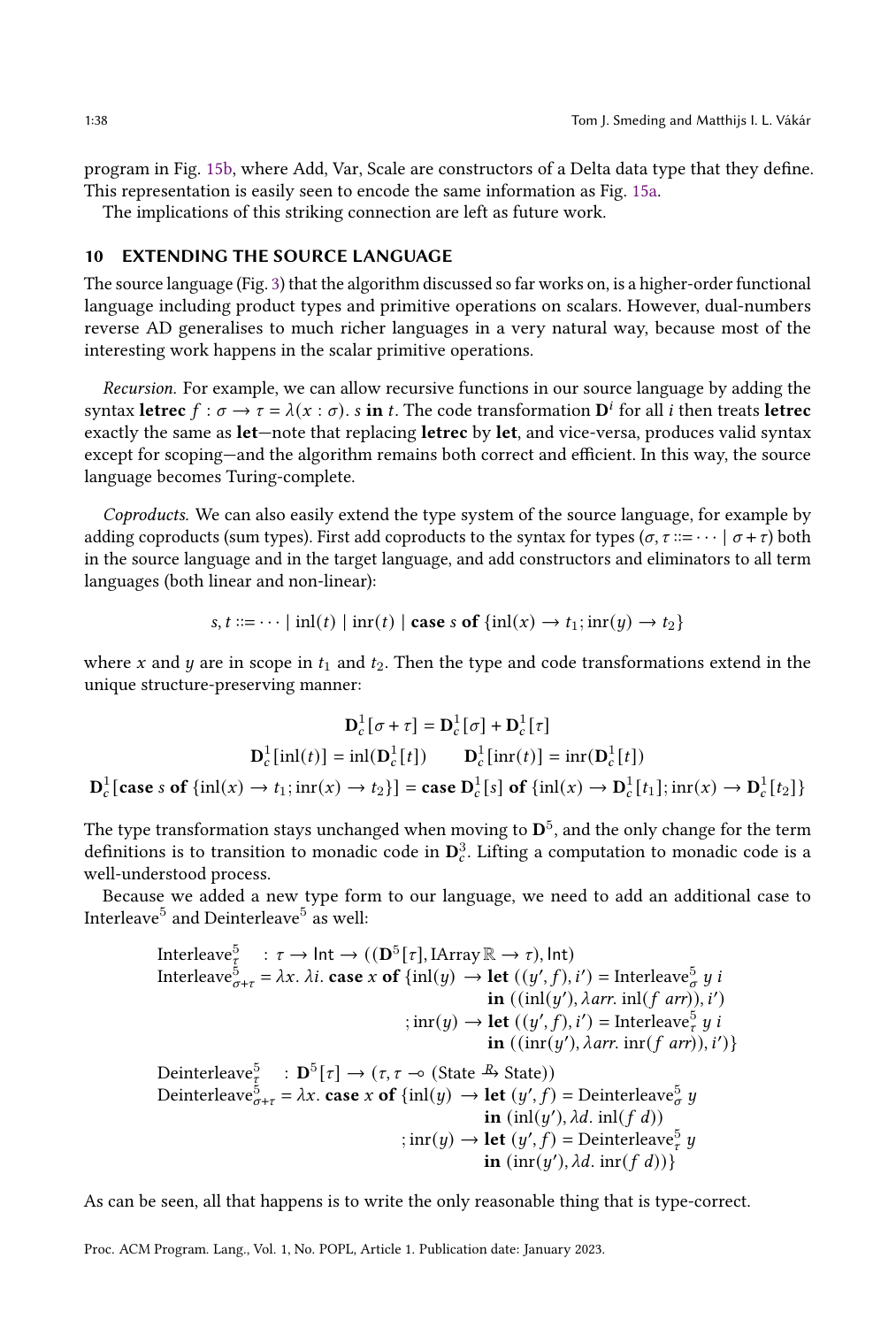program in Fig. 15b, where Add, Var, Scale are constructors of a Delta data type that they define. This representation is easily seen to encode the same information as Fig. 15a.

The implications of this striking connection are left as future work.

## 10 EXTENDING THE SOURCE LANGUAGE

The source language (Fig. 3) that the algorithm discussed so far works on, is a higher-order functional language including product types and primitive operations on scalars. However, dual-numbers reverse AD generalises to much richer languages in a very natural way, because most of the interesting work happens in the scalar primitive operations.

*Recursion.* For example, we can allow recursive functions in our source language by adding the syntax **letrec** $f : \sigma \to \tau = \lambda(x : \sigma).\ s$ **in** $t$. The code transformation $\mathbf{D}^i$ for all $i$ then treats **letrec** exactly the same as **let**—note that replacing **letrec** by **let**, and vice-versa, produces valid syntax except for scoping—and the algorithm remains both correct and efficient. In this way, the source language becomes Turing-complete.

*Coproducts.* We can also easily extend the type system of the source language, for example by adding coproducts (sum types). First add coproducts to the syntax for types ($\sigma, \tau ::= \cdots \mid \sigma + \tau$) both in the source language and in the target language, and add constructors and eliminators to all term languages (both linear and non-linear):

$$s, t ::= \cdots \mid \mathrm{inl}(t) \mid \mathrm{inr}(t) \mid \textbf{case}\ s\ \textbf{of}\ \{\mathrm{inl}(x) \to t_1 ; \mathrm{inr}(y) \to t_2\}$$

where $x$ and $y$ are in scope in $t_1$ and $t_2$. Then the type and code transformations extend in the unique structure-preserving manner:

$$\mathbf{D}^1_c[\sigma + \tau] = \mathbf{D}^1_c[\sigma] + \mathbf{D}^1_c[\tau]$$

$$\mathbf{D}^1_c[\mathrm{inl}(t)] = \mathrm{inl}(\mathbf{D}^1_c[t]) \qquad \mathbf{D}^1_c[\mathrm{inr}(t)] = \mathrm{inr}(\mathbf{D}^1_c[t])$$

$$\mathbf{D}^1_c[\textbf{case}\ s\ \textbf{of}\ \{\mathrm{inl}(x) \to t_1 ; \mathrm{inr}(x) \to t_2\}] = \textbf{case}\ \mathbf{D}^1_c[s]\ \textbf{of}\ \{\mathrm{inl}(x) \to \mathbf{D}^1_c[t_1] ; \mathrm{inr}(x) \to \mathbf{D}^1_c[t_2]\}$$

The type transformation stays unchanged when moving to $\mathbf{D}^5$, and the only change for the term definitions is to transition to monadic code in $\mathbf{D}^3_c$. Lifting a computation to monadic code is a well-understood process.

Because we added a new type form to our language, we need to add an additional case to $\mathrm{Interleave}^5$ and $\mathrm{Deinterleave}^5$ as well:

$$
\begin{aligned}
&\mathrm{Interleave}^5_\tau \quad : \tau \to \mathsf{Int} \to ((\mathbf{D}^5[\tau], \mathrm{IArray}\,\mathbb{R} \to \tau), \mathsf{Int}) \\
&\mathrm{Interleave}^5_{\sigma+\tau} = \lambda x.\ \lambda i.\ \textbf{case}\ x\ \textbf{of}\ \{\mathrm{inl}(y) \to \textbf{let}\ ((y', f), i') = \mathrm{Interleave}^5_\sigma\ y\ i \\
&\qquad\qquad\qquad\qquad\qquad\qquad\qquad\quad \textbf{in}\ ((\mathrm{inl}(y'), \lambda arr.\ \mathrm{inl}(f\ arr)), i') \\
&\qquad\qquad\qquad\qquad\qquad\qquad ; \mathrm{inr}(y) \to \textbf{let}\ ((y', f), i') = \mathrm{Interleave}^5_\tau\ y\ i \\
&\qquad\qquad\qquad\qquad\qquad\qquad\qquad\quad \textbf{in}\ ((\mathrm{inr}(y'), \lambda arr.\ \mathrm{inr}(f\ arr)), i')\}
\end{aligned}
$$

$$
\begin{aligned}
&\mathrm{Deinterleave}^5_\tau \quad : \mathbf{D}^5[\tau] \to (\tau, \tau \multimap (\mathrm{State} \xrightarrow{\mathbb{R}} \mathrm{State})) \\
&\mathrm{Deinterleave}^5_{\sigma+\tau} = \lambda x.\ \textbf{case}\ x\ \textbf{of}\ \{\mathrm{inl}(y) \to \textbf{let}\ (y', f) = \mathrm{Deinterleave}^5_\sigma\ y \\
&\qquad\qquad\qquad\qquad\qquad\qquad\qquad \textbf{in}\ (\mathrm{inl}(y'), \lambda d.\ \mathrm{inl}(f\ d)) \\
&\qquad\qquad\qquad\qquad\qquad\quad ; \mathrm{inr}(y) \to \textbf{let}\ (y', f) = \mathrm{Deinterleave}^5_\tau\ y \\
&\qquad\qquad\qquad\qquad\qquad\qquad\qquad \textbf{in}\ (\mathrm{inr}(y'), \lambda d.\ \mathrm{inr}(f\ d))\}
\end{aligned}
$$

As can be seen, all that happens is to write the only reasonable thing that is type-correct.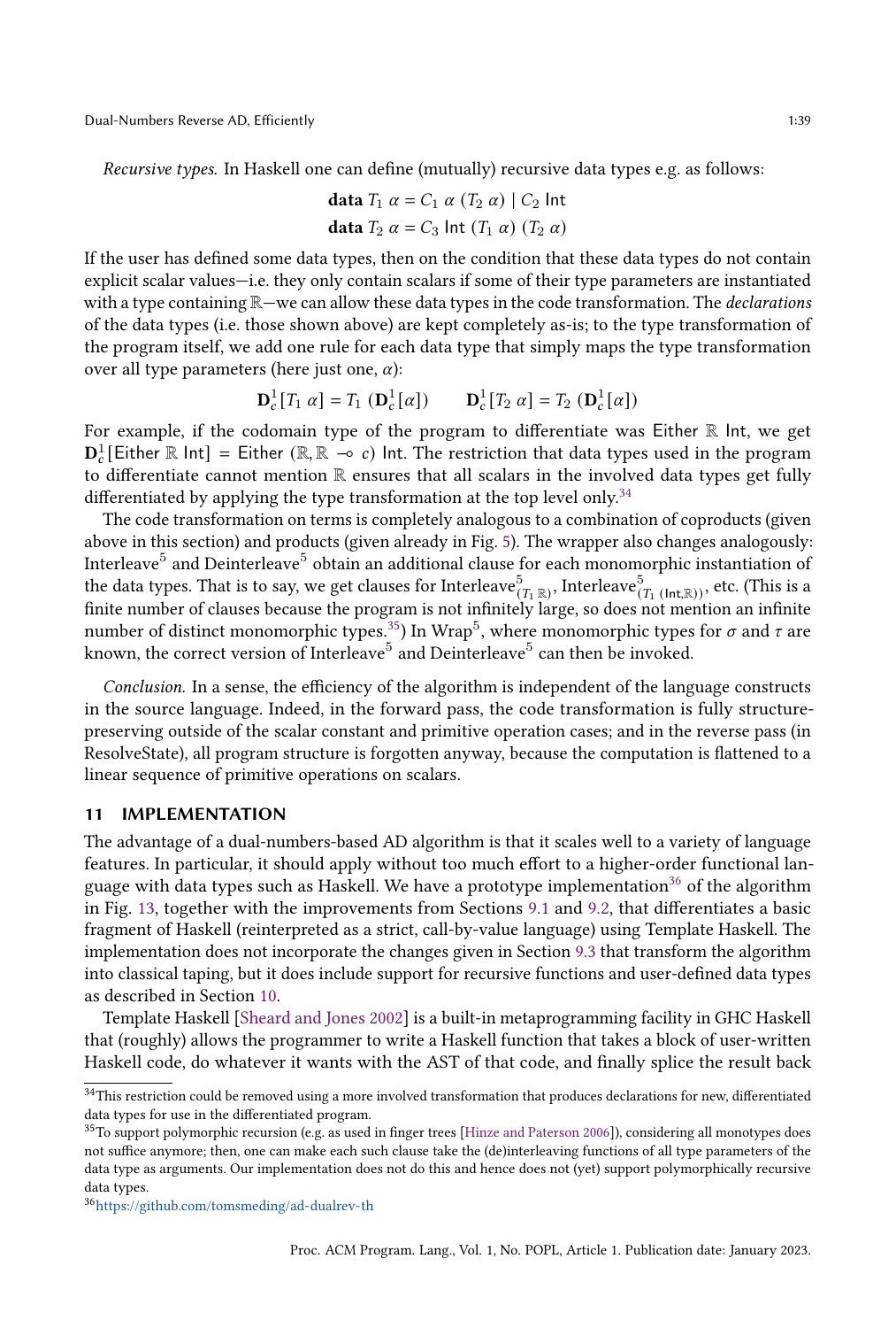*Recursive types.* In Haskell one can define (mutually) recursive data types e.g. as follows:

$$\textbf{data}\ T_1\ \alpha = C_1\ \alpha\ (T_2\ \alpha) \mid C_2\ \mathsf{Int}$$
$$\textbf{data}\ T_2\ \alpha = C_3\ \mathsf{Int}\ (T_1\ \alpha)\ (T_2\ \alpha)$$

If the user has defined some data types, then on the condition that these data types do not contain explicit scalar values—i.e. they only contain scalars if some of their type parameters are instantiated with a type containing $\mathbb{R}$—we can allow these data types in the code transformation. The *declarations* of the data types (i.e. those shown above) are kept completely as-is; to the type transformation of the program itself, we add one rule for each data type that simply maps the type transformation over all type parameters (here just one, $\alpha$):

$$\mathbf{D}^1_c[T_1\ \alpha] = T_1\ (\mathbf{D}^1_c[\alpha]) \qquad \mathbf{D}^1_c[T_2\ \alpha] = T_2\ (\mathbf{D}^1_c[\alpha])$$

For example, if the codomain type of the program to differentiate was $\mathsf{Either}\ \mathbb{R}\ \mathsf{Int}$, we get $\mathbf{D}^1_c[\mathsf{Either}\ \mathbb{R}\ \mathsf{Int}] = \mathsf{Either}\ (\mathbb{R}, \mathbb{R} \multimap c)\ \mathsf{Int}$. The restriction that data types used in the program to differentiate cannot mention $\mathbb{R}$ ensures that all scalars in the involved data types get fully differentiated by applying the type transformation at the top level only.[34]

The code transformation on terms is completely analogous to a combination of coproducts (given above in this section) and products (given already in Fig. 5). The wrapper also changes analogously: $\mathsf{Interleave}^5$ and $\mathsf{Deinterleave}^5$ obtain an additional clause for each monomorphic instantiation of the data types. That is to say, we get clauses for $\mathsf{Interleave}^5_{(T_1\ \mathbb{R})}$, $\mathsf{Interleave}^5_{(T_1\ (\mathsf{Int},\mathbb{R}))}$, etc. (This is a finite number of clauses because the program is not infinitely large, so does not mention an infinite number of distinct monomorphic types.[35]) In $\mathsf{Wrap}^5$, where monomorphic types for $\sigma$ and $\tau$ are known, the correct version of $\mathsf{Interleave}^5$ and $\mathsf{Deinterleave}^5$ can then be invoked.

*Conclusion.* In a sense, the efficiency of the algorithm is independent of the language constructs in the source language. Indeed, in the forward pass, the code transformation is fully structure-preserving outside of the scalar constant and primitive operation cases; and in the reverse pass (in ResolveState), all program structure is forgotten anyway, because the computation is flattened to a linear sequence of primitive operations on scalars.

## 11 IMPLEMENTATION

The advantage of a dual-numbers-based AD algorithm is that it scales well to a variety of language features. In particular, it should apply without too much effort to a higher-order functional language with data types such as Haskell. We have a prototype implementation[36] of the algorithm in Fig. 13, together with the improvements from Sections 9.1 and 9.2, that differentiates a basic fragment of Haskell (reinterpreted as a strict, call-by-value language) using Template Haskell. The implementation does not incorporate the changes given in Section 9.3 that transform the algorithm into classical taping, but it does include support for recursive functions and user-defined data types as described in Section 10.

Template Haskell [Sheard and Jones 2002] is a built-in metaprogramming facility in GHC Haskell that (roughly) allows the programmer to write a Haskell function that takes a block of user-written Haskell code, do whatever it wants with the AST of that code, and finally splice the result back

---

[34] This restriction could be removed using a more involved transformation that produces declarations for new, differentiated data types for use in the differentiated program.

[35] To support polymorphic recursion (e.g. as used in finger trees [Hinze and Paterson 2006]), considering all monotypes does not suffice anymore; then, one can make each such clause take the (de)interleaving functions of all type parameters of the data type as arguments. Our implementation does not do this and hence does not (yet) support polymorphically recursive data types.

[36] https://github.com/tomsmeding/ad-dualrev-th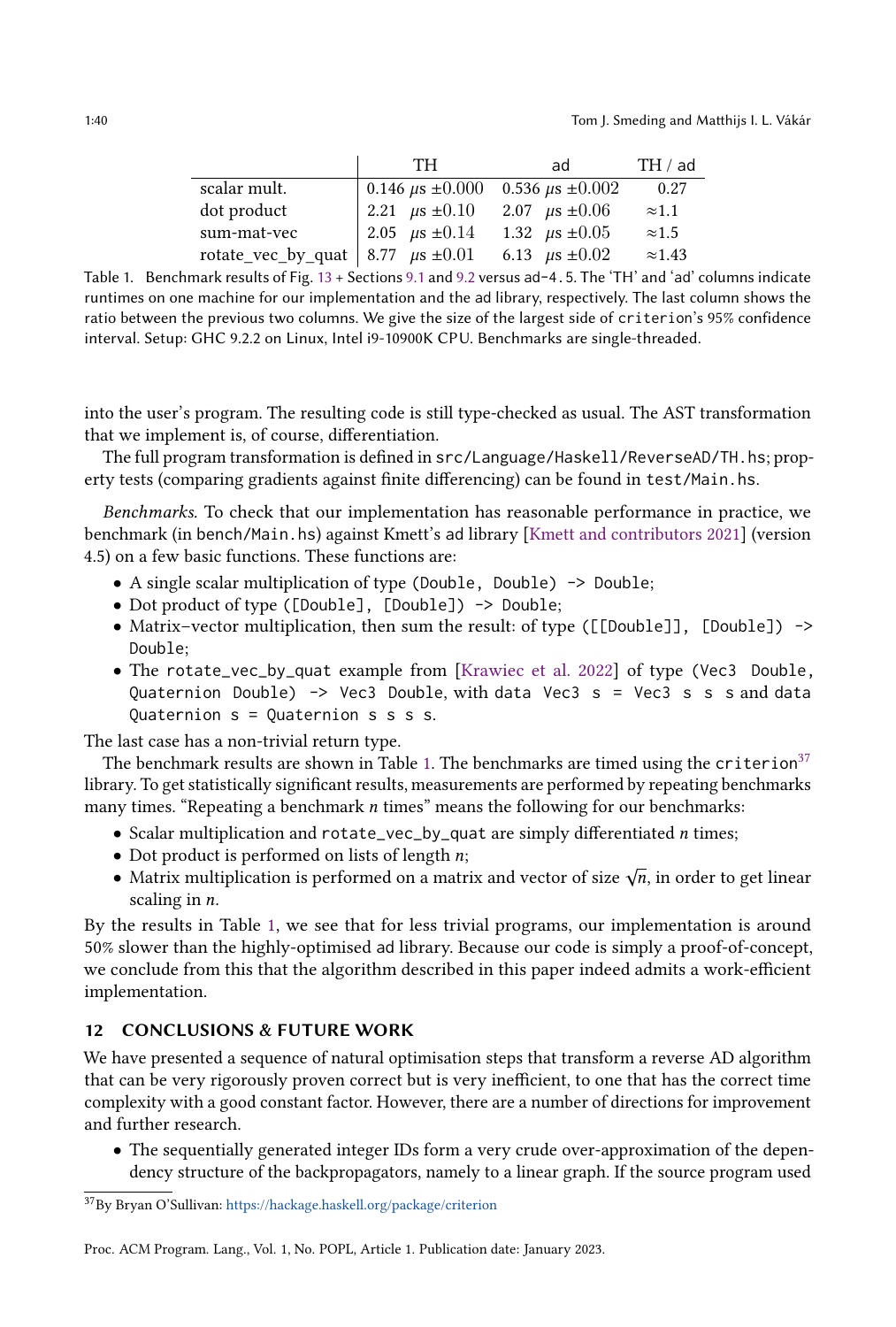| | TH | ad | TH / ad |
|---|---|---|---|
| scalar mult. | 0.146 $\mu$s ±0.000 | 0.536 $\mu$s ±0.002 | 0.27 |
| dot product | 2.21 $\mu$s ±0.10 | 2.07 $\mu$s ±0.06 | ≈1.1 |
| sum-mat-vec | 2.05 $\mu$s ±0.14 | 1.32 $\mu$s ±0.05 | ≈1.5 |
| rotate_vec_by_quat | 8.77 $\mu$s ±0.01 | 6.13 $\mu$s ±0.02 | ≈1.43 |

Table 1. Benchmark results of Fig. 13 + Sections 9.1 and 9.2 versus `ad-4.5`. The 'TH' and 'ad' columns indicate runtimes on one machine for our implementation and the ad library, respectively. The last column shows the ratio between the previous two columns. We give the size of the largest side of `criterion`'s 95% confidence interval. Setup: GHC 9.2.2 on Linux, Intel i9-10900K CPU. Benchmarks are single-threaded.

into the user's program. The resulting code is still type-checked as usual. The AST transformation that we implement is, of course, differentiation.

The full program transformation is defined in `src/Language/Haskell/ReverseAD/TH.hs`; property tests (comparing gradients against finite differencing) can be found in `test/Main.hs`.

*Benchmarks.* To check that our implementation has reasonable performance in practice, we benchmark (in `bench/Main.hs`) against Kmett's `ad` library [Kmett and contributors 2021] (version 4.5) on a few basic functions. These functions are:

- A single scalar multiplication of type `(Double, Double) -> Double`;
- Dot product of type `([Double], [Double]) -> Double`;
- Matrix–vector multiplication, then sum the result: of type `([[Double]], [Double]) -> Double`;
- The `rotate_vec_by_quat` example from [Krawiec et al. 2022] of type `(Vec3 Double, Quaternion Double) -> Vec3 Double`, with `data Vec3 s = Vec3 s s s` and `data Quaternion s = Quaternion s s s s`.

The last case has a non-trivial return type.

The benchmark results are shown in Table 1. The benchmarks are timed using the `criterion`[37] library. To get statistically significant results, measurements are performed by repeating benchmarks many times. "Repeating a benchmark $n$ times" means the following for our benchmarks:

- Scalar multiplication and `rotate_vec_by_quat` are simply differentiated $n$ times;
- Dot product is performed on lists of length $n$;
- Matrix multiplication is performed on a matrix and vector of size $\sqrt{n}$, in order to get linear scaling in $n$.

By the results in Table 1, we see that for less trivial programs, our implementation is around 50% slower than the highly-optimised `ad` library. Because our code is simply a proof-of-concept, we conclude from this that the algorithm described in this paper indeed admits a work-efficient implementation.

## 12 CONCLUSIONS & FUTURE WORK

We have presented a sequence of natural optimisation steps that transform a reverse AD algorithm that can be very rigorously proven correct but is very inefficient, to one that has the correct time complexity with a good constant factor. However, there are a number of directions for improvement and further research.

- The sequentially generated integer IDs form a very crude over-approximation of the dependency structure of the backpropagators, namely to a linear graph. If the source program used

[37] By Bryan O'Sullivan: https://hackage.haskell.org/package/criterion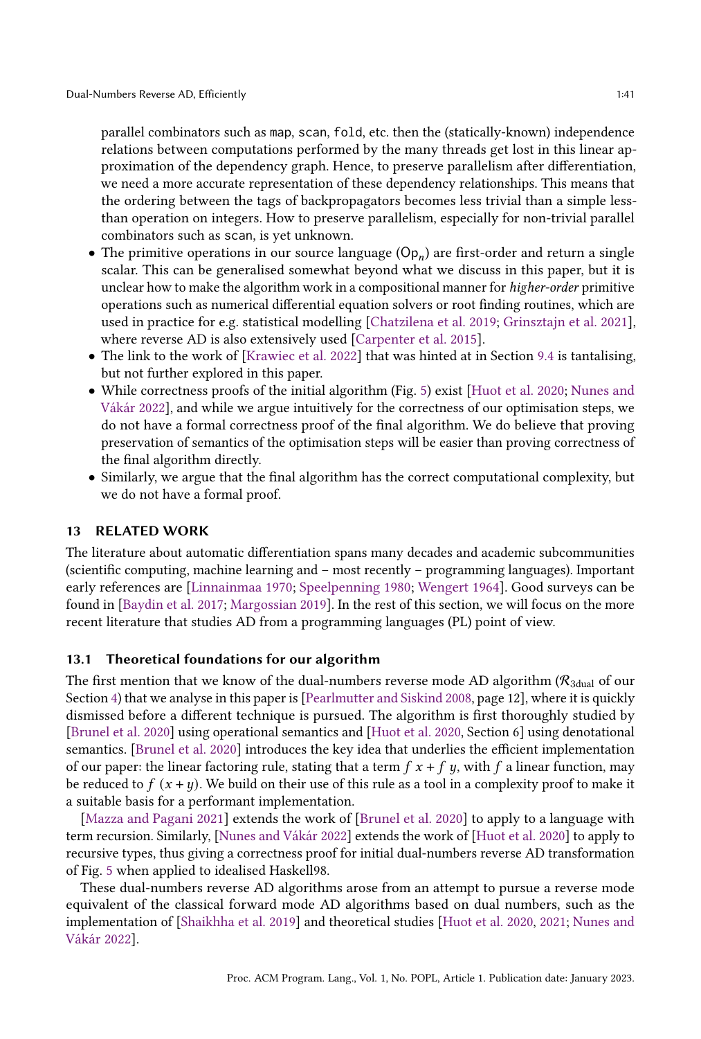parallel combinators such as map, scan, fold, etc. then the (statically-known) independence relations between computations performed by the many threads get lost in this linear approximation of the dependency graph. Hence, to preserve parallelism after differentiation, we need a more accurate representation of these dependency relationships. This means that the ordering between the tags of backpropagators becomes less trivial than a simple less-than operation on integers. How to preserve parallelism, especially for non-trivial parallel combinators such as scan, is yet unknown.

- The primitive operations in our source language ($\mathsf{Op}_n$) are first-order and return a single scalar. This can be generalised somewhat beyond what we discuss in this paper, but it is unclear how to make the algorithm work in a compositional manner for *higher-order* primitive operations such as numerical differential equation solvers or root finding routines, which are used in practice for e.g. statistical modelling [Chatzilena et al. 2019; Grinsztajn et al. 2021], where reverse AD is also extensively used [Carpenter et al. 2015].
- The link to the work of [Krawiec et al. 2022] that was hinted at in Section 9.4 is tantalising, but not further explored in this paper.
- While correctness proofs of the initial algorithm (Fig. 5) exist [Huot et al. 2020; Nunes and Vákár 2022], and while we argue intuitively for the correctness of our optimisation steps, we do not have a formal correctness proof of the final algorithm. We do believe that proving preservation of semantics of the optimisation steps will be easier than proving correctness of the final algorithm directly.
- Similarly, we argue that the final algorithm has the correct computational complexity, but we do not have a formal proof.

## 13 RELATED WORK

The literature about automatic differentiation spans many decades and academic subcommunities (scientific computing, machine learning and – most recently – programming languages). Important early references are [Linnainmaa 1970; Speelpenning 1980; Wengert 1964]. Good surveys can be found in [Baydin et al. 2017; Margossian 2019]. In the rest of this section, we will focus on the more recent literature that studies AD from a programming languages (PL) point of view.

### 13.1 Theoretical foundations for our algorithm

The first mention that we know of the dual-numbers reverse mode AD algorithm ($\mathcal{R}_{3\text{dual}}$ of our Section 4) that we analyse in this paper is [Pearlmutter and Siskind 2008, page 12], where it is quickly dismissed before a different technique is pursued. The algorithm is first thoroughly studied by [Brunel et al. 2020] using operational semantics and [Huot et al. 2020, Section 6] using denotational semantics. [Brunel et al. 2020] introduces the key idea that underlies the efficient implementation of our paper: the linear factoring rule, stating that a term $f\ x + f\ y$, with $f$ a linear function, may be reduced to $f\ (x + y)$. We build on their use of this rule as a tool in a complexity proof to make it a suitable basis for a performant implementation.

[Mazza and Pagani 2021] extends the work of [Brunel et al. 2020] to apply to a language with term recursion. Similarly, [Nunes and Vákár 2022] extends the work of [Huot et al. 2020] to apply to recursive types, thus giving a correctness proof for initial dual-numbers reverse AD transformation of Fig. 5 when applied to idealised Haskell98.

These dual-numbers reverse AD algorithms arose from an attempt to pursue a reverse mode equivalent of the classical forward mode AD algorithms based on dual numbers, such as the implementation of [Shaikhha et al. 2019] and theoretical studies [Huot et al. 2020, 2021; Nunes and Vákár 2022].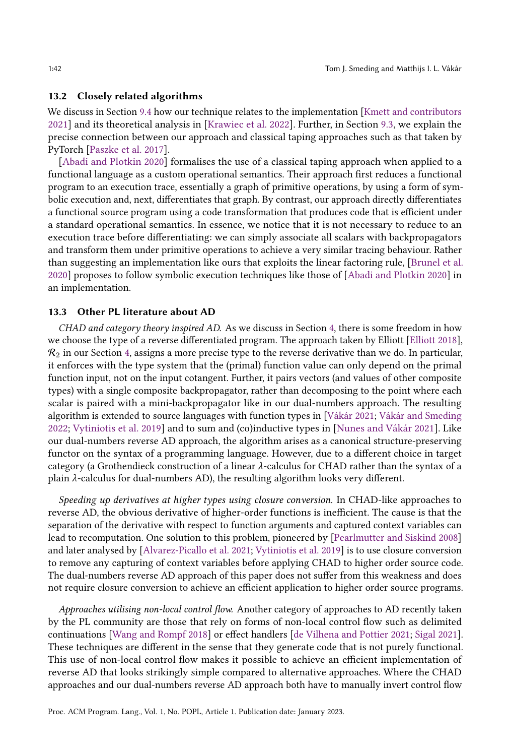### 13.2 Closely related algorithms

We discuss in Section 9.4 how our technique relates to the implementation [Kmett and contributors 2021] and its theoretical analysis in [Krawiec et al. 2022]. Further, in Section 9.3, we explain the precise connection between our approach and classical taping approaches such as that taken by PyTorch [Paszke et al. 2017].

[Abadi and Plotkin 2020] formalises the use of a classical taping approach when applied to a functional language as a custom operational semantics. Their approach first reduces a functional program to an execution trace, essentially a graph of primitive operations, by using a form of symbolic execution and, next, differentiates that graph. By contrast, our approach directly differentiates a functional source program using a code transformation that produces code that is efficient under a standard operational semantics. In essence, we notice that it is not necessary to reduce to an execution trace before differentiating: we can simply associate all scalars with backpropagators and transform them under primitive operations to achieve a very similar tracing behaviour. Rather than suggesting an implementation like ours that exploits the linear factoring rule, [Brunel et al. 2020] proposes to follow symbolic execution techniques like those of [Abadi and Plotkin 2020] in an implementation.

### 13.3 Other PL literature about AD

*CHAD and category theory inspired AD.* As we discuss in Section 4, there is some freedom in how we choose the type of a reverse differentiated program. The approach taken by Elliott [Elliott 2018], $\mathcal{R}_2$ in our Section 4, assigns a more precise type to the reverse derivative than we do. In particular, it enforces with the type system that the (primal) function value can only depend on the primal function input, not on the input cotangent. Further, it pairs vectors (and values of other composite types) with a single composite backpropagator, rather than decomposing to the point where each scalar is paired with a mini-backpropagator like in our dual-numbers approach. The resulting algorithm is extended to source languages with function types in [Vákár 2021; Vákár and Smeding 2022; Vytiniotis et al. 2019] and to sum and (co)inductive types in [Nunes and Vákár 2021]. Like our dual-numbers reverse AD approach, the algorithm arises as a canonical structure-preserving functor on the syntax of a programming language. However, due to a different choice in target category (a Grothendieck construction of a linear $\lambda$-calculus for CHAD rather than the syntax of a plain $\lambda$-calculus for dual-numbers AD), the resulting algorithm looks very different.

*Speeding up derivatives at higher types using closure conversion.* In CHAD-like approaches to reverse AD, the obvious derivative of higher-order functions is inefficient. The cause is that the separation of the derivative with respect to function arguments and captured context variables can lead to recomputation. One solution to this problem, pioneered by [Pearlmutter and Siskind 2008] and later analysed by [Alvarez-Picallo et al. 2021; Vytiniotis et al. 2019] is to use closure conversion to remove any capturing of context variables before applying CHAD to higher order source code. The dual-numbers reverse AD approach of this paper does not suffer from this weakness and does not require closure conversion to achieve an efficient application to higher order source programs.

*Approaches utilising non-local control flow.* Another category of approaches to AD recently taken by the PL community are those that rely on forms of non-local control flow such as delimited continuations [Wang and Rompf 2018] or effect handlers [de Vilhena and Pottier 2021; Sigal 2021]. These techniques are different in the sense that they generate code that is not purely functional. This use of non-local control flow makes it possible to achieve an efficient implementation of reverse AD that looks strikingly simple compared to alternative approaches. Where the CHAD approaches and our dual-numbers reverse AD approach both have to manually invert control flow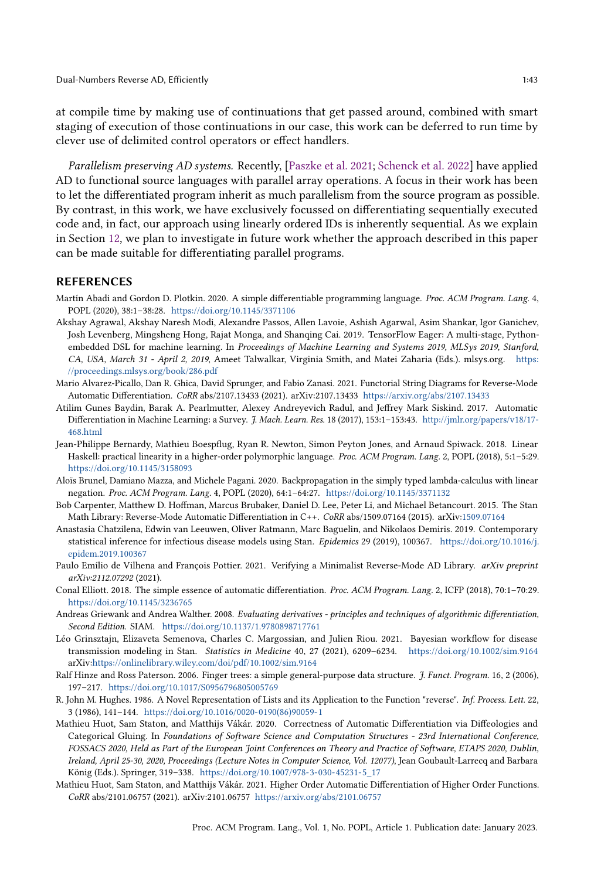at compile time by making use of continuations that get passed around, combined with smart staging of execution of those continuations in our case, this work can be deferred to run time by clever use of delimited control operators or effect handlers.

*Parallelism preserving AD systems.* Recently, [Paszke et al. 2021; Schenck et al. 2022] have applied AD to functional source languages with parallel array operations. A focus in their work has been to let the differentiated program inherit as much parallelism from the source program as possible. By contrast, in this work, we have exclusively focussed on differentiating sequentially executed code and, in fact, our approach using linearly ordered IDs is inherently sequential. As we explain in Section 12, we plan to investigate in future work whether the approach described in this paper can be made suitable for differentiating parallel programs.

## REFERENCES

Martín Abadi and Gordon D. Plotkin. 2020. A simple differentiable programming language. *Proc. ACM Program. Lang.* 4, POPL (2020), 38:1–38:28. https://doi.org/10.1145/3371106

Akshay Agrawal, Akshay Naresh Modi, Alexandre Passos, Allen Lavoie, Ashish Agarwal, Asim Shankar, Igor Ganichev, Josh Levenberg, Mingsheng Hong, Rajat Monga, and Shanqing Cai. 2019. TensorFlow Eager: A multi-stage, Python-embedded DSL for machine learning. In *Proceedings of Machine Learning and Systems 2019, MLSys 2019, Stanford, CA, USA, March 31 - April 2, 2019*, Ameet Talwalkar, Virginia Smith, and Matei Zaharia (Eds.). mlsys.org. https://proceedings.mlsys.org/book/286.pdf

Mario Alvarez-Picallo, Dan R. Ghica, David Sprunger, and Fabio Zanasi. 2021. Functorial String Diagrams for Reverse-Mode Automatic Differentiation. *CoRR* abs/2107.13433 (2021). arXiv:2107.13433 https://arxiv.org/abs/2107.13433

Atilim Gunes Baydin, Barak A. Pearlmutter, Alexey Andreyevich Radul, and Jeffrey Mark Siskind. 2017. Automatic Differentiation in Machine Learning: a Survey. *J. Mach. Learn. Res.* 18 (2017), 153:1–153:43. http://jmlr.org/papers/v18/17-468.html

Jean-Philippe Bernardy, Mathieu Boespflug, Ryan R. Newton, Simon Peyton Jones, and Arnaud Spiwack. 2018. Linear Haskell: practical linearity in a higher-order polymorphic language. *Proc. ACM Program. Lang.* 2, POPL (2018), 5:1–5:29. https://doi.org/10.1145/3158093

Aloïs Brunel, Damiano Mazza, and Michele Pagani. 2020. Backpropagation in the simply typed lambda-calculus with linear negation. *Proc. ACM Program. Lang.* 4, POPL (2020), 64:1–64:27. https://doi.org/10.1145/3371132

Bob Carpenter, Matthew D. Hoffman, Marcus Brubaker, Daniel D. Lee, Peter Li, and Michael Betancourt. 2015. The Stan Math Library: Reverse-Mode Automatic Differentiation in C++. *CoRR* abs/1509.07164 (2015). arXiv:1509.07164

Anastasia Chatzilena, Edwin van Leeuwen, Oliver Ratmann, Marc Baguelin, and Nikolaos Demiris. 2019. Contemporary statistical inference for infectious disease models using Stan. *Epidemics* 29 (2019), 100367. https://doi.org/10.1016/j.epidem.2019.100367

Paulo Emílio de Vilhena and François Pottier. 2021. Verifying a Minimalist Reverse-Mode AD Library. *arXiv preprint arXiv:2112.07292* (2021).

Conal Elliott. 2018. The simple essence of automatic differentiation. *Proc. ACM Program. Lang.* 2, ICFP (2018), 70:1–70:29. https://doi.org/10.1145/3236765

Andreas Griewank and Andrea Walther. 2008. *Evaluating derivatives - principles and techniques of algorithmic differentiation, Second Edition.* SIAM. https://doi.org/10.1137/1.9780898717761

Léo Grinsztajn, Elizaveta Semenova, Charles C. Margossian, and Julien Riou. 2021. Bayesian workflow for disease transmission modeling in Stan. *Statistics in Medicine* 40, 27 (2021), 6209–6234. https://doi.org/10.1002/sim.9164 arXiv:https://onlinelibrary.wiley.com/doi/pdf/10.1002/sim.9164

Ralf Hinze and Ross Paterson. 2006. Finger trees: a simple general-purpose data structure. *J. Funct. Program.* 16, 2 (2006), 197–217. https://doi.org/10.1017/S0956796805005769

R. John M. Hughes. 1986. A Novel Representation of Lists and its Application to the Function "reverse". *Inf. Process. Lett.* 22, 3 (1986), 141–144. https://doi.org/10.1016/0020-0190(86)90059-1

Mathieu Huot, Sam Staton, and Matthijs Vákár. 2020. Correctness of Automatic Differentiation via Diffeologies and Categorical Gluing. In *Foundations of Software Science and Computation Structures - 23rd International Conference, FOSSACS 2020, Held as Part of the European Joint Conferences on Theory and Practice of Software, ETAPS 2020, Dublin, Ireland, April 25-30, 2020, Proceedings (Lecture Notes in Computer Science, Vol. 12077)*, Jean Goubault-Larrecq and Barbara König (Eds.). Springer, 319–338. https://doi.org/10.1007/978-3-030-45231-5_17

Mathieu Huot, Sam Staton, and Matthijs Vákár. 2021. Higher Order Automatic Differentiation of Higher Order Functions. *CoRR* abs/2101.06757 (2021). arXiv:2101.06757 https://arxiv.org/abs/2101.06757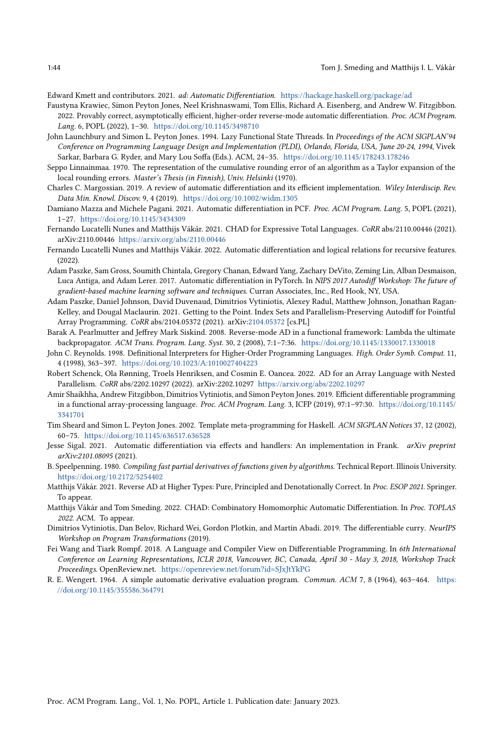Edward Kmett and contributors. 2021. *ad: Automatic Differentiation*. https://hackage.haskell.org/package/ad

Faustyna Krawiec, Simon Peyton Jones, Neel Krishnaswami, Tom Ellis, Richard A. Eisenberg, and Andrew W. Fitzgibbon. 2022. Provably correct, asymptotically efficient, higher-order reverse-mode automatic differentiation. *Proc. ACM Program. Lang.* 6, POPL (2022), 1–30. https://doi.org/10.1145/3498710

John Launchbury and Simon L. Peyton Jones. 1994. Lazy Functional State Threads. In *Proceedings of the ACM SIGPLAN'94 Conference on Programming Language Design and Implementation (PLDI), Orlando, Florida, USA, June 20-24, 1994*, Vivek Sarkar, Barbara G. Ryder, and Mary Lou Soffa (Eds.). ACM, 24–35. https://doi.org/10.1145/178243.178246

Seppo Linnainmaa. 1970. The representation of the cumulative rounding error of an algorithm as a Taylor expansion of the local rounding errors. *Master's Thesis (in Finnish), Univ. Helsinki* (1970).

Charles C. Margossian. 2019. A review of automatic differentiation and its efficient implementation. *Wiley Interdiscip. Rev. Data Min. Knowl. Discov.* 9, 4 (2019). https://doi.org/10.1002/widm.1305

Damiano Mazza and Michele Pagani. 2021. Automatic differentiation in PCF. *Proc. ACM Program. Lang.* 5, POPL (2021), 1–27. https://doi.org/10.1145/3434309

Fernando Lucatelli Nunes and Matthijs Vákár. 2021. CHAD for Expressive Total Languages. *CoRR* abs/2110.00446 (2021). arXiv:2110.00446 https://arxiv.org/abs/2110.00446

Fernando Lucatelli Nunes and Matthijs Vákár. 2022. Automatic differentiation and logical relations for recursive features. (2022).

Adam Paszke, Sam Gross, Soumith Chintala, Gregory Chanan, Edward Yang, Zachary DeVito, Zeming Lin, Alban Desmaison, Luca Antiga, and Adam Lerer. 2017. Automatic differentiation in PyTorch. In *NIPS 2017 Autodiff Workshop: The future of gradient-based machine learning software and techniques*. Curran Associates, Inc., Red Hook, NY, USA.

Adam Paszke, Daniel Johnson, David Duvenaud, Dimitrios Vytiniotis, Alexey Radul, Matthew Johnson, Jonathan Ragan-Kelley, and Dougal Maclaurin. 2021. Getting to the Point. Index Sets and Parallelism-Preserving Autodiff for Pointful Array Programming. *CoRR* abs/2104.05372 (2021). arXiv:2104.05372 [cs.PL]

Barak A. Pearlmutter and Jeffrey Mark Siskind. 2008. Reverse-mode AD in a functional framework: Lambda the ultimate backpropagator. *ACM Trans. Program. Lang. Syst.* 30, 2 (2008), 7:1–7:36. https://doi.org/10.1145/1330017.1330018

John C. Reynolds. 1998. Definitional Interpreters for Higher-Order Programming Languages. *High. Order Symb. Comput.* 11, 4 (1998), 363–397. https://doi.org/10.1023/A:1010027404223

Robert Schenck, Ola Rønning, Troels Henriksen, and Cosmin E. Oancea. 2022. AD for an Array Language with Nested Parallelism. *CoRR* abs/2202.10297 (2022). arXiv:2202.10297 https://arxiv.org/abs/2202.10297

Amir Shaikhha, Andrew Fitzgibbon, Dimitrios Vytiniotis, and Simon Peyton Jones. 2019. Efficient differentiable programming in a functional array-processing language. *Proc. ACM Program. Lang.* 3, ICFP (2019), 97:1–97:30. https://doi.org/10.1145/3341701

Tim Sheard and Simon L. Peyton Jones. 2002. Template meta-programming for Haskell. *ACM SIGPLAN Notices* 37, 12 (2002), 60–75. https://doi.org/10.1145/636517.636528

Jesse Sigal. 2021. Automatic differentiation via effects and handlers: An implementation in Frank. *arXiv preprint arXiv:2101.08095* (2021).

B. Speelpenning. 1980. *Compiling fast partial derivatives of functions given by algorithms*. Technical Report. Illinois University. https://doi.org/10.2172/5254402

Matthijs Vákár. 2021. Reverse AD at Higher Types: Pure, Principled and Denotationally Correct. In *Proc. ESOP 2021*. Springer. To appear.

Matthijs Vákár and Tom Smeding. 2022. CHAD: Combinatory Homomorphic Automatic Differentiation. In *Proc. TOPLAS 2022*. ACM. To appear.

Dimitrios Vytiniotis, Dan Belov, Richard Wei, Gordon Plotkin, and Martin Abadi. 2019. The differentiable curry. *NeurIPS Workshop on Program Transformations* (2019).

Fei Wang and Tiark Rompf. 2018. A Language and Compiler View on Differentiable Programming. In *6th International Conference on Learning Representations, ICLR 2018, Vancouver, BC, Canada, April 30 - May 3, 2018, Workshop Track Proceedings*. OpenReview.net. https://openreview.net/forum?id=SJxJtYkPG

R. E. Wengert. 1964. A simple automatic derivative evaluation program. *Commun. ACM* 7, 8 (1964), 463–464. https://doi.org/10.1145/355586.364791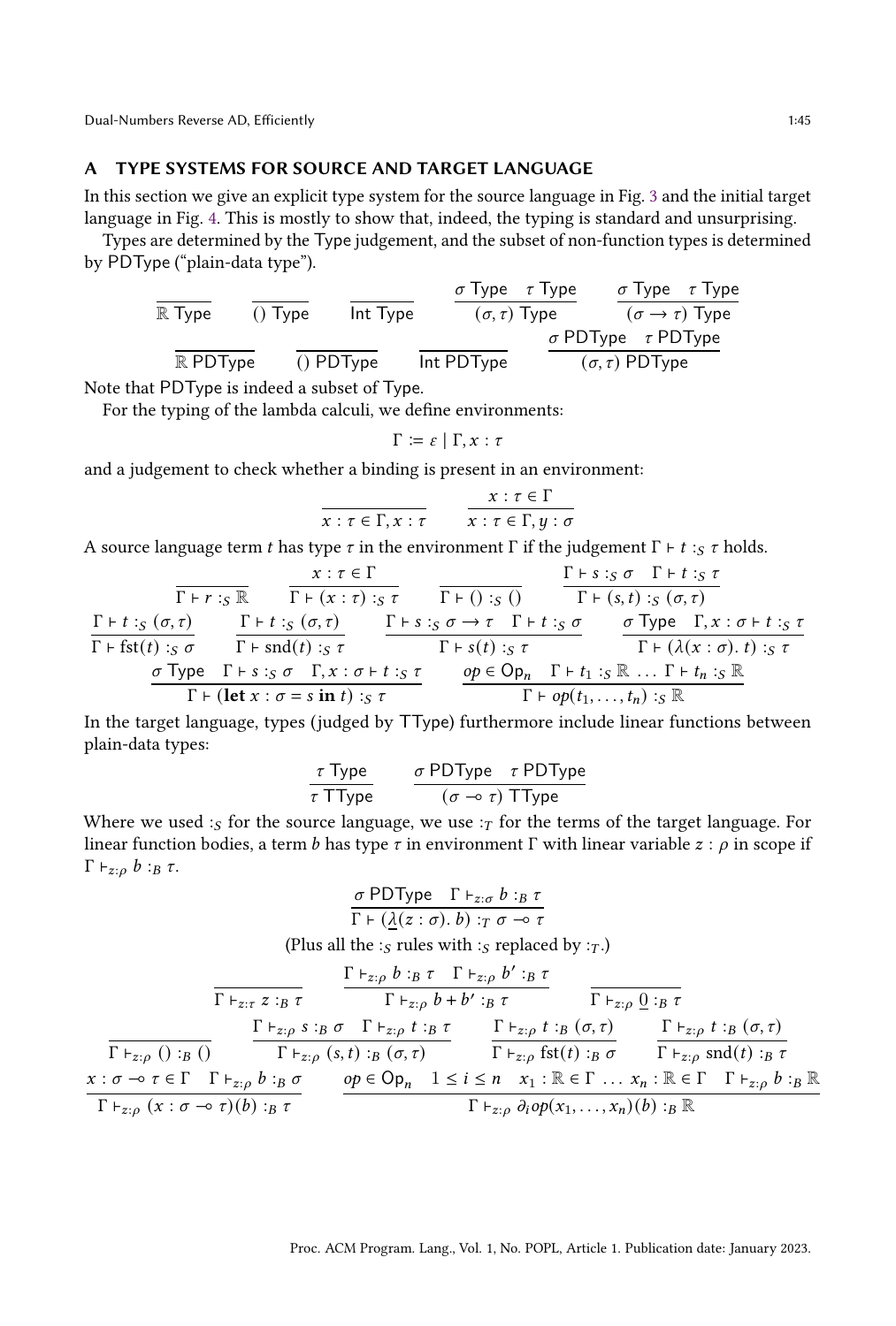## A TYPE SYSTEMS FOR SOURCE AND TARGET LANGUAGE

In this section we give an explicit type system for the source language in Fig. 3 and the initial target language in Fig. 4. This is mostly to show that, indeed, the typing is standard and unsurprising.

Types are determined by the Type judgement, and the subset of non-function types is determined by PDType ("plain-data type").

$$\frac{}{\mathbb{R}\ \mathsf{Type}} \qquad \frac{}{()\ \mathsf{Type}} \qquad \frac{}{\mathsf{Int}\ \mathsf{Type}} \qquad \frac{\sigma\ \mathsf{Type} \quad \tau\ \mathsf{Type}}{(\sigma, \tau)\ \mathsf{Type}} \qquad \frac{\sigma\ \mathsf{Type} \quad \tau\ \mathsf{Type}}{(\sigma \to \tau)\ \mathsf{Type}}$$

$$\frac{}{\mathbb{R}\ \mathsf{PDType}} \qquad \frac{}{()\ \mathsf{PDType}} \qquad \frac{}{\mathsf{Int}\ \mathsf{PDType}} \qquad \frac{\sigma\ \mathsf{PDType} \quad \tau\ \mathsf{PDType}}{(\sigma, \tau)\ \mathsf{PDType}}$$

Note that PDType is indeed a subset of Type.

For the typing of the lambda calculi, we define environments:

$$\Gamma \coloneqq \varepsilon \mid \Gamma, x : \tau$$

and a judgement to check whether a binding is present in an environment:

$$\frac{}{x : \tau \in \Gamma, x : \tau} \qquad \frac{x : \tau \in \Gamma}{x : \tau \in \Gamma, y : \sigma}$$

A source language term $t$ has type $\tau$ in the environment $\Gamma$ if the judgement $\Gamma \vdash t :_S \tau$ holds.

$$\frac{}{\Gamma \vdash r :_S \mathbb{R}} \qquad \frac{x : \tau \in \Gamma}{\Gamma \vdash (x : \tau) :_S \tau} \qquad \frac{}{\Gamma \vdash () :_S ()} \qquad \frac{\Gamma \vdash s :_S \sigma \quad \Gamma \vdash t :_S \tau}{\Gamma \vdash (s, t) :_S (\sigma, \tau)}$$

$$\frac{\Gamma \vdash t :_S (\sigma, \tau)}{\Gamma \vdash \mathrm{fst}(t) :_S \sigma} \qquad \frac{\Gamma \vdash t :_S (\sigma, \tau)}{\Gamma \vdash \mathrm{snd}(t) :_S \tau} \qquad \frac{\Gamma \vdash s :_S \sigma \to \tau \quad \Gamma \vdash t :_S \sigma}{\Gamma \vdash s(t) :_S \tau} \qquad \frac{\sigma\ \mathsf{Type} \quad \Gamma, x : \sigma \vdash t :_S \tau}{\Gamma \vdash (\lambda(x : \sigma).\ t) :_S \tau}$$

$$\frac{\sigma\ \mathsf{Type} \quad \Gamma \vdash s :_S \sigma \quad \Gamma, x : \sigma \vdash t :_S \tau}{\Gamma \vdash (\mathbf{let}\ x : \sigma = s\ \mathbf{in}\ t) :_S \tau} \qquad \frac{op \in \mathsf{Op}_n \quad \Gamma \vdash t_1 :_S \mathbb{R}\ \ldots\ \Gamma \vdash t_n :_S \mathbb{R}}{\Gamma \vdash op(t_1, \ldots, t_n) :_S \mathbb{R}}$$

In the target language, types (judged by TType) furthermore include linear functions between plain-data types:

$$\frac{\tau\ \mathsf{Type}}{\tau\ \mathsf{TType}} \qquad \frac{\sigma\ \mathsf{PDType} \quad \tau\ \mathsf{PDType}}{(\sigma \multimap \tau)\ \mathsf{TType}}$$

Where we used $:_S$ for the source language, we use $:_T$ for the terms of the target language. For linear function bodies, a term $b$ has type $\tau$ in environment $\Gamma$ with linear variable $z : \rho$ in scope if $\Gamma \vdash_{z:\rho} b :_B \tau$.

$$\frac{\sigma\ \mathsf{PDType} \quad \Gamma \vdash_{z:\sigma} b :_B \tau}{\Gamma \vdash (\underline{\lambda}(z : \sigma).\ b) :_T \sigma \multimap \tau}$$

(Plus all the $:_S$ rules with $:_S$ replaced by $:_T$.)

$$\frac{}{\Gamma \vdash_{z:\tau} z :_B \tau} \qquad \frac{\Gamma \vdash_{z:\rho} b :_B \tau \quad \Gamma \vdash_{z:\rho} b' :_B \tau}{\Gamma \vdash_{z:\rho} b + b' :_B \tau} \qquad \frac{}{\Gamma \vdash_{z:\rho} \underline{0} :_B \tau}$$

$$\frac{}{\Gamma \vdash_{z:\rho} () :_B ()} \qquad \frac{\Gamma \vdash_{z:\rho} s :_B \sigma \quad \Gamma \vdash_{z:\rho} t :_B \tau}{\Gamma \vdash_{z:\rho} (s, t) :_B (\sigma, \tau)} \qquad \frac{\Gamma \vdash_{z:\rho} t :_B (\sigma, \tau)}{\Gamma \vdash_{z:\rho} \mathrm{fst}(t) :_B \sigma} \qquad \frac{\Gamma \vdash_{z:\rho} t :_B (\sigma, \tau)}{\Gamma \vdash_{z:\rho} \mathrm{snd}(t) :_B \tau}$$

$$\frac{x : \sigma \multimap \tau \in \Gamma \quad \Gamma \vdash_{z:\rho} b :_B \sigma}{\Gamma \vdash_{z:\rho} (x : \sigma \multimap \tau)(b) :_B \tau} \qquad \frac{op \in \mathsf{Op}_n \quad 1 \leq i \leq n \quad x_1 : \mathbb{R} \in \Gamma\ \ldots\ x_n : \mathbb{R} \in \Gamma \quad \Gamma \vdash_{z:\rho} b :_B \mathbb{R}}{\Gamma \vdash_{z:\rho} \partial_i op(x_1, \ldots, x_n)(b) :_B \mathbb{R}}$$